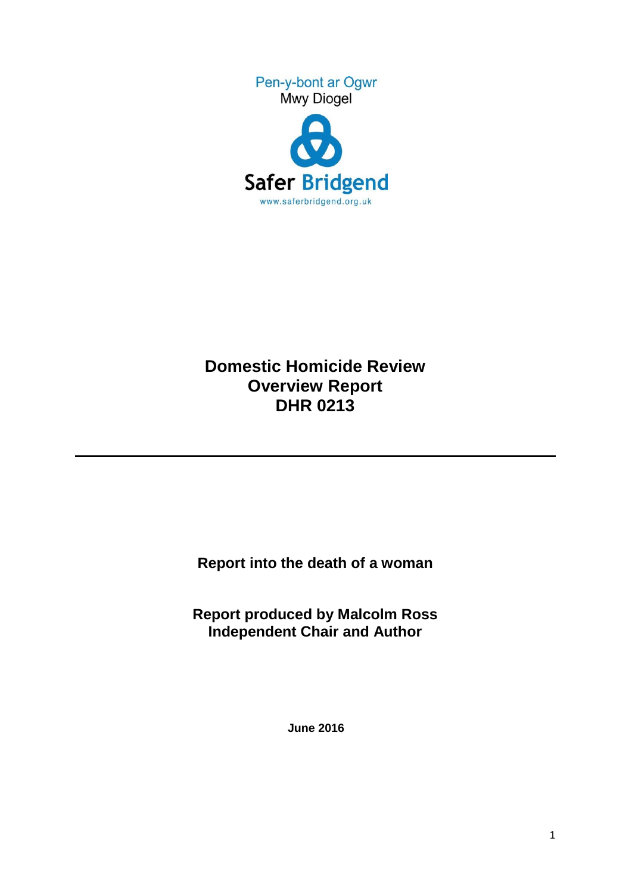Pen-y-bont ar Ogwr
Mwy Diogel

Safer Bridgend
www.saferbridgend.org.uk

# Domestic Homicide Review Overview Report DHR 0213

---

**Report into the death of a woman**

**Report produced by Malcolm Ross**
**Independent Chair and Author**

**June 2016**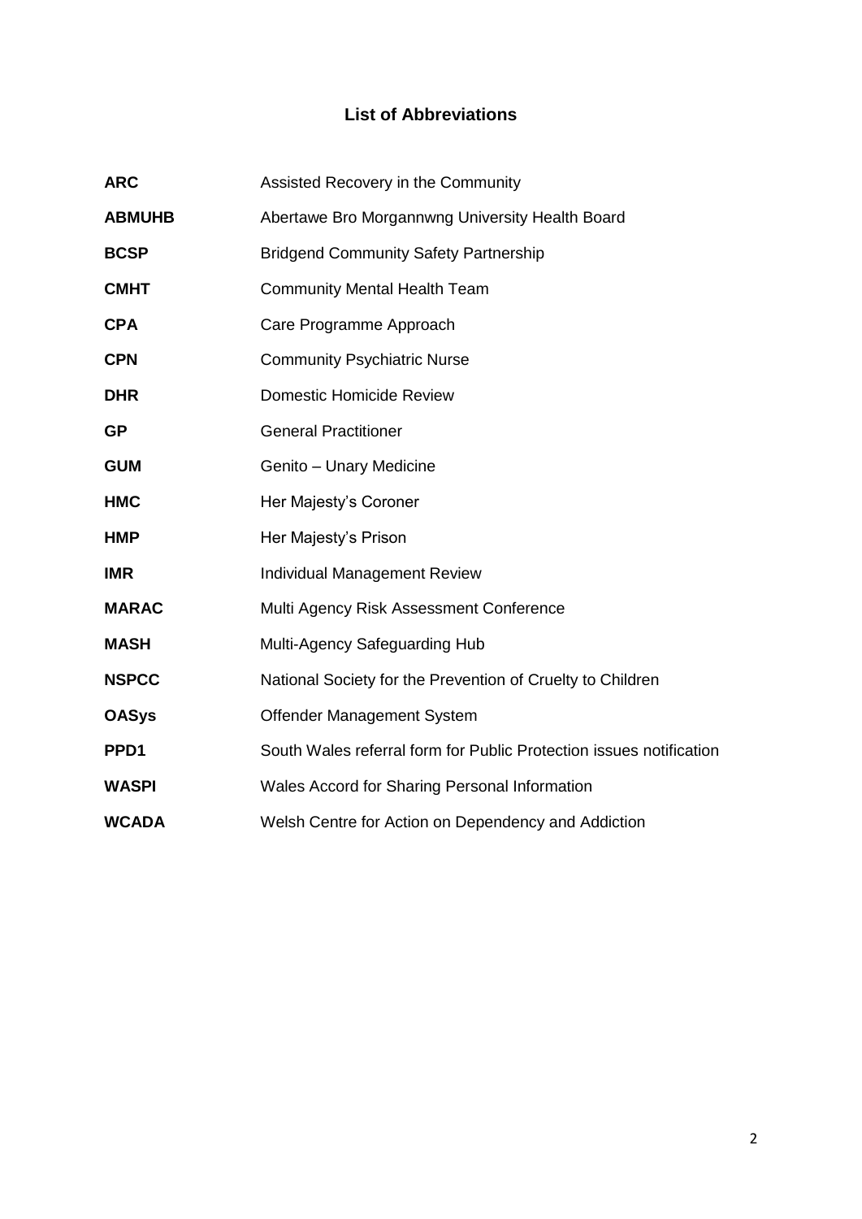## List of Abbreviations

| | |
|---|---|
| **ARC** | Assisted Recovery in the Community |
| **ABMUHB** | Abertawe Bro Morgannwng University Health Board |
| **BCSP** | Bridgend Community Safety Partnership |
| **CMHT** | Community Mental Health Team |
| **CPA** | Care Programme Approach |
| **CPN** | Community Psychiatric Nurse |
| **DHR** | Domestic Homicide Review |
| **GP** | General Practitioner |
| **GUM** | Genito – Unary Medicine |
| **HMC** | Her Majesty's Coroner |
| **HMP** | Her Majesty's Prison |
| **IMR** | Individual Management Review |
| **MARAC** | Multi Agency Risk Assessment Conference |
| **MASH** | Multi-Agency Safeguarding Hub |
| **NSPCC** | National Society for the Prevention of Cruelty to Children |
| **OASys** | Offender Management System |
| **PPD1** | South Wales referral form for Public Protection issues notification |
| **WASPI** | Wales Accord for Sharing Personal Information |
| **WCADA** | Welsh Centre for Action on Dependency and Addiction |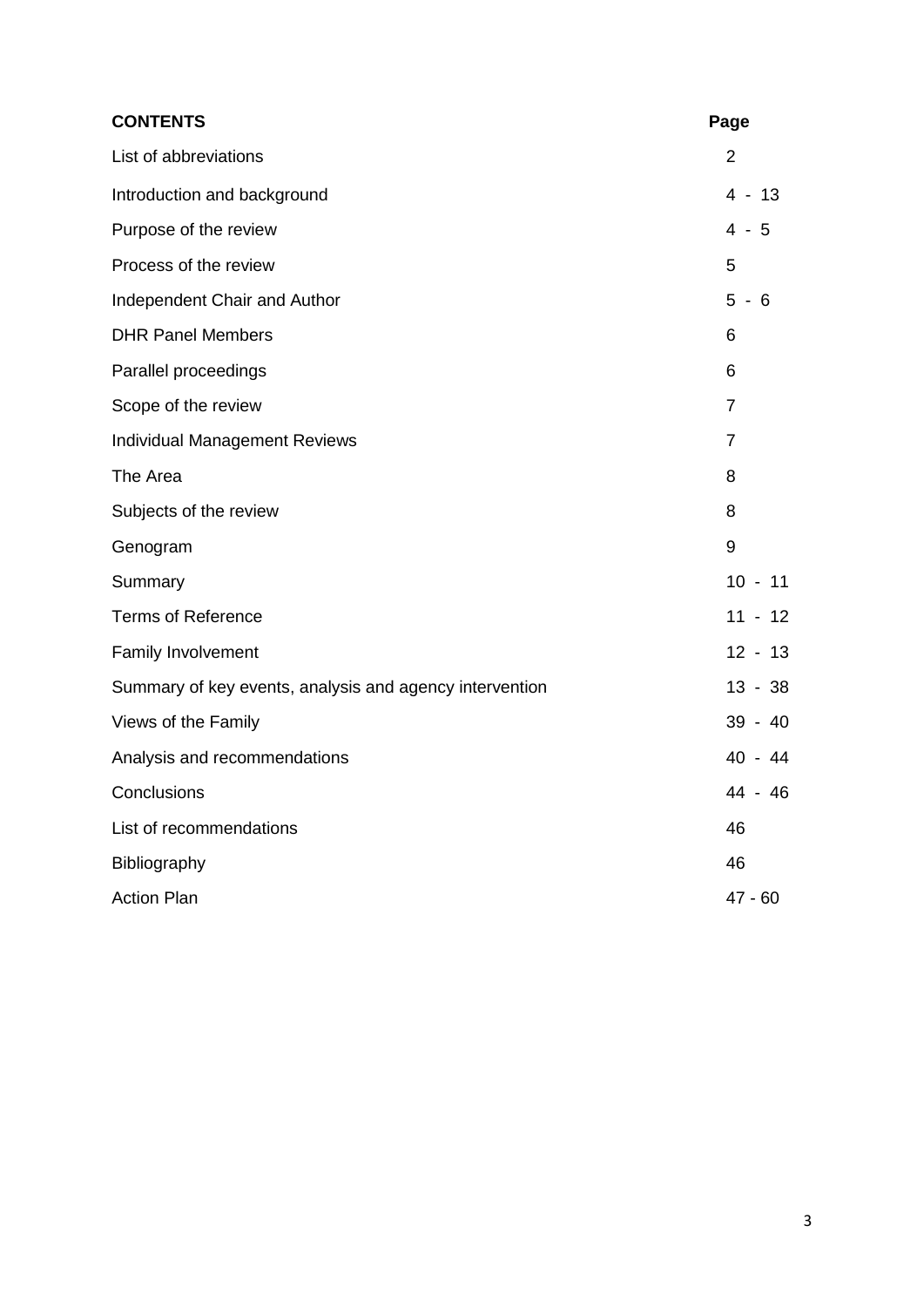| **CONTENTS** | **Page** |
|---|---|
| List of abbreviations | 2 |
| Introduction and background | 4 - 13 |
| Purpose of the review | 4 - 5 |
| Process of the review | 5 |
| Independent Chair and Author | 5 - 6 |
| DHR Panel Members | 6 |
| Parallel proceedings | 6 |
| Scope of the review | 7 |
| Individual Management Reviews | 7 |
| The Area | 8 |
| Subjects of the review | 8 |
| Genogram | 9 |
| Summary | 10 - 11 |
| Terms of Reference | 11 - 12 |
| Family Involvement | 12 - 13 |
| Summary of key events, analysis and agency intervention | 13 - 38 |
| Views of the Family | 39 - 40 |
| Analysis and recommendations | 40 - 44 |
| Conclusions | 44 - 46 |
| List of recommendations | 46 |
| Bibliography | 46 |
| Action Plan | 47 - 60 |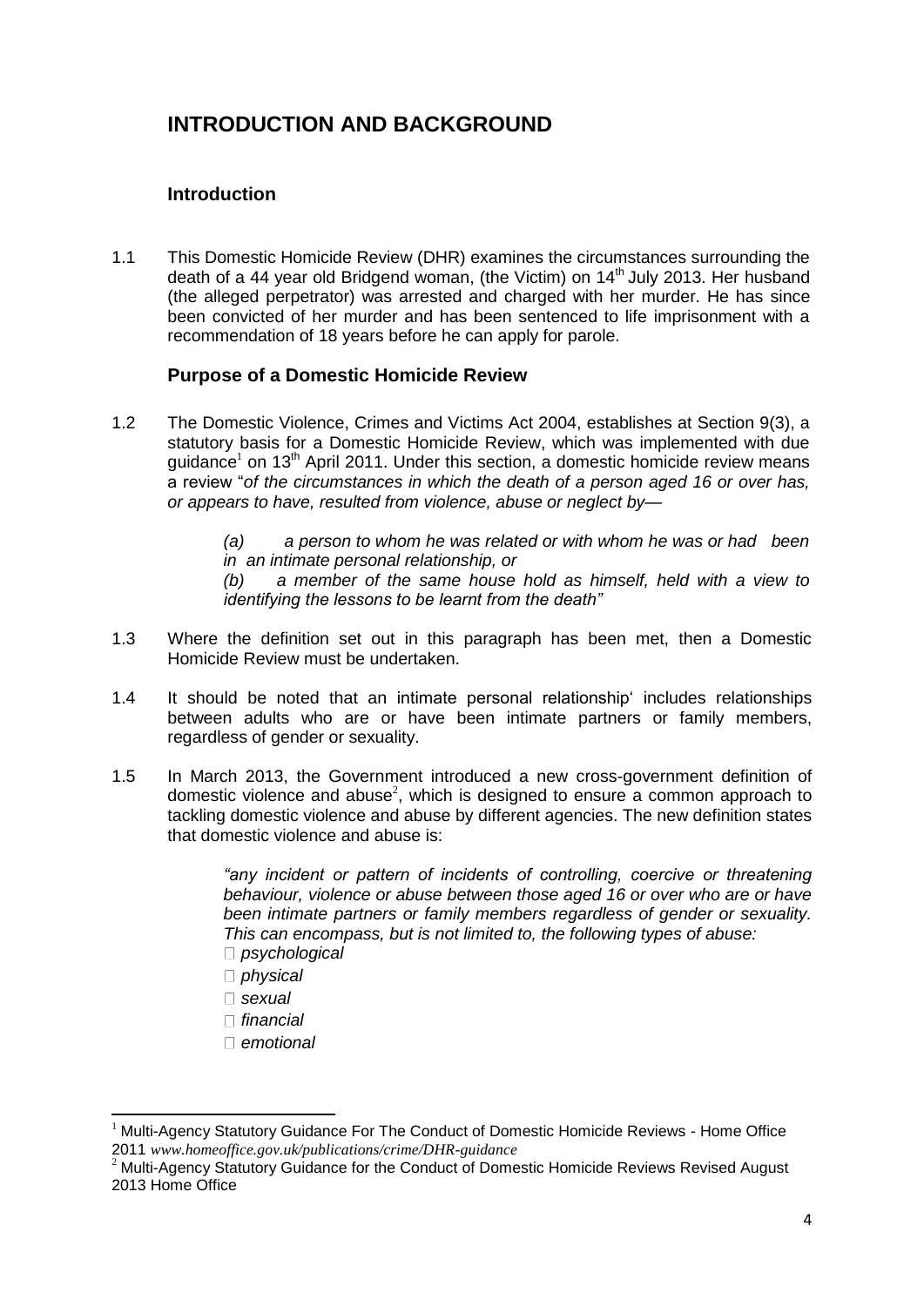# INTRODUCTION AND BACKGROUND

## Introduction

1.1 This Domestic Homicide Review (DHR) examines the circumstances surrounding the death of a 44 year old Bridgend woman, (the Victim) on 14th July 2013. Her husband (the alleged perpetrator) was arrested and charged with her murder. He has since been convicted of her murder and has been sentenced to life imprisonment with a recommendation of 18 years before he can apply for parole.

## Purpose of a Domestic Homicide Review

1.2 The Domestic Violence, Crimes and Victims Act 2004, establishes at Section 9(3), a statutory basis for a Domestic Homicide Review, which was implemented with due guidance[1] on 13th April 2011. Under this section, a domestic homicide review means a review "*of the circumstances in which the death of a person aged 16 or over has, or appears to have, resulted from violence, abuse or neglect by—*

> *(a) a person to whom he was related or with whom he was or had been in an intimate personal relationship, or*
> *(b) a member of the same house hold as himself, held with a view to identifying the lessons to be learnt from the death"*

1.3 Where the definition set out in this paragraph has been met, then a Domestic Homicide Review must be undertaken.

1.4 It should be noted that an intimate personal relationship' includes relationships between adults who are or have been intimate partners or family members, regardless of gender or sexuality.

1.5 In March 2013, the Government introduced a new cross-government definition of domestic violence and abuse[2], which is designed to ensure a common approach to tackling domestic violence and abuse by different agencies. The new definition states that domestic violence and abuse is:

> *"any incident or pattern of incidents of controlling, coercive or threatening behaviour, violence or abuse between those aged 16 or over who are or have been intimate partners or family members regardless of gender or sexuality. This can encompass, but is not limited to, the following types of abuse:*
> - *psychological*
> - *physical*
> - *sexual*
> - *financial*
> - *emotional*

---

[1] Multi-Agency Statutory Guidance For The Conduct of Domestic Homicide Reviews - Home Office 2011 *www.homeoffice.gov.uk/publications/crime/DHR-guidance*

[2] Multi-Agency Statutory Guidance for the Conduct of Domestic Homicide Reviews Revised August 2013 Home Office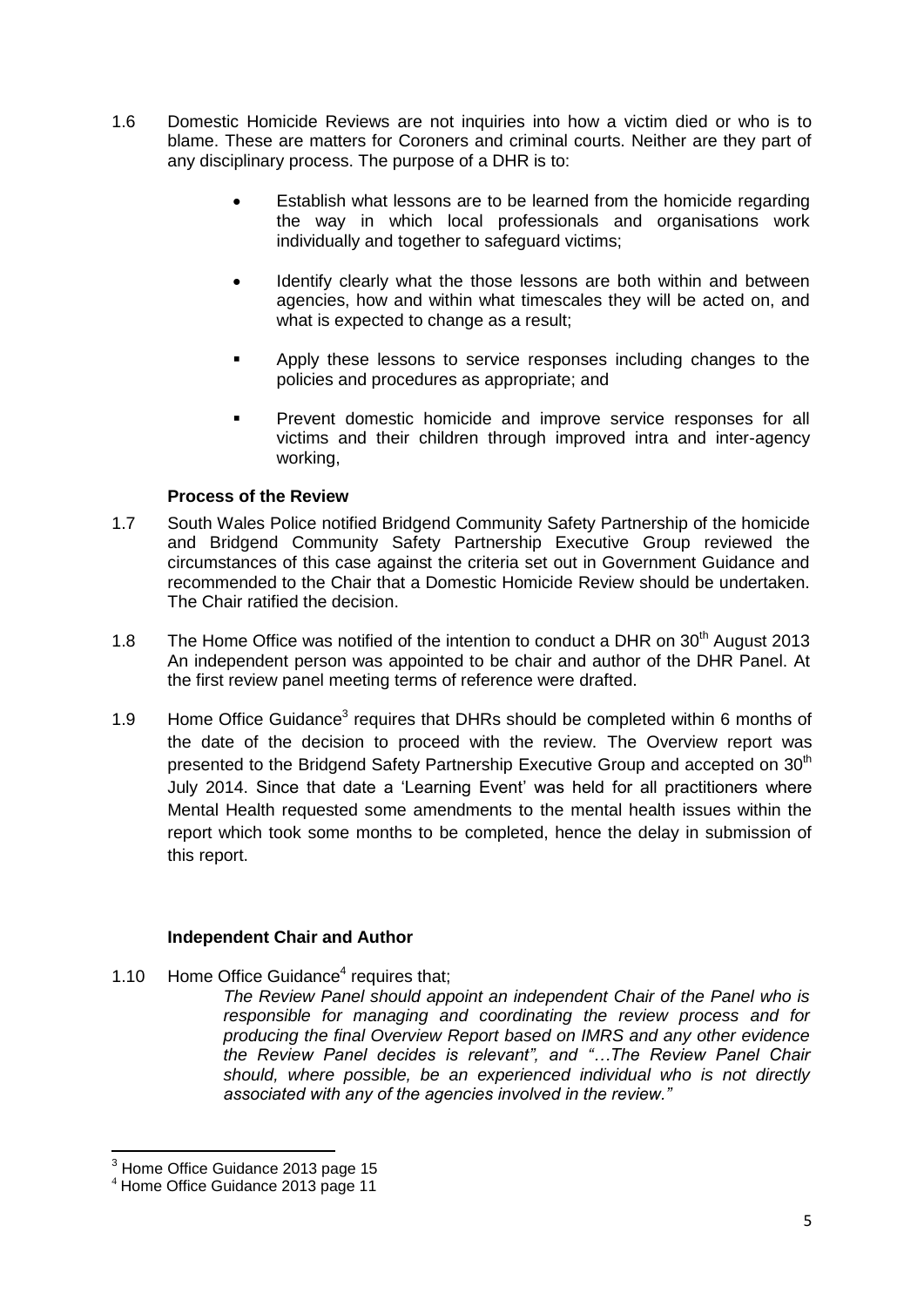1.6 Domestic Homicide Reviews are not inquiries into how a victim died or who is to blame. These are matters for Coroners and criminal courts. Neither are they part of any disciplinary process. The purpose of a DHR is to:

- Establish what lessons are to be learned from the homicide regarding the way in which local professionals and organisations work individually and together to safeguard victims;
- Identify clearly what the those lessons are both within and between agencies, how and within what timescales they will be acted on, and what is expected to change as a result;
- Apply these lessons to service responses including changes to the policies and procedures as appropriate; and
- Prevent domestic homicide and improve service responses for all victims and their children through improved intra and inter-agency working,

**Process of the Review**

1.7 South Wales Police notified Bridgend Community Safety Partnership of the homicide and Bridgend Community Safety Partnership Executive Group reviewed the circumstances of this case against the criteria set out in Government Guidance and recommended to the Chair that a Domestic Homicide Review should be undertaken. The Chair ratified the decision.

1.8 The Home Office was notified of the intention to conduct a DHR on 30th August 2013 An independent person was appointed to be chair and author of the DHR Panel. At the first review panel meeting terms of reference were drafted.

1.9 Home Office Guidance[3] requires that DHRs should be completed within 6 months of the date of the decision to proceed with the review. The Overview report was presented to the Bridgend Safety Partnership Executive Group and accepted on 30th July 2014. Since that date a 'Learning Event' was held for all practitioners where Mental Health requested some amendments to the mental health issues within the report which took some months to be completed, hence the delay in submission of this report.

**Independent Chair and Author**

1.10 Home Office Guidance[4] requires that;

*The Review Panel should appoint an independent Chair of the Panel who is responsible for managing and coordinating the review process and for producing the final Overview Report based on IMRS and any other evidence the Review Panel decides is relevant", and "…The Review Panel Chair should, where possible, be an experienced individual who is not directly associated with any of the agencies involved in the review."*

[3] Home Office Guidance 2013 page 15

[4] Home Office Guidance 2013 page 11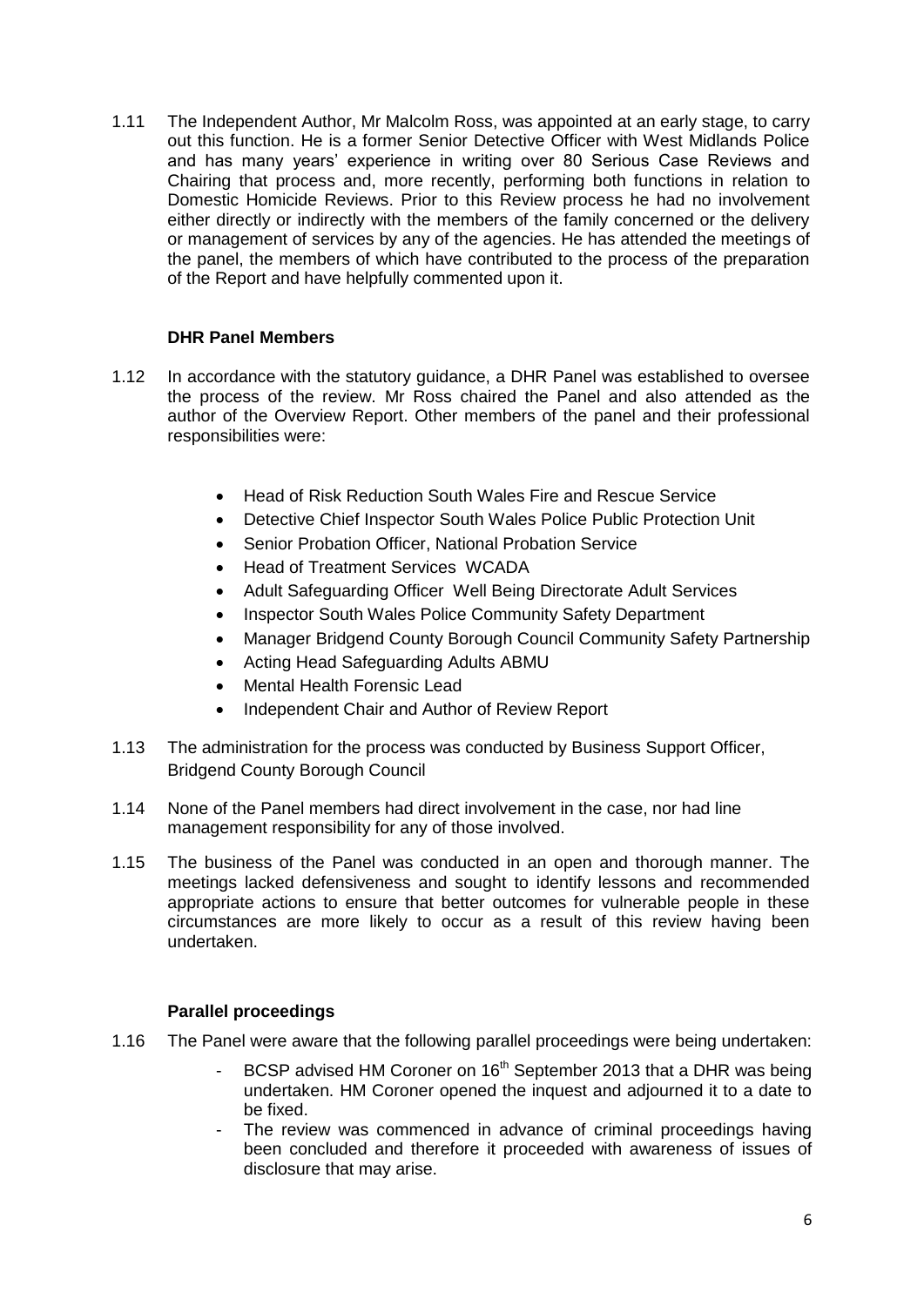1.11 The Independent Author, Mr Malcolm Ross, was appointed at an early stage, to carry out this function. He is a former Senior Detective Officer with West Midlands Police and has many years' experience in writing over 80 Serious Case Reviews and Chairing that process and, more recently, performing both functions in relation to Domestic Homicide Reviews. Prior to this Review process he had no involvement either directly or indirectly with the members of the family concerned or the delivery or management of services by any of the agencies. He has attended the meetings of the panel, the members of which have contributed to the process of the preparation of the Report and have helpfully commented upon it.

### DHR Panel Members

1.12 In accordance with the statutory guidance, a DHR Panel was established to oversee the process of the review. Mr Ross chaired the Panel and also attended as the author of the Overview Report. Other members of the panel and their professional responsibilities were:

- Head of Risk Reduction South Wales Fire and Rescue Service
- Detective Chief Inspector South Wales Police Public Protection Unit
- Senior Probation Officer, National Probation Service
- Head of Treatment Services WCADA
- Adult Safeguarding Officer Well Being Directorate Adult Services
- Inspector South Wales Police Community Safety Department
- Manager Bridgend County Borough Council Community Safety Partnership
- Acting Head Safeguarding Adults ABMU
- Mental Health Forensic Lead
- Independent Chair and Author of Review Report

1.13 The administration for the process was conducted by Business Support Officer, Bridgend County Borough Council

1.14 None of the Panel members had direct involvement in the case, nor had line management responsibility for any of those involved.

1.15 The business of the Panel was conducted in an open and thorough manner. The meetings lacked defensiveness and sought to identify lessons and recommended appropriate actions to ensure that better outcomes for vulnerable people in these circumstances are more likely to occur as a result of this review having been undertaken.

### Parallel proceedings

1.16 The Panel were aware that the following parallel proceedings were being undertaken:

- BCSP advised HM Coroner on 16th September 2013 that a DHR was being undertaken. HM Coroner opened the inquest and adjourned it to a date to be fixed.
- The review was commenced in advance of criminal proceedings having been concluded and therefore it proceeded with awareness of issues of disclosure that may arise.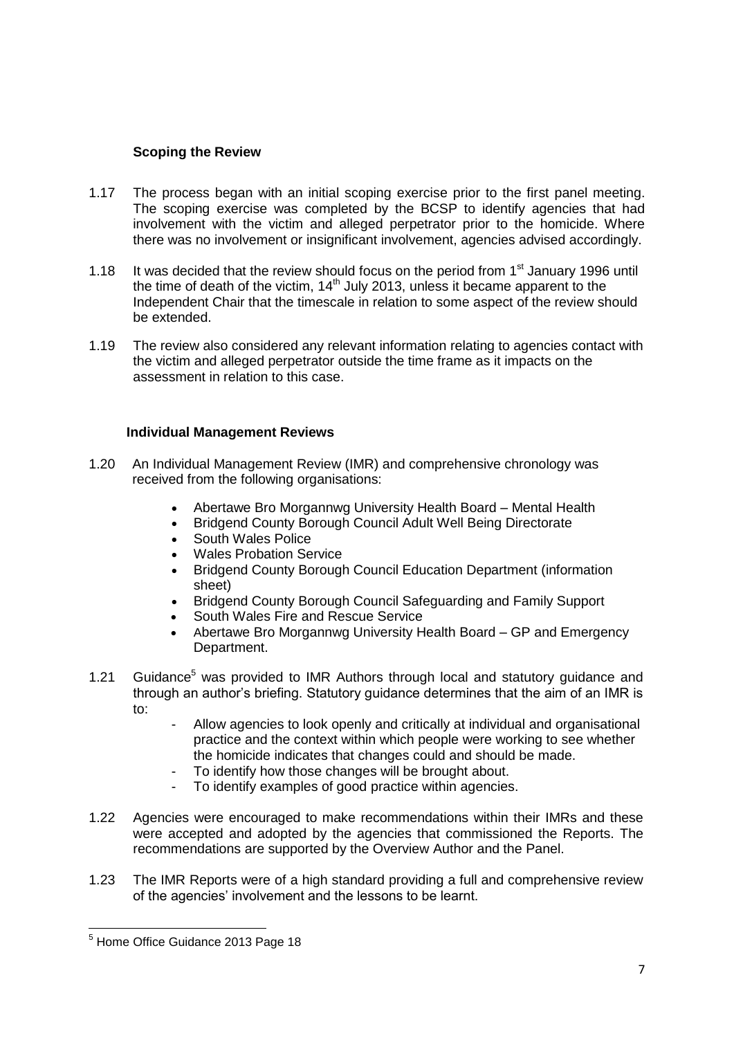### Scoping the Review

1.17 The process began with an initial scoping exercise prior to the first panel meeting. The scoping exercise was completed by the BCSP to identify agencies that had involvement with the victim and alleged perpetrator prior to the homicide. Where there was no involvement or insignificant involvement, agencies advised accordingly.

1.18 It was decided that the review should focus on the period from 1st January 1996 until the time of death of the victim, 14th July 2013, unless it became apparent to the Independent Chair that the timescale in relation to some aspect of the review should be extended.

1.19 The review also considered any relevant information relating to agencies contact with the victim and alleged perpetrator outside the time frame as it impacts on the assessment in relation to this case.

### Individual Management Reviews

1.20 An Individual Management Review (IMR) and comprehensive chronology was received from the following organisations:

- Abertawe Bro Morgannwg University Health Board – Mental Health
- Bridgend County Borough Council Adult Well Being Directorate
- South Wales Police
- Wales Probation Service
- Bridgend County Borough Council Education Department (information sheet)
- Bridgend County Borough Council Safeguarding and Family Support
- South Wales Fire and Rescue Service
- Abertawe Bro Morgannwg University Health Board – GP and Emergency Department.

1.21 Guidance[5] was provided to IMR Authors through local and statutory guidance and through an author's briefing. Statutory guidance determines that the aim of an IMR is to:

- Allow agencies to look openly and critically at individual and organisational practice and the context within which people were working to see whether the homicide indicates that changes could and should be made.
- To identify how those changes will be brought about.
- To identify examples of good practice within agencies.

1.22 Agencies were encouraged to make recommendations within their IMRs and these were accepted and adopted by the agencies that commissioned the Reports. The recommendations are supported by the Overview Author and the Panel.

1.23 The IMR Reports were of a high standard providing a full and comprehensive review of the agencies' involvement and the lessons to be learnt.

[5] Home Office Guidance 2013 Page 18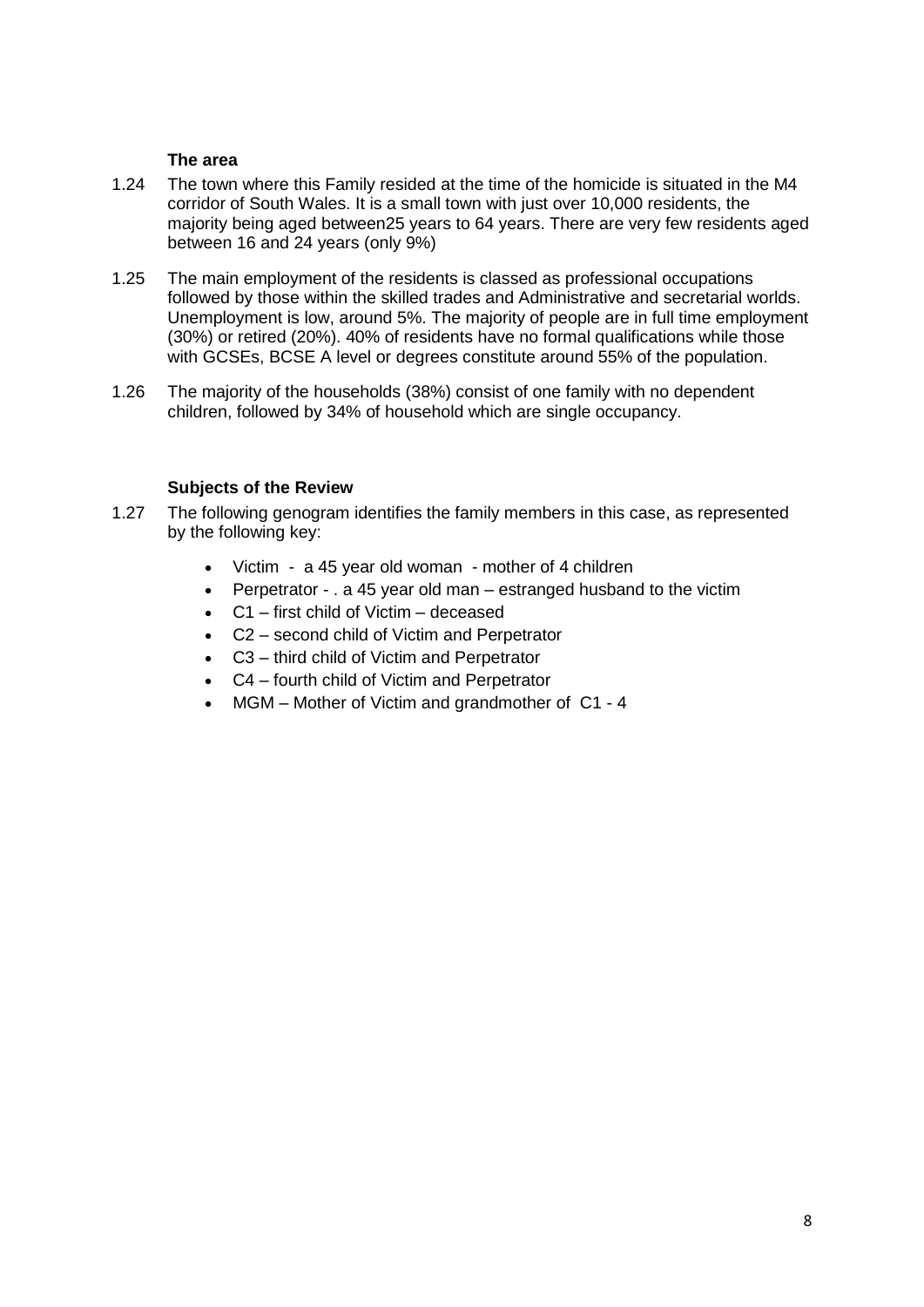### The area

1.24 The town where this Family resided at the time of the homicide is situated in the M4 corridor of South Wales. It is a small town with just over 10,000 residents, the majority being aged between25 years to 64 years. There are very few residents aged between 16 and 24 years (only 9%)

1.25 The main employment of the residents is classed as professional occupations followed by those within the skilled trades and Administrative and secretarial worlds. Unemployment is low, around 5%. The majority of people are in full time employment (30%) or retired (20%). 40% of residents have no formal qualifications while those with GCSEs, BCSE A level or degrees constitute around 55% of the population.

1.26 The majority of the households (38%) consist of one family with no dependent children, followed by 34% of household which are single occupancy.

### Subjects of the Review

1.27 The following genogram identifies the family members in this case, as represented by the following key:

- Victim - a 45 year old woman - mother of 4 children
- Perpetrator - . a 45 year old man – estranged husband to the victim
- C1 – first child of Victim – deceased
- C2 – second child of Victim and Perpetrator
- C3 – third child of Victim and Perpetrator
- C4 – fourth child of Victim and Perpetrator
- MGM – Mother of Victim and grandmother of C1 - 4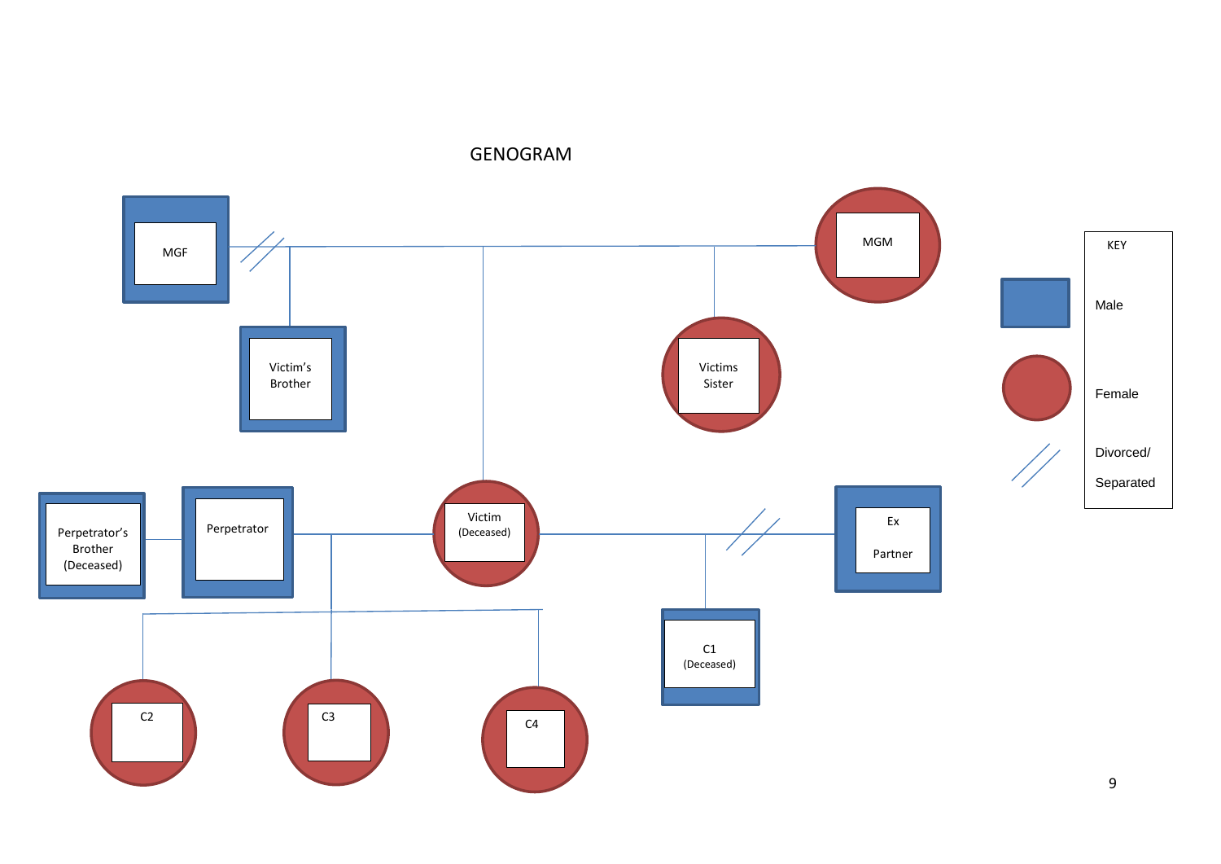# GENOGRAM

MGF

MGM

Victim's Brother

Victims Sister

Perpetrator's Brother (Deceased)

Perpetrator

Victim (Deceased)

Ex Partner

C1 (Deceased)

C2

C3

C4

KEY

Male

Female

Divorced/ Separated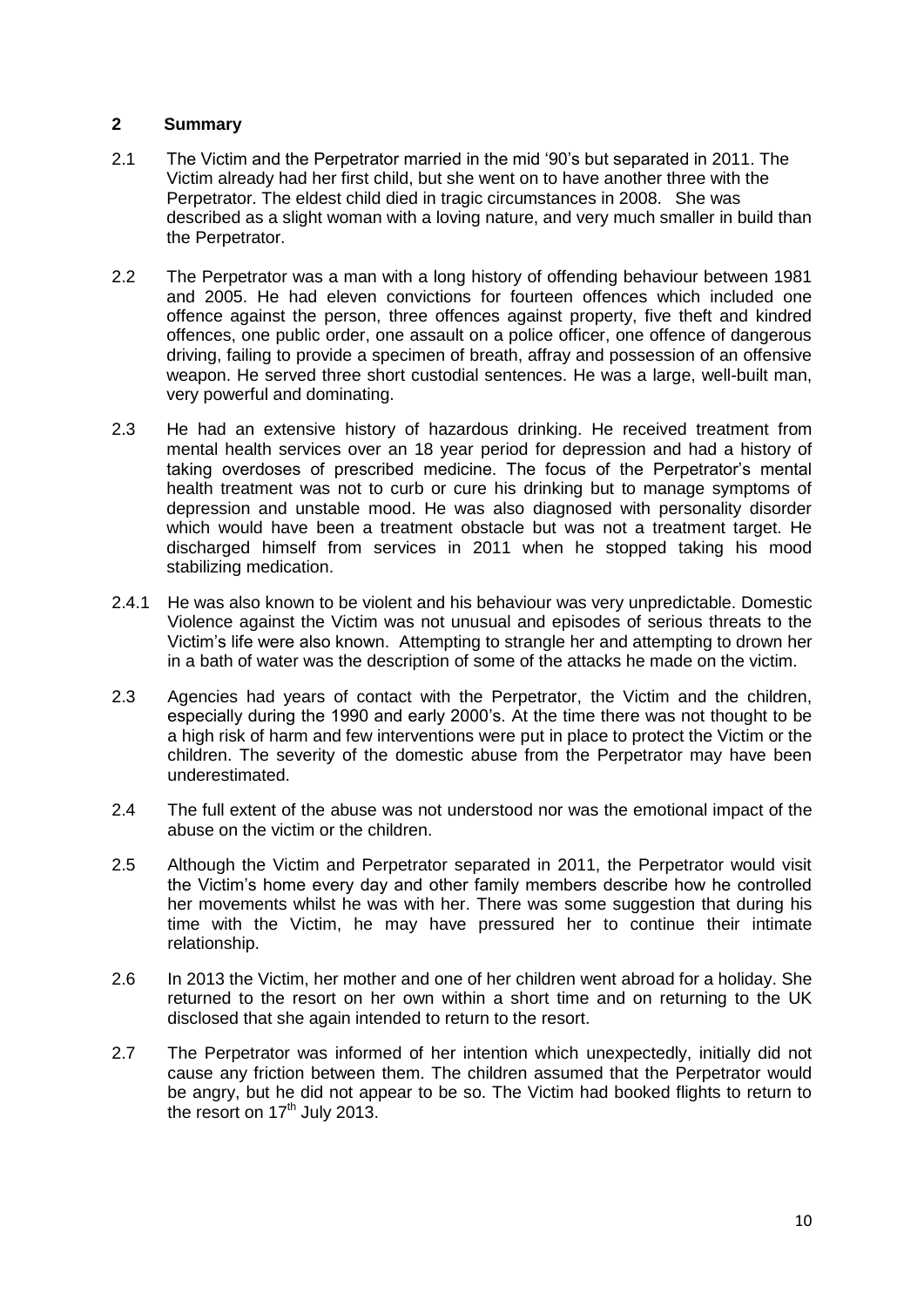## 2 Summary

2.1 The Victim and the Perpetrator married in the mid '90's but separated in 2011. The Victim already had her first child, but she went on to have another three with the Perpetrator. The eldest child died in tragic circumstances in 2008. She was described as a slight woman with a loving nature, and very much smaller in build than the Perpetrator.

2.2 The Perpetrator was a man with a long history of offending behaviour between 1981 and 2005. He had eleven convictions for fourteen offences which included one offence against the person, three offences against property, five theft and kindred offences, one public order, one assault on a police officer, one offence of dangerous driving, failing to provide a specimen of breath, affray and possession of an offensive weapon. He served three short custodial sentences. He was a large, well-built man, very powerful and dominating.

2.3 He had an extensive history of hazardous drinking. He received treatment from mental health services over an 18 year period for depression and had a history of taking overdoses of prescribed medicine. The focus of the Perpetrator's mental health treatment was not to curb or cure his drinking but to manage symptoms of depression and unstable mood. He was also diagnosed with personality disorder which would have been a treatment obstacle but was not a treatment target. He discharged himself from services in 2011 when he stopped taking his mood stabilizing medication.

2.4.1 He was also known to be violent and his behaviour was very unpredictable. Domestic Violence against the Victim was not unusual and episodes of serious threats to the Victim's life were also known. Attempting to strangle her and attempting to drown her in a bath of water was the description of some of the attacks he made on the victim.

2.3 Agencies had years of contact with the Perpetrator, the Victim and the children, especially during the 1990 and early 2000's. At the time there was not thought to be a high risk of harm and few interventions were put in place to protect the Victim or the children. The severity of the domestic abuse from the Perpetrator may have been underestimated.

2.4 The full extent of the abuse was not understood nor was the emotional impact of the abuse on the victim or the children.

2.5 Although the Victim and Perpetrator separated in 2011, the Perpetrator would visit the Victim's home every day and other family members describe how he controlled her movements whilst he was with her. There was some suggestion that during his time with the Victim, he may have pressured her to continue their intimate relationship.

2.6 In 2013 the Victim, her mother and one of her children went abroad for a holiday. She returned to the resort on her own within a short time and on returning to the UK disclosed that she again intended to return to the resort.

2.7 The Perpetrator was informed of her intention which unexpectedly, initially did not cause any friction between them. The children assumed that the Perpetrator would be angry, but he did not appear to be so. The Victim had booked flights to return to the resort on 17th July 2013.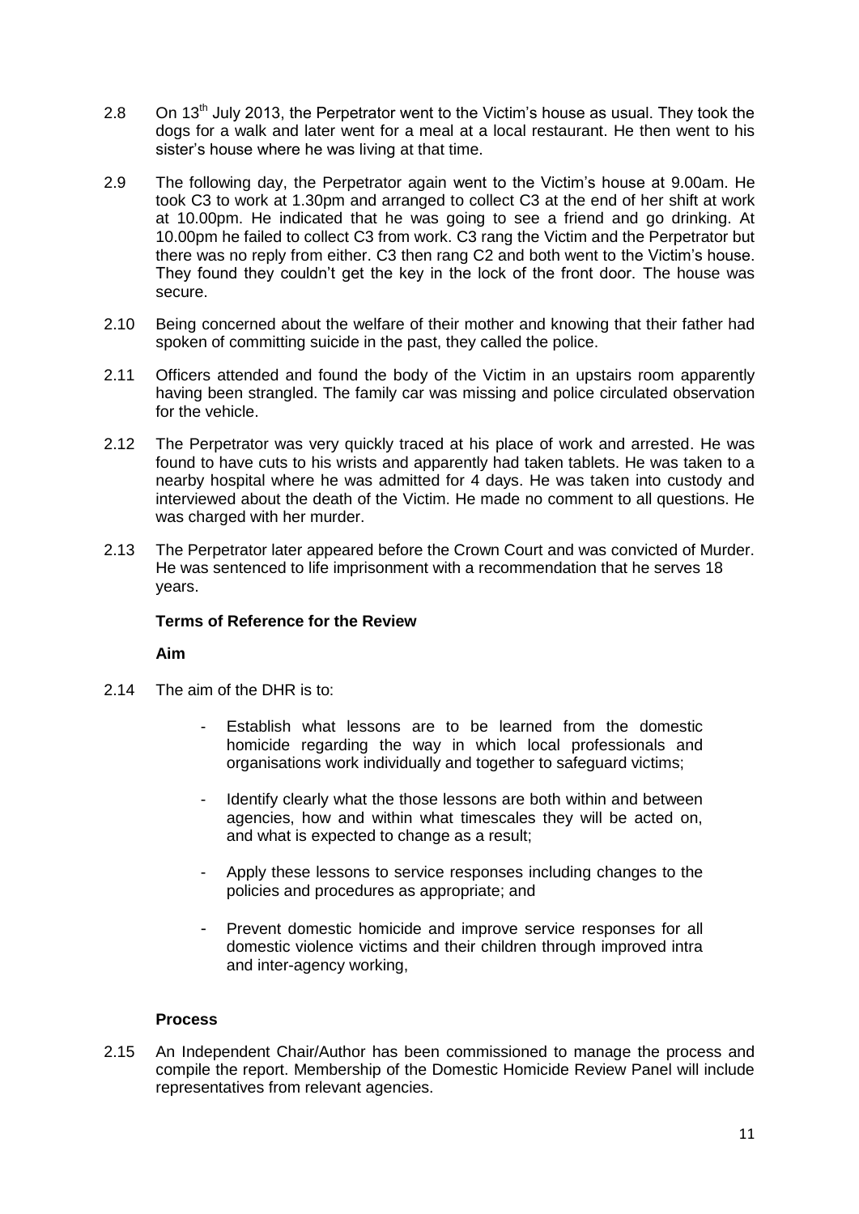2.8 On 13th July 2013, the Perpetrator went to the Victim's house as usual. They took the dogs for a walk and later went for a meal at a local restaurant. He then went to his sister's house where he was living at that time.

2.9 The following day, the Perpetrator again went to the Victim's house at 9.00am. He took C3 to work at 1.30pm and arranged to collect C3 at the end of her shift at work at 10.00pm. He indicated that he was going to see a friend and go drinking. At 10.00pm he failed to collect C3 from work. C3 rang the Victim and the Perpetrator but there was no reply from either. C3 then rang C2 and both went to the Victim's house. They found they couldn't get the key in the lock of the front door. The house was secure.

2.10 Being concerned about the welfare of their mother and knowing that their father had spoken of committing suicide in the past, they called the police.

2.11 Officers attended and found the body of the Victim in an upstairs room apparently having been strangled. The family car was missing and police circulated observation for the vehicle.

2.12 The Perpetrator was very quickly traced at his place of work and arrested. He was found to have cuts to his wrists and apparently had taken tablets. He was taken to a nearby hospital where he was admitted for 4 days. He was taken into custody and interviewed about the death of the Victim. He made no comment to all questions. He was charged with her murder.

2.13 The Perpetrator later appeared before the Crown Court and was convicted of Murder. He was sentenced to life imprisonment with a recommendation that he serves 18 years.

**Terms of Reference for the Review**

**Aim**

2.14 The aim of the DHR is to:

- Establish what lessons are to be learned from the domestic homicide regarding the way in which local professionals and organisations work individually and together to safeguard victims;
- Identify clearly what the those lessons are both within and between agencies, how and within what timescales they will be acted on, and what is expected to change as a result;
- Apply these lessons to service responses including changes to the policies and procedures as appropriate; and
- Prevent domestic homicide and improve service responses for all domestic violence victims and their children through improved intra and inter-agency working,

**Process**

2.15 An Independent Chair/Author has been commissioned to manage the process and compile the report. Membership of the Domestic Homicide Review Panel will include representatives from relevant agencies.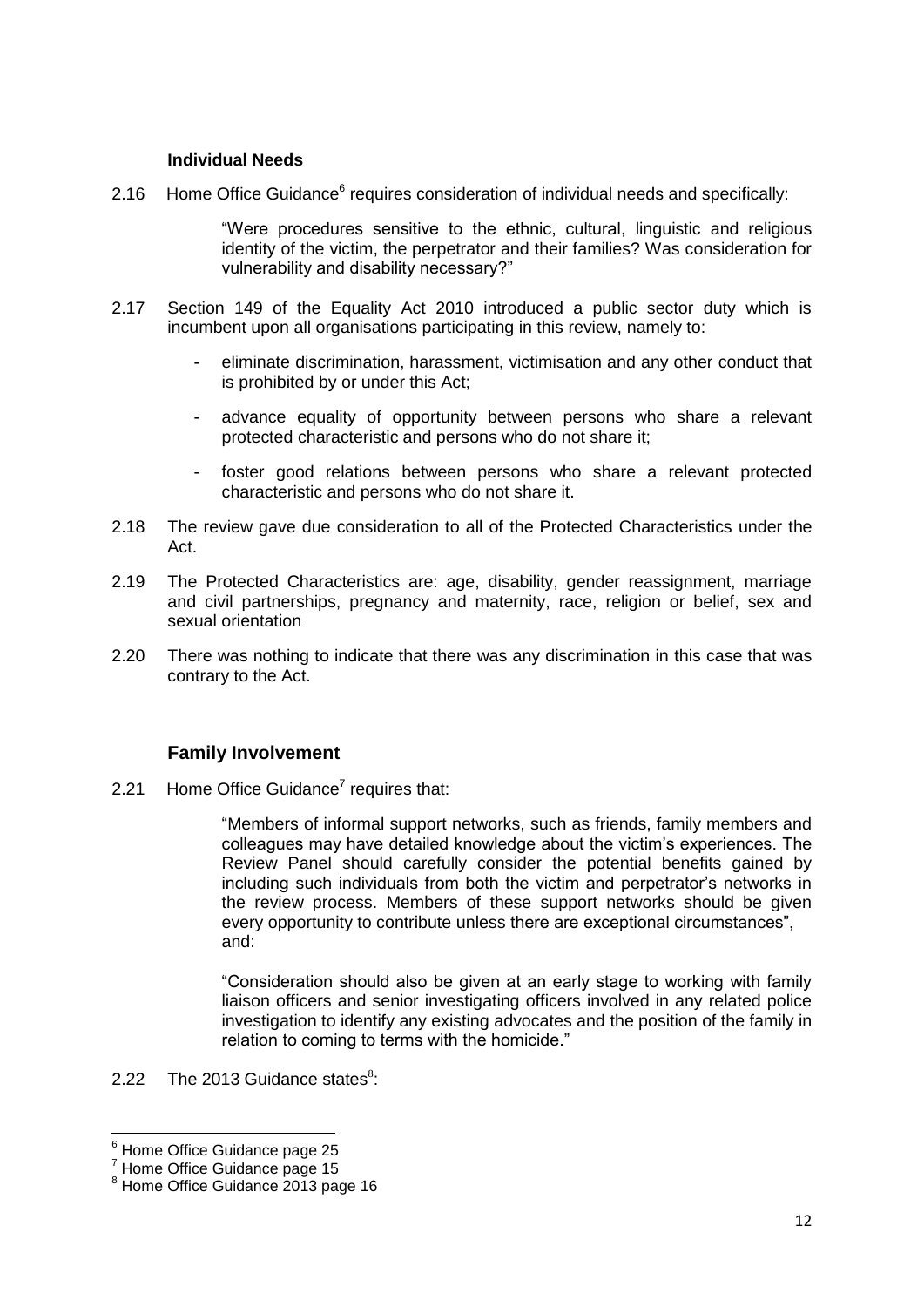### Individual Needs

2.16 Home Office Guidance[6] requires consideration of individual needs and specifically:

> "Were procedures sensitive to the ethnic, cultural, linguistic and religious identity of the victim, the perpetrator and their families? Was consideration for vulnerability and disability necessary?"

2.17 Section 149 of the Equality Act 2010 introduced a public sector duty which is incumbent upon all organisations participating in this review, namely to:

- eliminate discrimination, harassment, victimisation and any other conduct that is prohibited by or under this Act;
- advance equality of opportunity between persons who share a relevant protected characteristic and persons who do not share it;
- foster good relations between persons who share a relevant protected characteristic and persons who do not share it.

2.18 The review gave due consideration to all of the Protected Characteristics under the Act.

2.19 The Protected Characteristics are: age, disability, gender reassignment, marriage and civil partnerships, pregnancy and maternity, race, religion or belief, sex and sexual orientation

2.20 There was nothing to indicate that there was any discrimination in this case that was contrary to the Act.

### Family Involvement

2.21 Home Office Guidance[7] requires that:

> "Members of informal support networks, such as friends, family members and colleagues may have detailed knowledge about the victim's experiences. The Review Panel should carefully consider the potential benefits gained by including such individuals from both the victim and perpetrator's networks in the review process. Members of these support networks should be given every opportunity to contribute unless there are exceptional circumstances", and:
>
> "Consideration should also be given at an early stage to working with family liaison officers and senior investigating officers involved in any related police investigation to identify any existing advocates and the position of the family in relation to coming to terms with the homicide."

2.22 The 2013 Guidance states[8]:

---

[6] Home Office Guidance page 25

[7] Home Office Guidance page 15

[8] Home Office Guidance 2013 page 16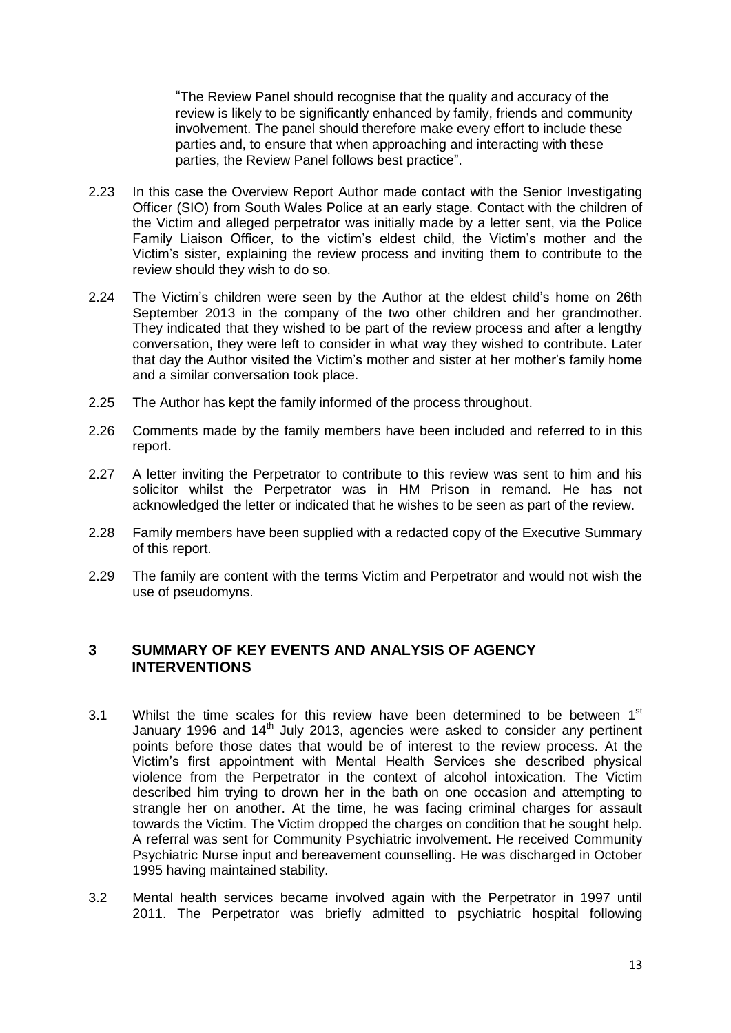"The Review Panel should recognise that the quality and accuracy of the review is likely to be significantly enhanced by family, friends and community involvement. The panel should therefore make every effort to include these parties and, to ensure that when approaching and interacting with these parties, the Review Panel follows best practice".

2.23 In this case the Overview Report Author made contact with the Senior Investigating Officer (SIO) from South Wales Police at an early stage. Contact with the children of the Victim and alleged perpetrator was initially made by a letter sent, via the Police Family Liaison Officer, to the victim's eldest child, the Victim's mother and the Victim's sister, explaining the review process and inviting them to contribute to the review should they wish to do so.

2.24 The Victim's children were seen by the Author at the eldest child's home on 26th September 2013 in the company of the two other children and her grandmother. They indicated that they wished to be part of the review process and after a lengthy conversation, they were left to consider in what way they wished to contribute. Later that day the Author visited the Victim's mother and sister at her mother's family home and a similar conversation took place.

2.25 The Author has kept the family informed of the process throughout.

2.26 Comments made by the family members have been included and referred to in this report.

2.27 A letter inviting the Perpetrator to contribute to this review was sent to him and his solicitor whilst the Perpetrator was in HM Prison in remand. He has not acknowledged the letter or indicated that he wishes to be seen as part of the review.

2.28 Family members have been supplied with a redacted copy of the Executive Summary of this report.

2.29 The family are content with the terms Victim and Perpetrator and would not wish the use of pseudomyns.

## 3 SUMMARY OF KEY EVENTS AND ANALYSIS OF AGENCY INTERVENTIONS

3.1 Whilst the time scales for this review have been determined to be between 1st January 1996 and 14th July 2013, agencies were asked to consider any pertinent points before those dates that would be of interest to the review process. At the Victim's first appointment with Mental Health Services she described physical violence from the Perpetrator in the context of alcohol intoxication. The Victim described him trying to drown her in the bath on one occasion and attempting to strangle her on another. At the time, he was facing criminal charges for assault towards the Victim. The Victim dropped the charges on condition that he sought help. A referral was sent for Community Psychiatric involvement. He received Community Psychiatric Nurse input and bereavement counselling. He was discharged in October 1995 having maintained stability.

3.2 Mental health services became involved again with the Perpetrator in 1997 until 2011. The Perpetrator was briefly admitted to psychiatric hospital following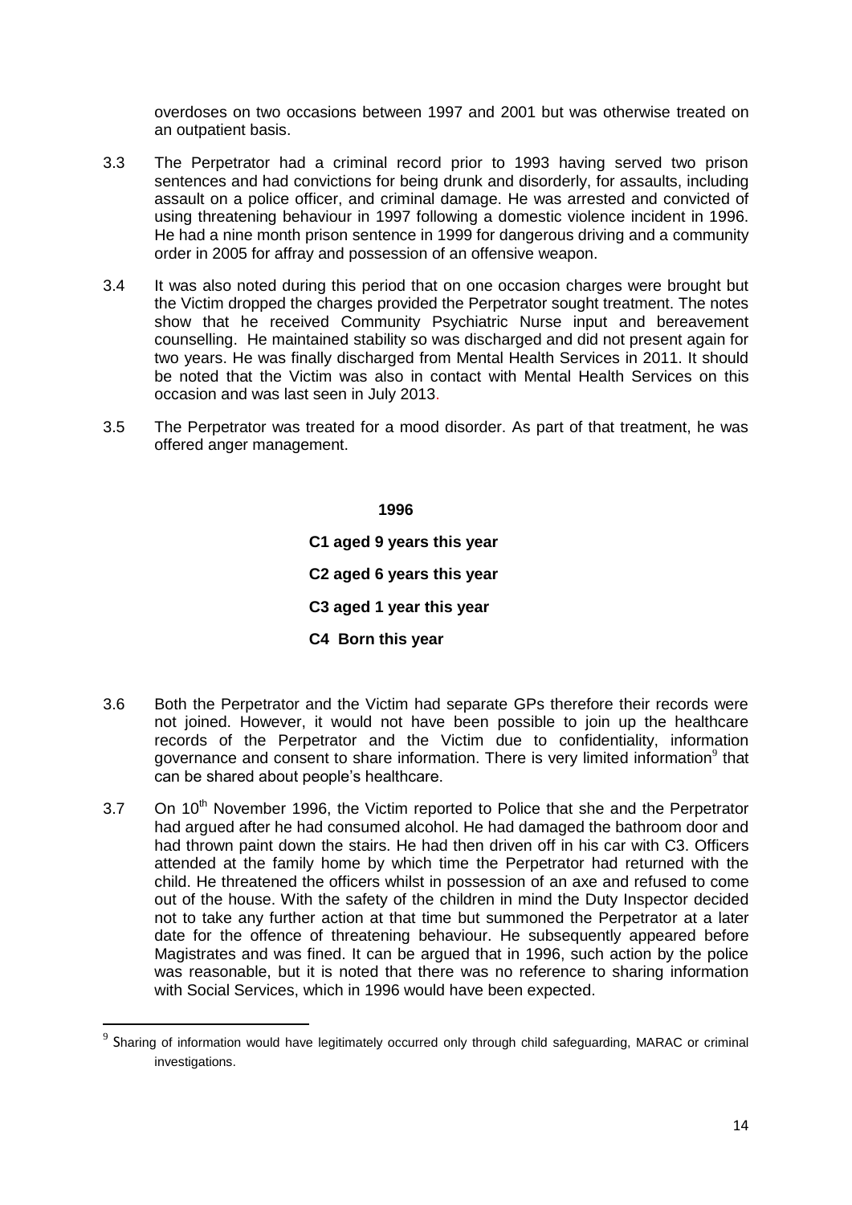overdoses on two occasions between 1997 and 2001 but was otherwise treated on an outpatient basis.

3.3 The Perpetrator had a criminal record prior to 1993 having served two prison sentences and had convictions for being drunk and disorderly, for assaults, including assault on a police officer, and criminal damage. He was arrested and convicted of using threatening behaviour in 1997 following a domestic violence incident in 1996. He had a nine month prison sentence in 1999 for dangerous driving and a community order in 2005 for affray and possession of an offensive weapon.

3.4 It was also noted during this period that on one occasion charges were brought but the Victim dropped the charges provided the Perpetrator sought treatment. The notes show that he received Community Psychiatric Nurse input and bereavement counselling. He maintained stability so was discharged and did not present again for two years. He was finally discharged from Mental Health Services in 2011. It should be noted that the Victim was also in contact with Mental Health Services on this occasion and was last seen in July 2013.

3.5 The Perpetrator was treated for a mood disorder. As part of that treatment, he was offered anger management.

**1996**

**C1 aged 9 years this year**

**C2 aged 6 years this year**

**C3 aged 1 year this year**

**C4 Born this year**

3.6 Both the Perpetrator and the Victim had separate GPs therefore their records were not joined. However, it would not have been possible to join up the healthcare records of the Perpetrator and the Victim due to confidentiality, information governance and consent to share information. There is very limited information[9] that can be shared about people's healthcare.

3.7 On 10th November 1996, the Victim reported to Police that she and the Perpetrator had argued after he had consumed alcohol. He had damaged the bathroom door and had thrown paint down the stairs. He had then driven off in his car with C3. Officers attended at the family home by which time the Perpetrator had returned with the child. He threatened the officers whilst in possession of an axe and refused to come out of the house. With the safety of the children in mind the Duty Inspector decided not to take any further action at that time but summoned the Perpetrator at a later date for the offence of threatening behaviour. He subsequently appeared before Magistrates and was fined. It can be argued that in 1996, such action by the police was reasonable, but it is noted that there was no reference to sharing information with Social Services, which in 1996 would have been expected.

[9] Sharing of information would have legitimately occurred only through child safeguarding, MARAC or criminal investigations.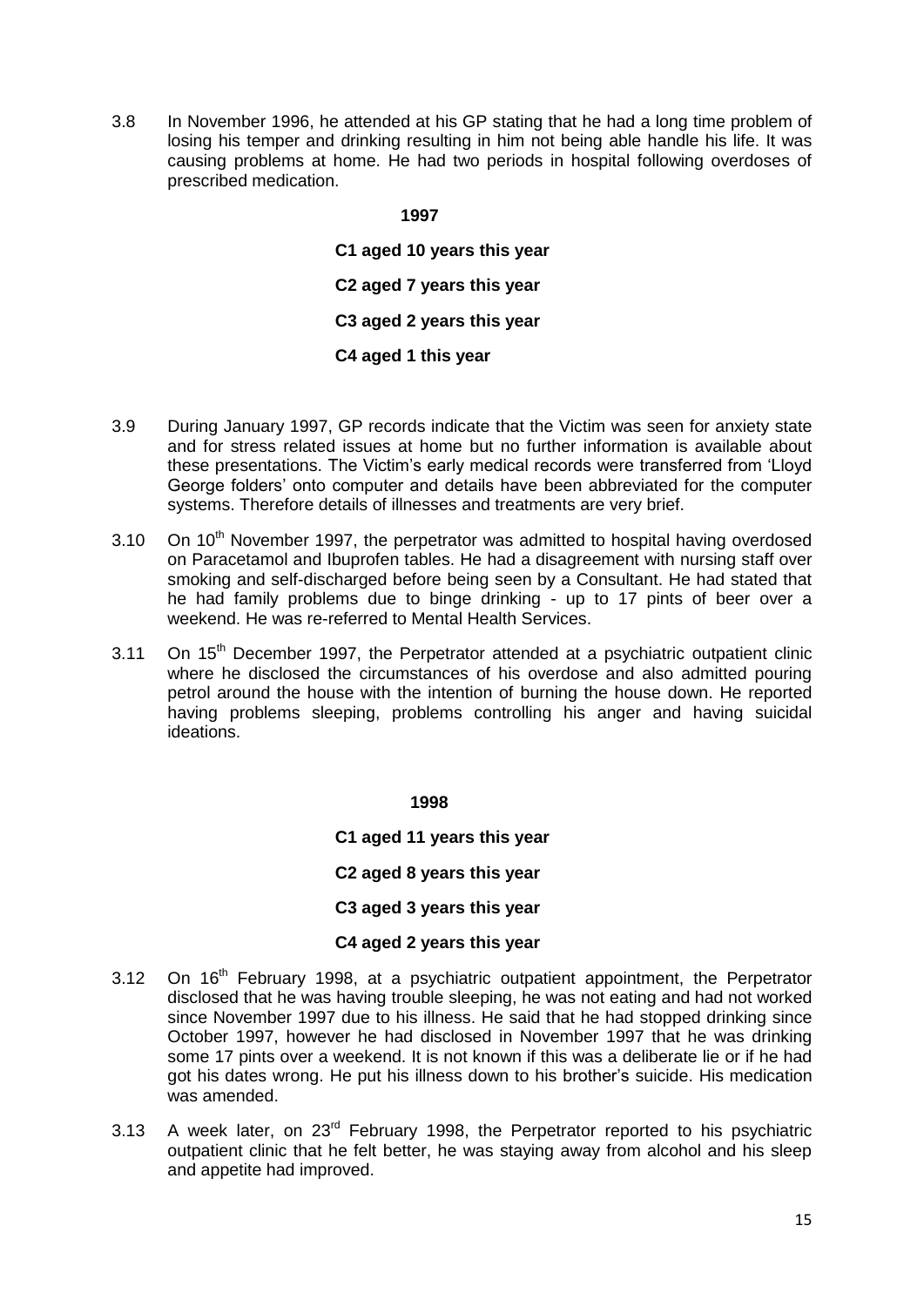3.8 In November 1996, he attended at his GP stating that he had a long time problem of losing his temper and drinking resulting in him not being able handle his life. It was causing problems at home. He had two periods in hospital following overdoses of prescribed medication.

**1997**

**C1 aged 10 years this year**

**C2 aged 7 years this year**

**C3 aged 2 years this year**

**C4 aged 1 this year**

3.9 During January 1997, GP records indicate that the Victim was seen for anxiety state and for stress related issues at home but no further information is available about these presentations. The Victim's early medical records were transferred from 'Lloyd George folders' onto computer and details have been abbreviated for the computer systems. Therefore details of illnesses and treatments are very brief.

3.10 On 10th November 1997, the perpetrator was admitted to hospital having overdosed on Paracetamol and Ibuprofen tables. He had a disagreement with nursing staff over smoking and self-discharged before being seen by a Consultant. He had stated that he had family problems due to binge drinking - up to 17 pints of beer over a weekend. He was re-referred to Mental Health Services.

3.11 On 15th December 1997, the Perpetrator attended at a psychiatric outpatient clinic where he disclosed the circumstances of his overdose and also admitted pouring petrol around the house with the intention of burning the house down. He reported having problems sleeping, problems controlling his anger and having suicidal ideations.

**1998**

**C1 aged 11 years this year**

**C2 aged 8 years this year**

**C3 aged 3 years this year**

**C4 aged 2 years this year**

3.12 On 16th February 1998, at a psychiatric outpatient appointment, the Perpetrator disclosed that he was having trouble sleeping, he was not eating and had not worked since November 1997 due to his illness. He said that he had stopped drinking since October 1997, however he had disclosed in November 1997 that he was drinking some 17 pints over a weekend. It is not known if this was a deliberate lie or if he had got his dates wrong. He put his illness down to his brother's suicide. His medication was amended.

3.13 A week later, on 23rd February 1998, the Perpetrator reported to his psychiatric outpatient clinic that he felt better, he was staying away from alcohol and his sleep and appetite had improved.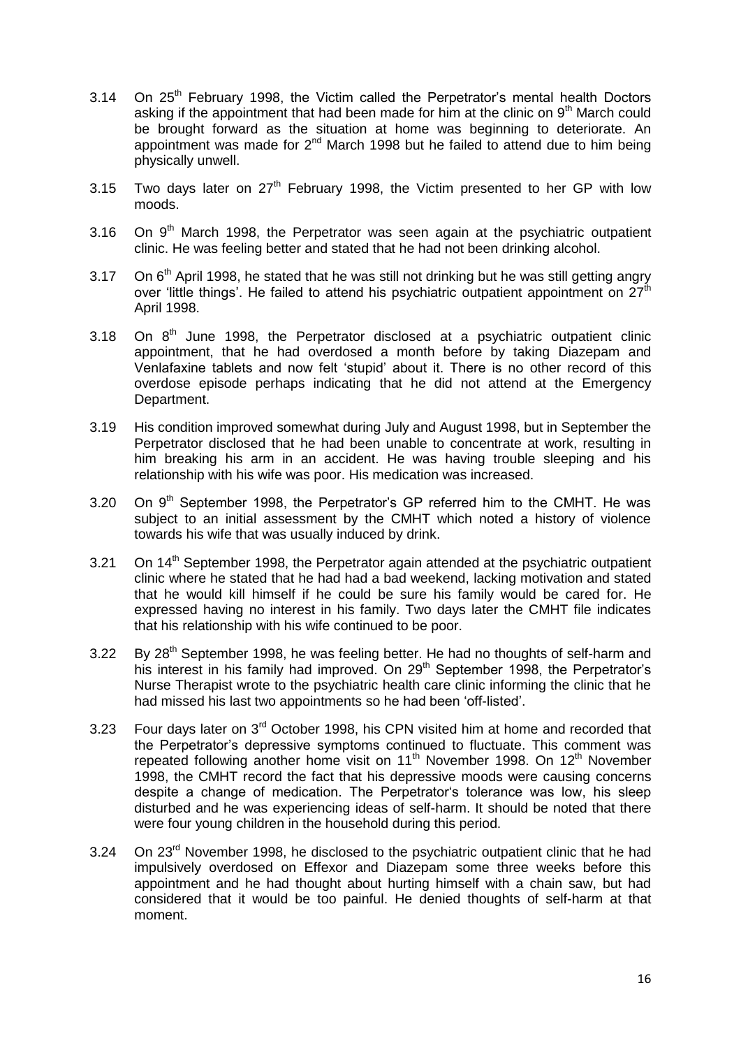3.14 On 25th February 1998, the Victim called the Perpetrator's mental health Doctors asking if the appointment that had been made for him at the clinic on 9th March could be brought forward as the situation at home was beginning to deteriorate. An appointment was made for 2nd March 1998 but he failed to attend due to him being physically unwell.

3.15 Two days later on 27th February 1998, the Victim presented to her GP with low moods.

3.16 On 9th March 1998, the Perpetrator was seen again at the psychiatric outpatient clinic. He was feeling better and stated that he had not been drinking alcohol.

3.17 On 6th April 1998, he stated that he was still not drinking but he was still getting angry over 'little things'. He failed to attend his psychiatric outpatient appointment on 27th April 1998.

3.18 On 8th June 1998, the Perpetrator disclosed at a psychiatric outpatient clinic appointment, that he had overdosed a month before by taking Diazepam and Venlafaxine tablets and now felt 'stupid' about it. There is no other record of this overdose episode perhaps indicating that he did not attend at the Emergency Department.

3.19 His condition improved somewhat during July and August 1998, but in September the Perpetrator disclosed that he had been unable to concentrate at work, resulting in him breaking his arm in an accident. He was having trouble sleeping and his relationship with his wife was poor. His medication was increased.

3.20 On 9th September 1998, the Perpetrator's GP referred him to the CMHT. He was subject to an initial assessment by the CMHT which noted a history of violence towards his wife that was usually induced by drink.

3.21 On 14th September 1998, the Perpetrator again attended at the psychiatric outpatient clinic where he stated that he had had a bad weekend, lacking motivation and stated that he would kill himself if he could be sure his family would be cared for. He expressed having no interest in his family. Two days later the CMHT file indicates that his relationship with his wife continued to be poor.

3.22 By 28th September 1998, he was feeling better. He had no thoughts of self-harm and his interest in his family had improved. On 29th September 1998, the Perpetrator's Nurse Therapist wrote to the psychiatric health care clinic informing the clinic that he had missed his last two appointments so he had been 'off-listed'.

3.23 Four days later on 3rd October 1998, his CPN visited him at home and recorded that the Perpetrator's depressive symptoms continued to fluctuate. This comment was repeated following another home visit on 11th November 1998. On 12th November 1998, the CMHT record the fact that his depressive moods were causing concerns despite a change of medication. The Perpetrator's tolerance was low, his sleep disturbed and he was experiencing ideas of self-harm. It should be noted that there were four young children in the household during this period.

3.24 On 23rd November 1998, he disclosed to the psychiatric outpatient clinic that he had impulsively overdosed on Effexor and Diazepam some three weeks before this appointment and he had thought about hurting himself with a chain saw, but had considered that it would be too painful. He denied thoughts of self-harm at that moment.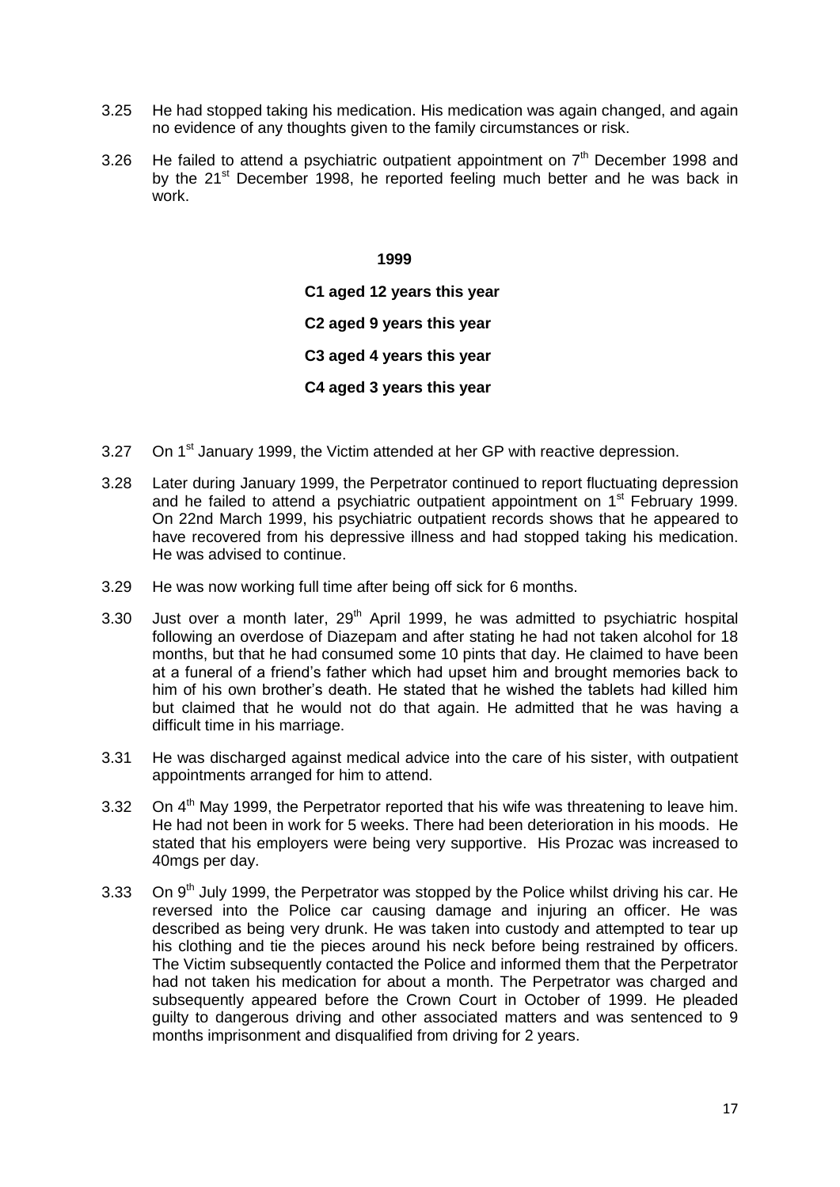3.25 He had stopped taking his medication. His medication was again changed, and again no evidence of any thoughts given to the family circumstances or risk.

3.26 He failed to attend a psychiatric outpatient appointment on 7th December 1998 and by the 21st December 1998, he reported feeling much better and he was back in work.

**1999**

**C1 aged 12 years this year**

**C2 aged 9 years this year**

**C3 aged 4 years this year**

**C4 aged 3 years this year**

3.27 On 1st January 1999, the Victim attended at her GP with reactive depression.

3.28 Later during January 1999, the Perpetrator continued to report fluctuating depression and he failed to attend a psychiatric outpatient appointment on 1st February 1999. On 22nd March 1999, his psychiatric outpatient records shows that he appeared to have recovered from his depressive illness and had stopped taking his medication. He was advised to continue.

3.29 He was now working full time after being off sick for 6 months.

3.30 Just over a month later, 29th April 1999, he was admitted to psychiatric hospital following an overdose of Diazepam and after stating he had not taken alcohol for 18 months, but that he had consumed some 10 pints that day. He claimed to have been at a funeral of a friend's father which had upset him and brought memories back to him of his own brother's death. He stated that he wished the tablets had killed him but claimed that he would not do that again. He admitted that he was having a difficult time in his marriage.

3.31 He was discharged against medical advice into the care of his sister, with outpatient appointments arranged for him to attend.

3.32 On 4th May 1999, the Perpetrator reported that his wife was threatening to leave him. He had not been in work for 5 weeks. There had been deterioration in his moods. He stated that his employers were being very supportive. His Prozac was increased to 40mgs per day.

3.33 On 9th July 1999, the Perpetrator was stopped by the Police whilst driving his car. He reversed into the Police car causing damage and injuring an officer. He was described as being very drunk. He was taken into custody and attempted to tear up his clothing and tie the pieces around his neck before being restrained by officers. The Victim subsequently contacted the Police and informed them that the Perpetrator had not taken his medication for about a month. The Perpetrator was charged and subsequently appeared before the Crown Court in October of 1999. He pleaded guilty to dangerous driving and other associated matters and was sentenced to 9 months imprisonment and disqualified from driving for 2 years.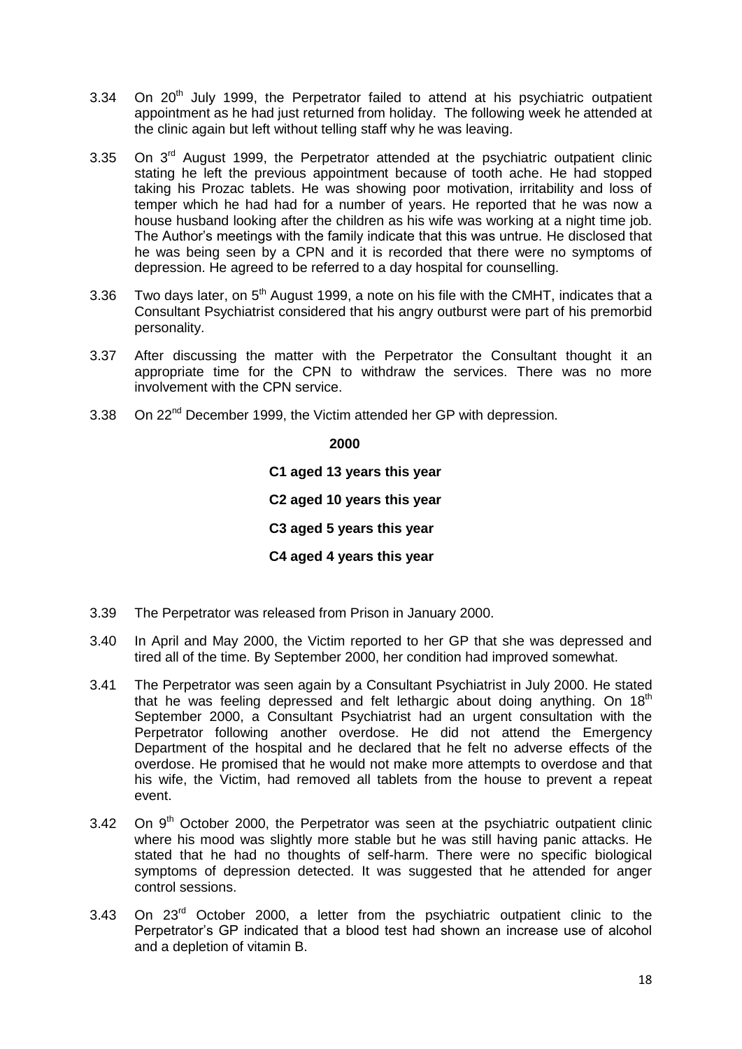3.34 On 20th July 1999, the Perpetrator failed to attend at his psychiatric outpatient appointment as he had just returned from holiday. The following week he attended at the clinic again but left without telling staff why he was leaving.

3.35 On 3rd August 1999, the Perpetrator attended at the psychiatric outpatient clinic stating he left the previous appointment because of tooth ache. He had stopped taking his Prozac tablets. He was showing poor motivation, irritability and loss of temper which he had had for a number of years. He reported that he was now a house husband looking after the children as his wife was working at a night time job. The Author's meetings with the family indicate that this was untrue. He disclosed that he was being seen by a CPN and it is recorded that there were no symptoms of depression. He agreed to be referred to a day hospital for counselling.

3.36 Two days later, on 5th August 1999, a note on his file with the CMHT, indicates that a Consultant Psychiatrist considered that his angry outburst were part of his premorbid personality.

3.37 After discussing the matter with the Perpetrator the Consultant thought it an appropriate time for the CPN to withdraw the services. There was no more involvement with the CPN service.

3.38 On 22nd December 1999, the Victim attended her GP with depression.

**2000**

**C1 aged 13 years this year**

**C2 aged 10 years this year**

**C3 aged 5 years this year**

**C4 aged 4 years this year**

3.39 The Perpetrator was released from Prison in January 2000.

3.40 In April and May 2000, the Victim reported to her GP that she was depressed and tired all of the time. By September 2000, her condition had improved somewhat.

3.41 The Perpetrator was seen again by a Consultant Psychiatrist in July 2000. He stated that he was feeling depressed and felt lethargic about doing anything. On 18th September 2000, a Consultant Psychiatrist had an urgent consultation with the Perpetrator following another overdose. He did not attend the Emergency Department of the hospital and he declared that he felt no adverse effects of the overdose. He promised that he would not make more attempts to overdose and that his wife, the Victim, had removed all tablets from the house to prevent a repeat event.

3.42 On 9th October 2000, the Perpetrator was seen at the psychiatric outpatient clinic where his mood was slightly more stable but he was still having panic attacks. He stated that he had no thoughts of self-harm. There were no specific biological symptoms of depression detected. It was suggested that he attended for anger control sessions.

3.43 On 23rd October 2000, a letter from the psychiatric outpatient clinic to the Perpetrator's GP indicated that a blood test had shown an increase use of alcohol and a depletion of vitamin B.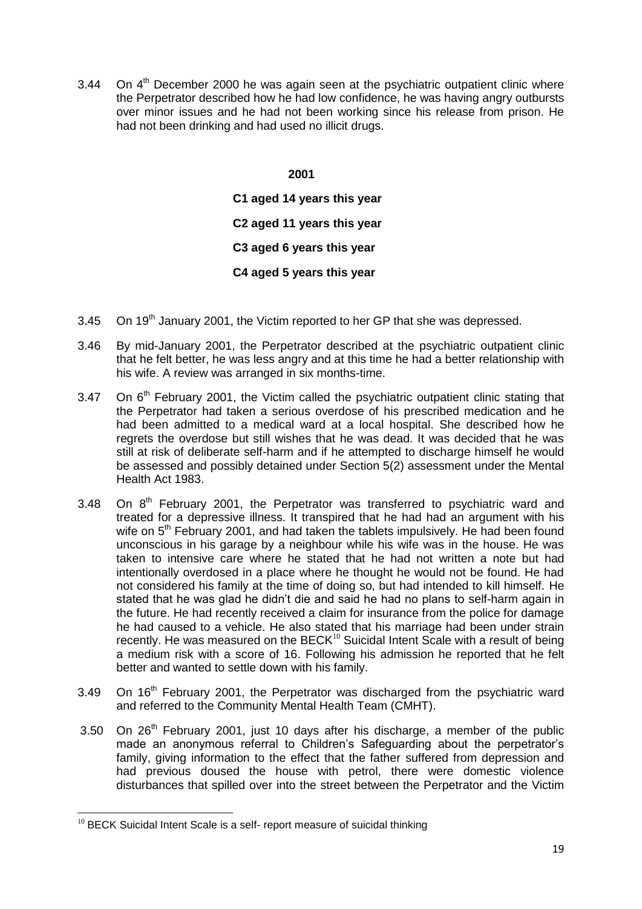3.44 On 4th December 2000 he was again seen at the psychiatric outpatient clinic where the Perpetrator described how he had low confidence, he was having angry outbursts over minor issues and he had not been working since his release from prison. He had not been drinking and had used no illicit drugs.

**2001**

**C1 aged 14 years this year**

**C2 aged 11 years this year**

**C3 aged 6 years this year**

**C4 aged 5 years this year**

3.45 On 19th January 2001, the Victim reported to her GP that she was depressed.

3.46 By mid-January 2001, the Perpetrator described at the psychiatric outpatient clinic that he felt better, he was less angry and at this time he had a better relationship with his wife. A review was arranged in six months-time.

3.47 On 6th February 2001, the Victim called the psychiatric outpatient clinic stating that the Perpetrator had taken a serious overdose of his prescribed medication and he had been admitted to a medical ward at a local hospital. She described how he regrets the overdose but still wishes that he was dead. It was decided that he was still at risk of deliberate self-harm and if he attempted to discharge himself he would be assessed and possibly detained under Section 5(2) assessment under the Mental Health Act 1983.

3.48 On 8th February 2001, the Perpetrator was transferred to psychiatric ward and treated for a depressive illness. It transpired that he had had an argument with his wife on 5th February 2001, and had taken the tablets impulsively. He had been found unconscious in his garage by a neighbour while his wife was in the house. He was taken to intensive care where he stated that he had not written a note but had intentionally overdosed in a place where he thought he would not be found. He had not considered his family at the time of doing so, but had intended to kill himself. He stated that he was glad he didn't die and said he had no plans to self-harm again in the future. He had recently received a claim for insurance from the police for damage he had caused to a vehicle. He also stated that his marriage had been under strain recently. He was measured on the BECK[10] Suicidal Intent Scale with a result of being a medium risk with a score of 16. Following his admission he reported that he felt better and wanted to settle down with his family.

3.49 On 16th February 2001, the Perpetrator was discharged from the psychiatric ward and referred to the Community Mental Health Team (CMHT).

3.50 On 26th February 2001, just 10 days after his discharge, a member of the public made an anonymous referral to Children's Safeguarding about the perpetrator's family, giving information to the effect that the father suffered from depression and had previous doused the house with petrol, there were domestic violence disturbances that spilled over into the street between the Perpetrator and the Victim

[10] BECK Suicidal Intent Scale is a self- report measure of suicidal thinking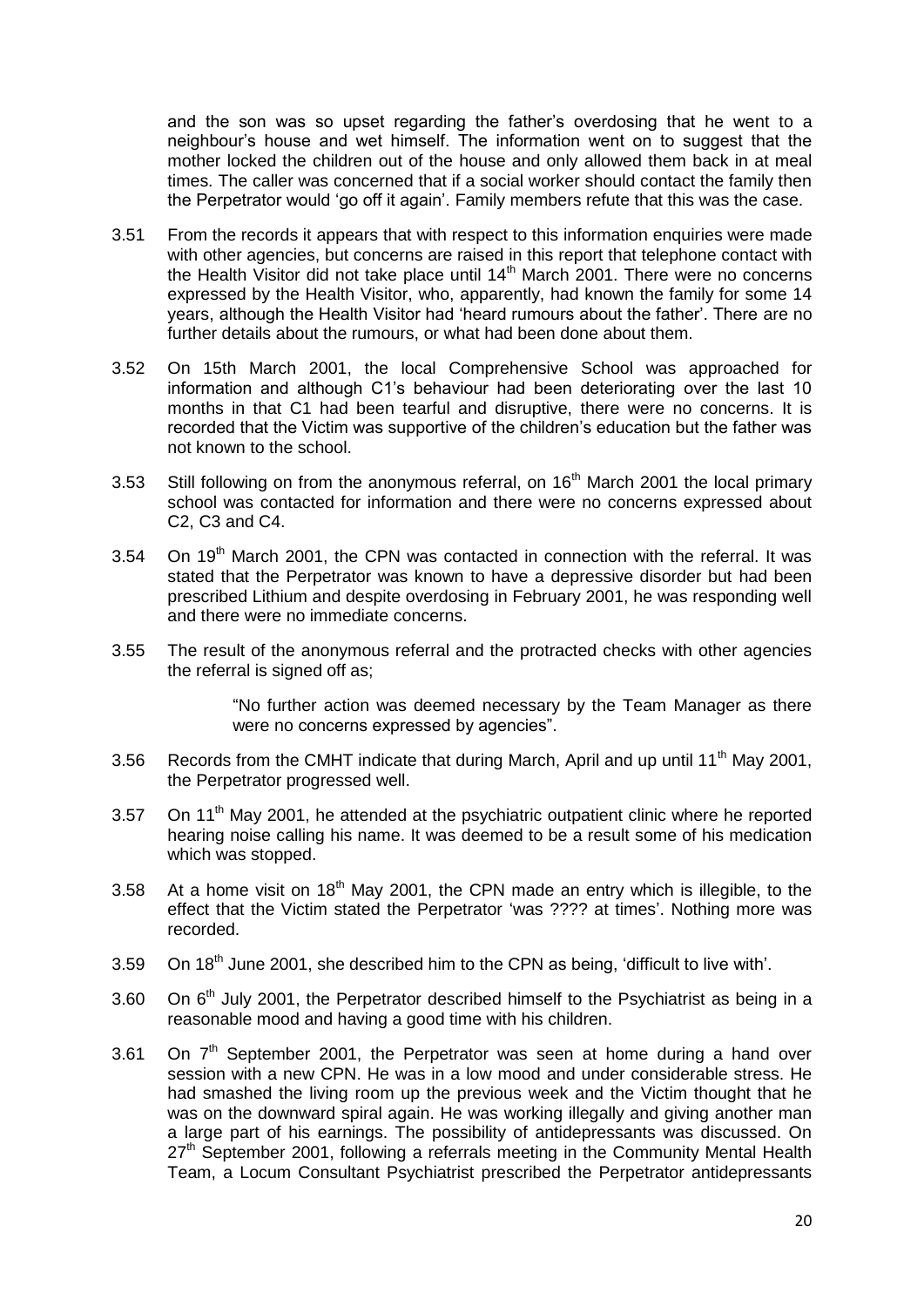and the son was so upset regarding the father's overdosing that he went to a neighbour's house and wet himself. The information went on to suggest that the mother locked the children out of the house and only allowed them back in at meal times. The caller was concerned that if a social worker should contact the family then the Perpetrator would 'go off it again'. Family members refute that this was the case.

3.51 From the records it appears that with respect to this information enquiries were made with other agencies, but concerns are raised in this report that telephone contact with the Health Visitor did not take place until 14th March 2001. There were no concerns expressed by the Health Visitor, who, apparently, had known the family for some 14 years, although the Health Visitor had 'heard rumours about the father'. There are no further details about the rumours, or what had been done about them.

3.52 On 15th March 2001, the local Comprehensive School was approached for information and although C1's behaviour had been deteriorating over the last 10 months in that C1 had been tearful and disruptive, there were no concerns. It is recorded that the Victim was supportive of the children's education but the father was not known to the school.

3.53 Still following on from the anonymous referral, on 16th March 2001 the local primary school was contacted for information and there were no concerns expressed about C2, C3 and C4.

3.54 On 19th March 2001, the CPN was contacted in connection with the referral. It was stated that the Perpetrator was known to have a depressive disorder but had been prescribed Lithium and despite overdosing in February 2001, he was responding well and there were no immediate concerns.

3.55 The result of the anonymous referral and the protracted checks with other agencies the referral is signed off as;

> "No further action was deemed necessary by the Team Manager as there were no concerns expressed by agencies".

3.56 Records from the CMHT indicate that during March, April and up until 11th May 2001, the Perpetrator progressed well.

3.57 On 11th May 2001, he attended at the psychiatric outpatient clinic where he reported hearing noise calling his name. It was deemed to be a result some of his medication which was stopped.

3.58 At a home visit on 18th May 2001, the CPN made an entry which is illegible, to the effect that the Victim stated the Perpetrator 'was ???? at times'. Nothing more was recorded.

3.59 On 18th June 2001, she described him to the CPN as being, 'difficult to live with'.

3.60 On 6th July 2001, the Perpetrator described himself to the Psychiatrist as being in a reasonable mood and having a good time with his children.

3.61 On 7th September 2001, the Perpetrator was seen at home during a hand over session with a new CPN. He was in a low mood and under considerable stress. He had smashed the living room up the previous week and the Victim thought that he was on the downward spiral again. He was working illegally and giving another man a large part of his earnings. The possibility of antidepressants was discussed. On 27th September 2001, following a referrals meeting in the Community Mental Health Team, a Locum Consultant Psychiatrist prescribed the Perpetrator antidepressants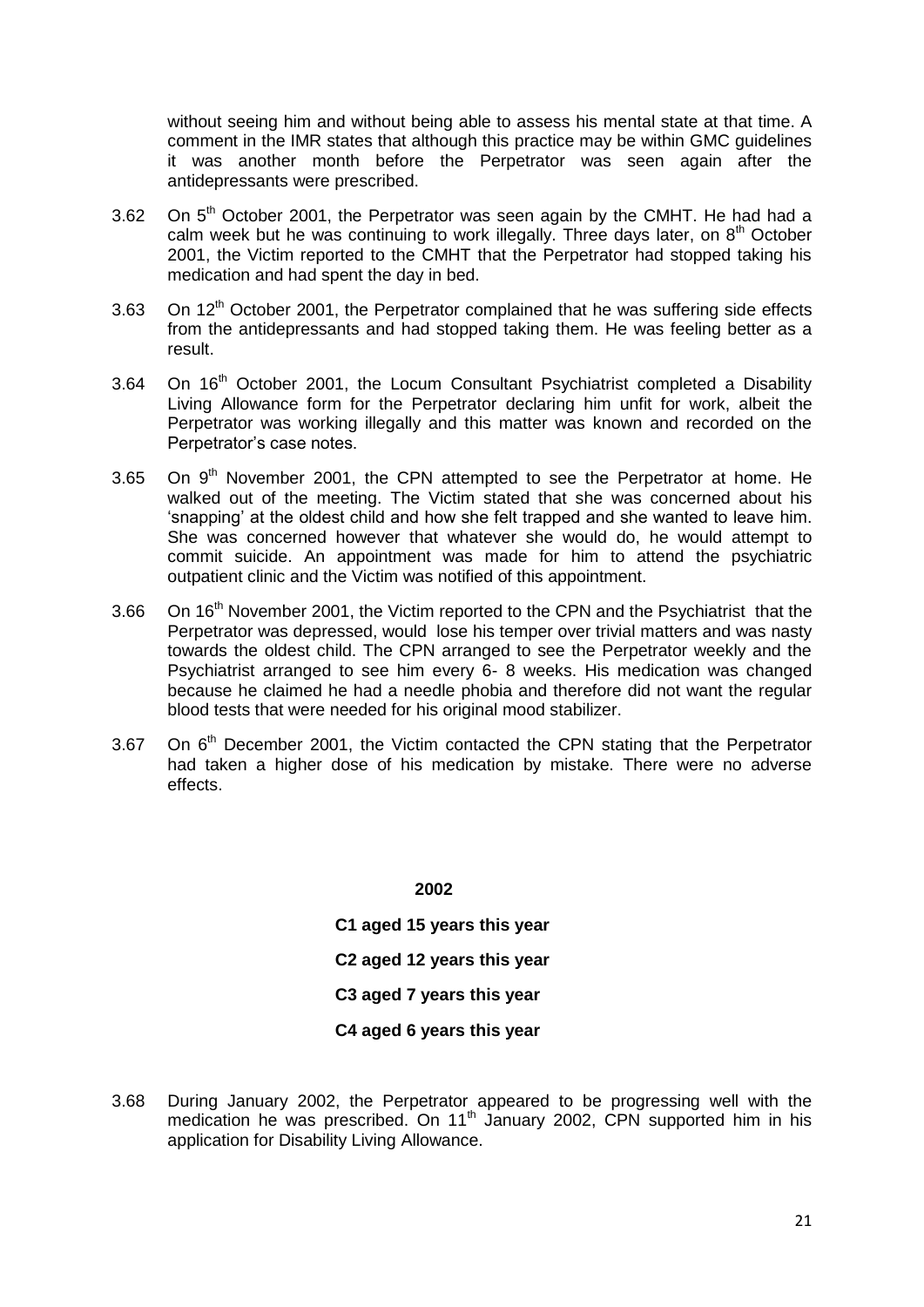without seeing him and without being able to assess his mental state at that time. A comment in the IMR states that although this practice may be within GMC guidelines it was another month before the Perpetrator was seen again after the antidepressants were prescribed.

3.62 On 5th October 2001, the Perpetrator was seen again by the CMHT. He had had a calm week but he was continuing to work illegally. Three days later, on 8th October 2001, the Victim reported to the CMHT that the Perpetrator had stopped taking his medication and had spent the day in bed.

3.63 On 12th October 2001, the Perpetrator complained that he was suffering side effects from the antidepressants and had stopped taking them. He was feeling better as a result.

3.64 On 16th October 2001, the Locum Consultant Psychiatrist completed a Disability Living Allowance form for the Perpetrator declaring him unfit for work, albeit the Perpetrator was working illegally and this matter was known and recorded on the Perpetrator's case notes.

3.65 On 9th November 2001, the CPN attempted to see the Perpetrator at home. He walked out of the meeting. The Victim stated that she was concerned about his 'snapping' at the oldest child and how she felt trapped and she wanted to leave him. She was concerned however that whatever she would do, he would attempt to commit suicide. An appointment was made for him to attend the psychiatric outpatient clinic and the Victim was notified of this appointment.

3.66 On 16th November 2001, the Victim reported to the CPN and the Psychiatrist that the Perpetrator was depressed, would lose his temper over trivial matters and was nasty towards the oldest child. The CPN arranged to see the Perpetrator weekly and the Psychiatrist arranged to see him every 6- 8 weeks. His medication was changed because he claimed he had a needle phobia and therefore did not want the regular blood tests that were needed for his original mood stabilizer.

3.67 On 6th December 2001, the Victim contacted the CPN stating that the Perpetrator had taken a higher dose of his medication by mistake. There were no adverse effects.

**2002**

**C1 aged 15 years this year**

**C2 aged 12 years this year**

**C3 aged 7 years this year**

**C4 aged 6 years this year**

3.68 During January 2002, the Perpetrator appeared to be progressing well with the medication he was prescribed. On 11th January 2002, CPN supported him in his application for Disability Living Allowance.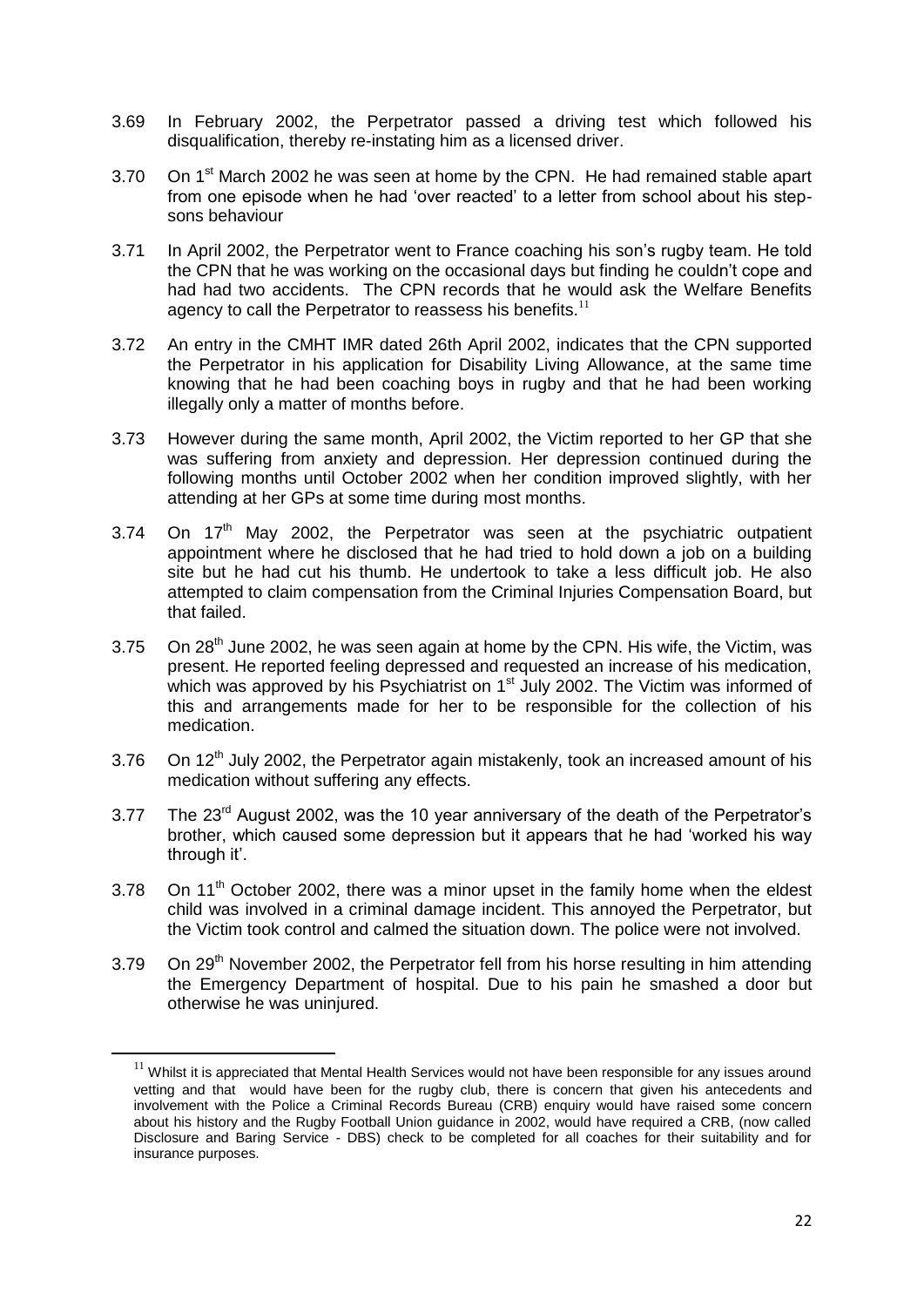3.69 In February 2002, the Perpetrator passed a driving test which followed his disqualification, thereby re-instating him as a licensed driver.

3.70 On 1st March 2002 he was seen at home by the CPN. He had remained stable apart from one episode when he had 'over reacted' to a letter from school about his step-sons behaviour

3.71 In April 2002, the Perpetrator went to France coaching his son's rugby team. He told the CPN that he was working on the occasional days but finding he couldn't cope and had had two accidents. The CPN records that he would ask the Welfare Benefits agency to call the Perpetrator to reassess his benefits.[11]

3.72 An entry in the CMHT IMR dated 26th April 2002, indicates that the CPN supported the Perpetrator in his application for Disability Living Allowance, at the same time knowing that he had been coaching boys in rugby and that he had been working illegally only a matter of months before.

3.73 However during the same month, April 2002, the Victim reported to her GP that she was suffering from anxiety and depression. Her depression continued during the following months until October 2002 when her condition improved slightly, with her attending at her GPs at some time during most months.

3.74 On 17th May 2002, the Perpetrator was seen at the psychiatric outpatient appointment where he disclosed that he had tried to hold down a job on a building site but he had cut his thumb. He undertook to take a less difficult job. He also attempted to claim compensation from the Criminal Injuries Compensation Board, but that failed.

3.75 On 28th June 2002, he was seen again at home by the CPN. His wife, the Victim, was present. He reported feeling depressed and requested an increase of his medication, which was approved by his Psychiatrist on 1st July 2002. The Victim was informed of this and arrangements made for her to be responsible for the collection of his medication.

3.76 On 12th July 2002, the Perpetrator again mistakenly, took an increased amount of his medication without suffering any effects.

3.77 The 23rd August 2002, was the 10 year anniversary of the death of the Perpetrator's brother, which caused some depression but it appears that he had 'worked his way through it'.

3.78 On 11th October 2002, there was a minor upset in the family home when the eldest child was involved in a criminal damage incident. This annoyed the Perpetrator, but the Victim took control and calmed the situation down. The police were not involved.

3.79 On 29th November 2002, the Perpetrator fell from his horse resulting in him attending the Emergency Department of hospital. Due to his pain he smashed a door but otherwise he was uninjured.

---

[11] Whilst it is appreciated that Mental Health Services would not have been responsible for any issues around vetting and that would have been for the rugby club, there is concern that given his antecedents and involvement with the Police a Criminal Records Bureau (CRB) enquiry would have raised some concern about his history and the Rugby Football Union guidance in 2002, would have required a CRB, (now called Disclosure and Baring Service - DBS) check to be completed for all coaches for their suitability and for insurance purposes.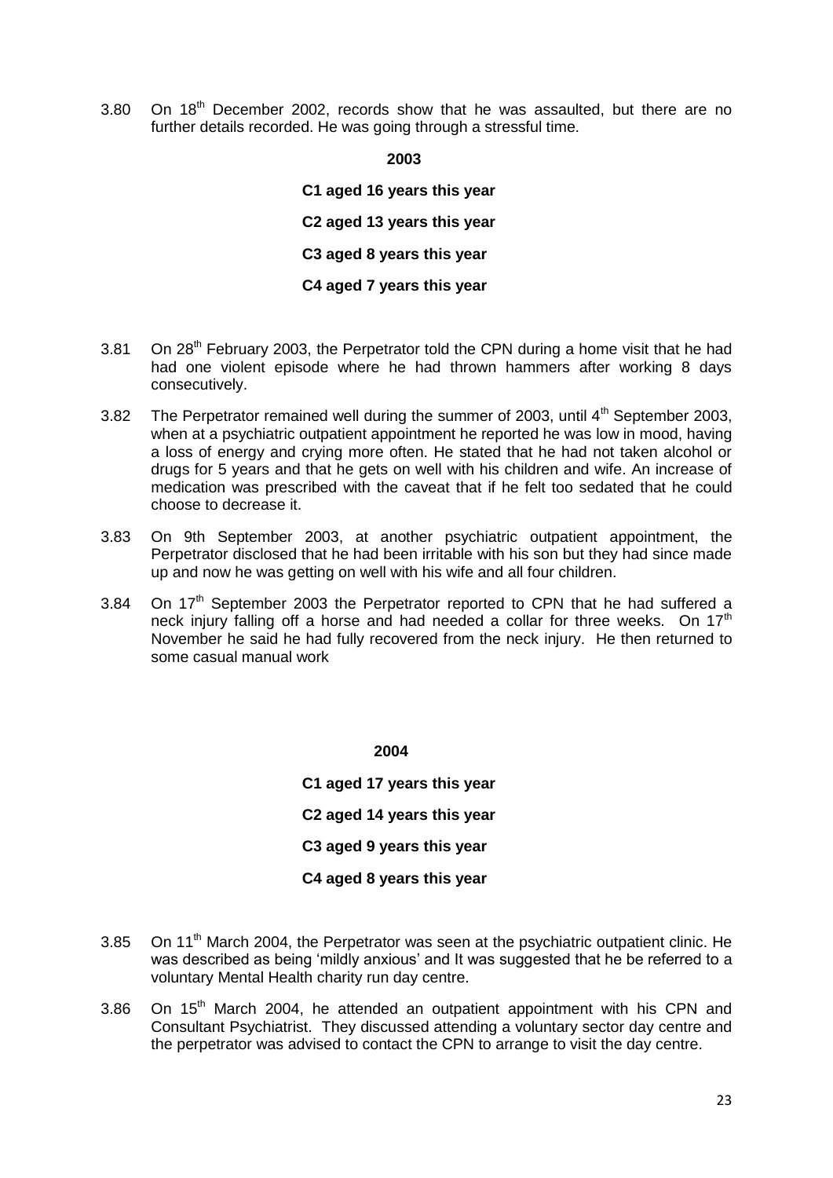3.80 On 18th December 2002, records show that he was assaulted, but there are no further details recorded. He was going through a stressful time.

**2003**

**C1 aged 16 years this year**

**C2 aged 13 years this year**

**C3 aged 8 years this year**

**C4 aged 7 years this year**

3.81 On 28th February 2003, the Perpetrator told the CPN during a home visit that he had had one violent episode where he had thrown hammers after working 8 days consecutively.

3.82 The Perpetrator remained well during the summer of 2003, until 4th September 2003, when at a psychiatric outpatient appointment he reported he was low in mood, having a loss of energy and crying more often. He stated that he had not taken alcohol or drugs for 5 years and that he gets on well with his children and wife. An increase of medication was prescribed with the caveat that if he felt too sedated that he could choose to decrease it.

3.83 On 9th September 2003, at another psychiatric outpatient appointment, the Perpetrator disclosed that he had been irritable with his son but they had since made up and now he was getting on well with his wife and all four children.

3.84 On 17th September 2003 the Perpetrator reported to CPN that he had suffered a neck injury falling off a horse and had needed a collar for three weeks. On 17th November he said he had fully recovered from the neck injury. He then returned to some casual manual work

**2004**

**C1 aged 17 years this year**

**C2 aged 14 years this year**

**C3 aged 9 years this year**

**C4 aged 8 years this year**

3.85 On 11th March 2004, the Perpetrator was seen at the psychiatric outpatient clinic. He was described as being 'mildly anxious' and It was suggested that he be referred to a voluntary Mental Health charity run day centre.

3.86 On 15th March 2004, he attended an outpatient appointment with his CPN and Consultant Psychiatrist. They discussed attending a voluntary sector day centre and the perpetrator was advised to contact the CPN to arrange to visit the day centre.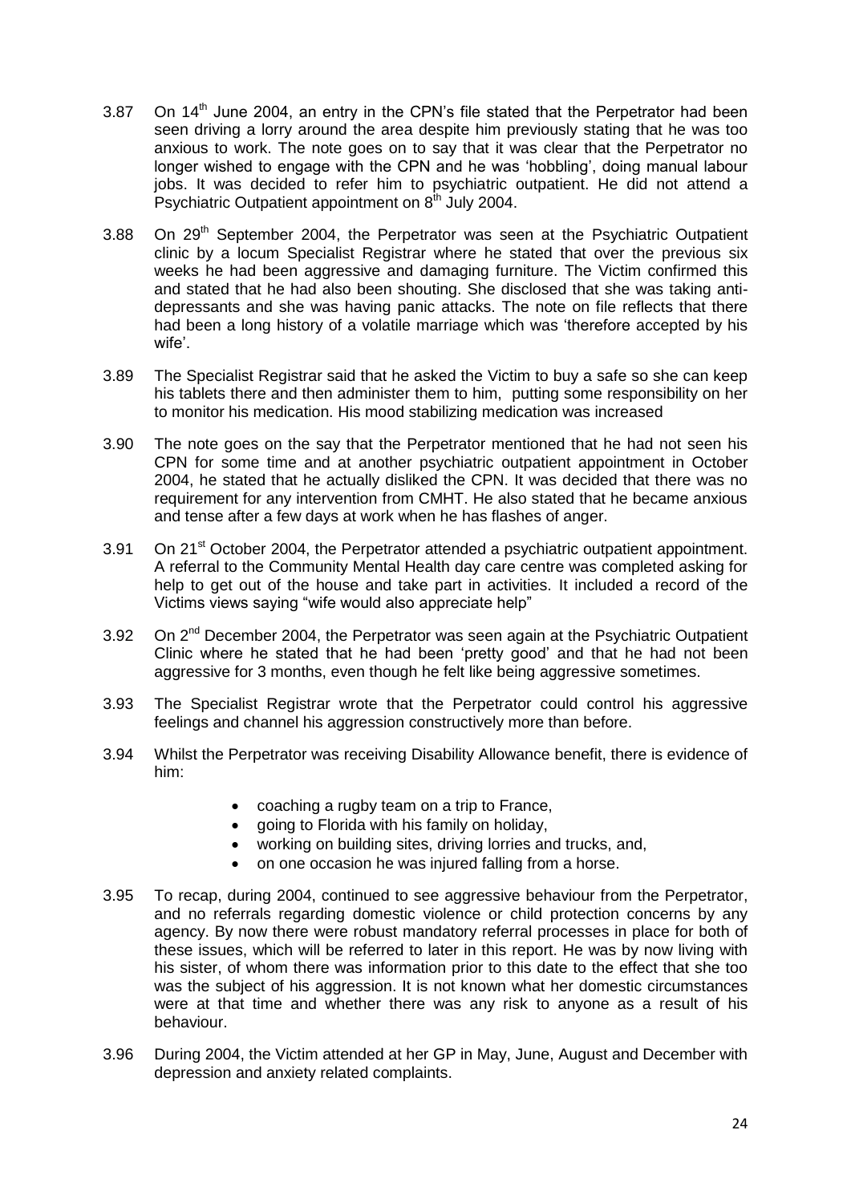3.87 On 14th June 2004, an entry in the CPN's file stated that the Perpetrator had been seen driving a lorry around the area despite him previously stating that he was too anxious to work. The note goes on to say that it was clear that the Perpetrator no longer wished to engage with the CPN and he was 'hobbling', doing manual labour jobs. It was decided to refer him to psychiatric outpatient. He did not attend a Psychiatric Outpatient appointment on 8th July 2004.

3.88 On 29th September 2004, the Perpetrator was seen at the Psychiatric Outpatient clinic by a locum Specialist Registrar where he stated that over the previous six weeks he had been aggressive and damaging furniture. The Victim confirmed this and stated that he had also been shouting. She disclosed that she was taking anti-depressants and she was having panic attacks. The note on file reflects that there had been a long history of a volatile marriage which was 'therefore accepted by his wife'.

3.89 The Specialist Registrar said that he asked the Victim to buy a safe so she can keep his tablets there and then administer them to him, putting some responsibility on her to monitor his medication. His mood stabilizing medication was increased

3.90 The note goes on the say that the Perpetrator mentioned that he had not seen his CPN for some time and at another psychiatric outpatient appointment in October 2004, he stated that he actually disliked the CPN. It was decided that there was no requirement for any intervention from CMHT. He also stated that he became anxious and tense after a few days at work when he has flashes of anger.

3.91 On 21st October 2004, the Perpetrator attended a psychiatric outpatient appointment. A referral to the Community Mental Health day care centre was completed asking for help to get out of the house and take part in activities. It included a record of the Victims views saying "wife would also appreciate help"

3.92 On 2nd December 2004, the Perpetrator was seen again at the Psychiatric Outpatient Clinic where he stated that he had been 'pretty good' and that he had not been aggressive for 3 months, even though he felt like being aggressive sometimes.

3.93 The Specialist Registrar wrote that the Perpetrator could control his aggressive feelings and channel his aggression constructively more than before.

3.94 Whilst the Perpetrator was receiving Disability Allowance benefit, there is evidence of him:

- coaching a rugby team on a trip to France,
- going to Florida with his family on holiday,
- working on building sites, driving lorries and trucks, and,
- on one occasion he was injured falling from a horse.

3.95 To recap, during 2004, continued to see aggressive behaviour from the Perpetrator, and no referrals regarding domestic violence or child protection concerns by any agency. By now there were robust mandatory referral processes in place for both of these issues, which will be referred to later in this report. He was by now living with his sister, of whom there was information prior to this date to the effect that she too was the subject of his aggression. It is not known what her domestic circumstances were at that time and whether there was any risk to anyone as a result of his behaviour.

3.96 During 2004, the Victim attended at her GP in May, June, August and December with depression and anxiety related complaints.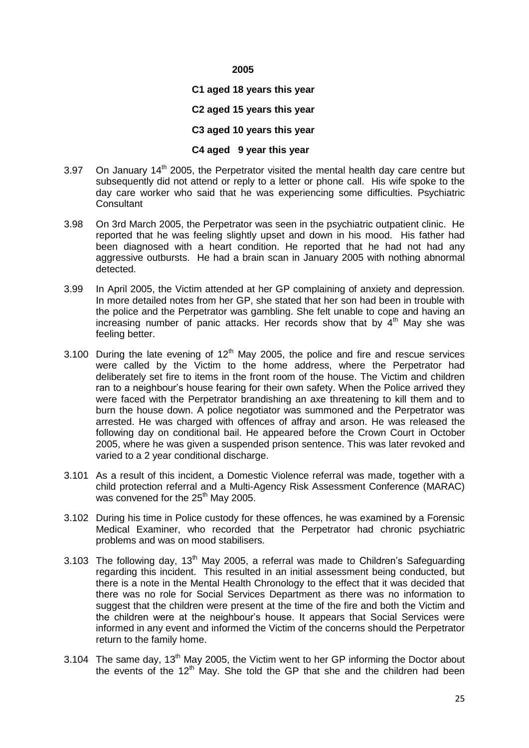**2005**

**C1 aged 18 years this year**

**C2 aged 15 years this year**

**C3 aged 10 years this year**

**C4 aged 9 year this year**

3.97 On January 14th 2005, the Perpetrator visited the mental health day care centre but subsequently did not attend or reply to a letter or phone call. His wife spoke to the day care worker who said that he was experiencing some difficulties. Psychiatric Consultant

3.98 On 3rd March 2005, the Perpetrator was seen in the psychiatric outpatient clinic. He reported that he was feeling slightly upset and down in his mood. His father had been diagnosed with a heart condition. He reported that he had not had any aggressive outbursts. He had a brain scan in January 2005 with nothing abnormal detected.

3.99 In April 2005, the Victim attended at her GP complaining of anxiety and depression. In more detailed notes from her GP, she stated that her son had been in trouble with the police and the Perpetrator was gambling. She felt unable to cope and having an increasing number of panic attacks. Her records show that by 4th May she was feeling better.

3.100 During the late evening of 12th May 2005, the police and fire and rescue services were called by the Victim to the home address, where the Perpetrator had deliberately set fire to items in the front room of the house. The Victim and children ran to a neighbour's house fearing for their own safety. When the Police arrived they were faced with the Perpetrator brandishing an axe threatening to kill them and to burn the house down. A police negotiator was summoned and the Perpetrator was arrested. He was charged with offences of affray and arson. He was released the following day on conditional bail. He appeared before the Crown Court in October 2005, where he was given a suspended prison sentence. This was later revoked and varied to a 2 year conditional discharge.

3.101 As a result of this incident, a Domestic Violence referral was made, together with a child protection referral and a Multi-Agency Risk Assessment Conference (MARAC) was convened for the 25th May 2005.

3.102 During his time in Police custody for these offences, he was examined by a Forensic Medical Examiner, who recorded that the Perpetrator had chronic psychiatric problems and was on mood stabilisers.

3.103 The following day, 13th May 2005, a referral was made to Children's Safeguarding regarding this incident. This resulted in an initial assessment being conducted, but there is a note in the Mental Health Chronology to the effect that it was decided that there was no role for Social Services Department as there was no information to suggest that the children were present at the time of the fire and both the Victim and the children were at the neighbour's house. It appears that Social Services were informed in any event and informed the Victim of the concerns should the Perpetrator return to the family home.

3.104 The same day, 13th May 2005, the Victim went to her GP informing the Doctor about the events of the 12th May. She told the GP that she and the children had been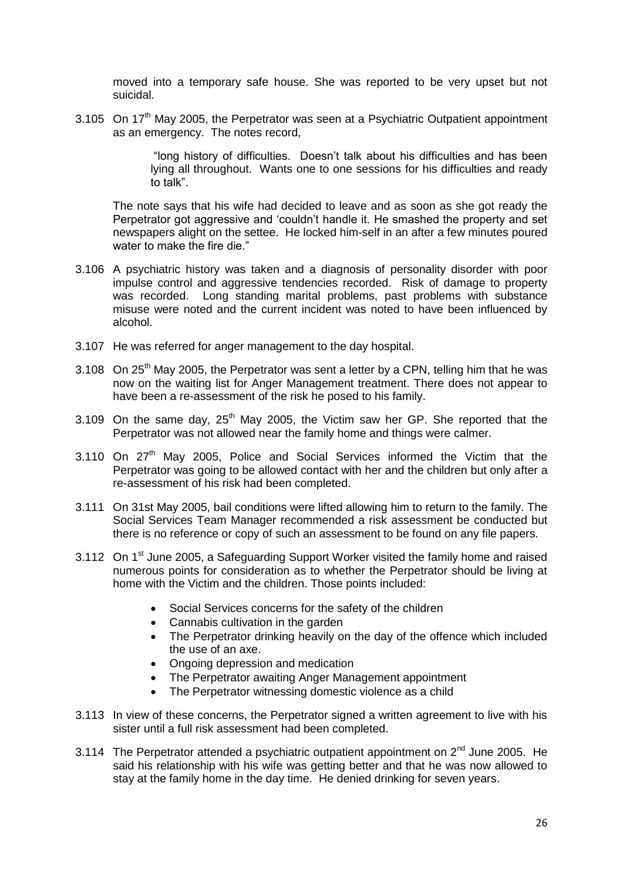moved into a temporary safe house. She was reported to be very upset but not suicidal.

3.105 On 17th May 2005, the Perpetrator was seen at a Psychiatric Outpatient appointment as an emergency. The notes record,

> "long history of difficulties. Doesn't talk about his difficulties and has been lying all throughout. Wants one to one sessions for his difficulties and ready to talk".

The note says that his wife had decided to leave and as soon as she got ready the Perpetrator got aggressive and 'couldn't handle it. He smashed the property and set newspapers alight on the settee. He locked him-self in an after a few minutes poured water to make the fire die."

3.106 A psychiatric history was taken and a diagnosis of personality disorder with poor impulse control and aggressive tendencies recorded. Risk of damage to property was recorded. Long standing marital problems, past problems with substance misuse were noted and the current incident was noted to have been influenced by alcohol.

3.107 He was referred for anger management to the day hospital.

3.108 On 25th May 2005, the Perpetrator was sent a letter by a CPN, telling him that he was now on the waiting list for Anger Management treatment. There does not appear to have been a re-assessment of the risk he posed to his family.

3.109 On the same day, 25th May 2005, the Victim saw her GP. She reported that the Perpetrator was not allowed near the family home and things were calmer.

3.110 On 27th May 2005, Police and Social Services informed the Victim that the Perpetrator was going to be allowed contact with her and the children but only after a re-assessment of his risk had been completed.

3.111 On 31st May 2005, bail conditions were lifted allowing him to return to the family. The Social Services Team Manager recommended a risk assessment be conducted but there is no reference or copy of such an assessment to be found on any file papers.

3.112 On 1st June 2005, a Safeguarding Support Worker visited the family home and raised numerous points for consideration as to whether the Perpetrator should be living at home with the Victim and the children. Those points included:

- Social Services concerns for the safety of the children
- Cannabis cultivation in the garden
- The Perpetrator drinking heavily on the day of the offence which included the use of an axe.
- Ongoing depression and medication
- The Perpetrator awaiting Anger Management appointment
- The Perpetrator witnessing domestic violence as a child

3.113 In view of these concerns, the Perpetrator signed a written agreement to live with his sister until a full risk assessment had been completed.

3.114 The Perpetrator attended a psychiatric outpatient appointment on 2nd June 2005. He said his relationship with his wife was getting better and that he was now allowed to stay at the family home in the day time. He denied drinking for seven years.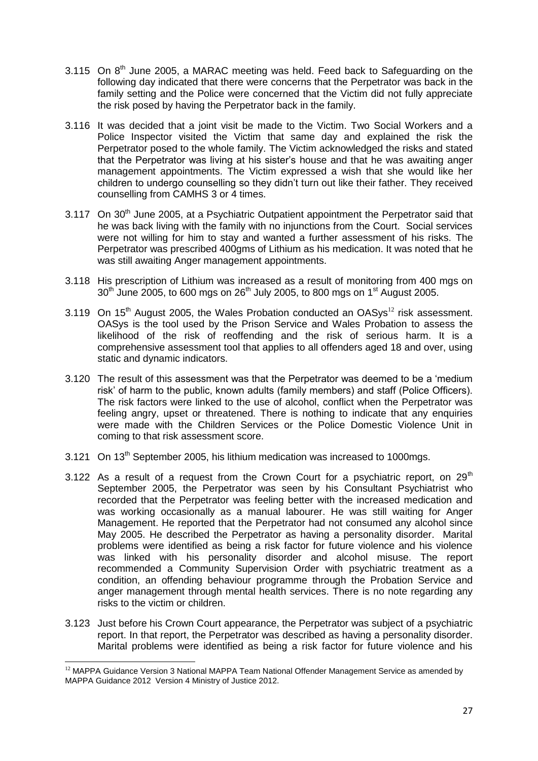3.115 On 8th June 2005, a MARAC meeting was held. Feed back to Safeguarding on the following day indicated that there were concerns that the Perpetrator was back in the family setting and the Police were concerned that the Victim did not fully appreciate the risk posed by having the Perpetrator back in the family.

3.116 It was decided that a joint visit be made to the Victim. Two Social Workers and a Police Inspector visited the Victim that same day and explained the risk the Perpetrator posed to the whole family. The Victim acknowledged the risks and stated that the Perpetrator was living at his sister's house and that he was awaiting anger management appointments. The Victim expressed a wish that she would like her children to undergo counselling so they didn't turn out like their father. They received counselling from CAMHS 3 or 4 times.

3.117 On 30th June 2005, at a Psychiatric Outpatient appointment the Perpetrator said that he was back living with the family with no injunctions from the Court. Social services were not willing for him to stay and wanted a further assessment of his risks. The Perpetrator was prescribed 400gms of Lithium as his medication. It was noted that he was still awaiting Anger management appointments.

3.118 His prescription of Lithium was increased as a result of monitoring from 400 mgs on 30th June 2005, to 600 mgs on 26th July 2005, to 800 mgs on 1st August 2005.

3.119 On 15th August 2005, the Wales Probation conducted an OASys[12] risk assessment. OASys is the tool used by the Prison Service and Wales Probation to assess the likelihood of the risk of reoffending and the risk of serious harm. It is a comprehensive assessment tool that applies to all offenders aged 18 and over, using static and dynamic indicators.

3.120 The result of this assessment was that the Perpetrator was deemed to be a 'medium risk' of harm to the public, known adults (family members) and staff (Police Officers). The risk factors were linked to the use of alcohol, conflict when the Perpetrator was feeling angry, upset or threatened. There is nothing to indicate that any enquiries were made with the Children Services or the Police Domestic Violence Unit in coming to that risk assessment score.

3.121 On 13th September 2005, his lithium medication was increased to 1000mgs.

3.122 As a result of a request from the Crown Court for a psychiatric report, on 29th September 2005, the Perpetrator was seen by his Consultant Psychiatrist who recorded that the Perpetrator was feeling better with the increased medication and was working occasionally as a manual labourer. He was still waiting for Anger Management. He reported that the Perpetrator had not consumed any alcohol since May 2005. He described the Perpetrator as having a personality disorder. Marital problems were identified as being a risk factor for future violence and his violence was linked with his personality disorder and alcohol misuse. The report recommended a Community Supervision Order with psychiatric treatment as a condition, an offending behaviour programme through the Probation Service and anger management through mental health services. There is no note regarding any risks to the victim or children.

3.123 Just before his Crown Court appearance, the Perpetrator was subject of a psychiatric report. In that report, the Perpetrator was described as having a personality disorder. Marital problems were identified as being a risk factor for future violence and his

[12] MAPPA Guidance Version 3 National MAPPA Team National Offender Management Service as amended by MAPPA Guidance 2012 Version 4 Ministry of Justice 2012.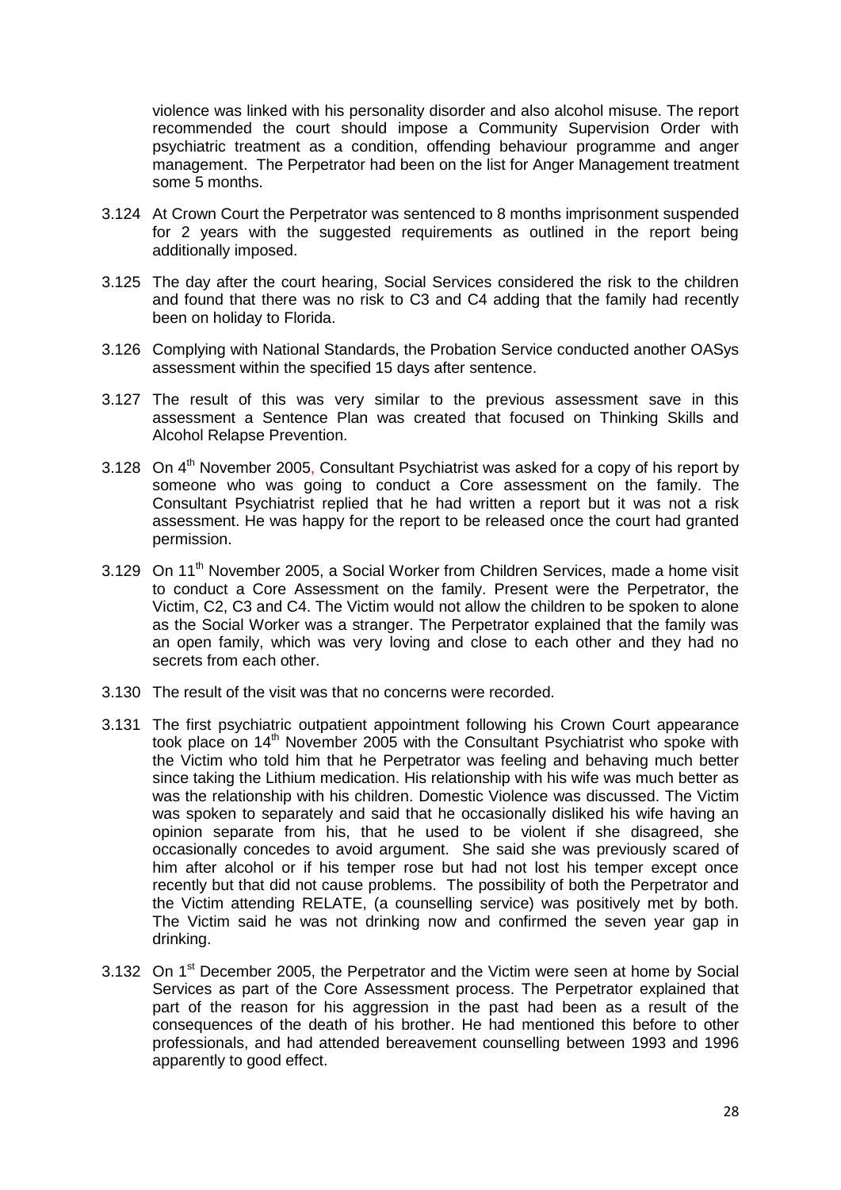violence was linked with his personality disorder and also alcohol misuse. The report recommended the court should impose a Community Supervision Order with psychiatric treatment as a condition, offending behaviour programme and anger management. The Perpetrator had been on the list for Anger Management treatment some 5 months.

3.124 At Crown Court the Perpetrator was sentenced to 8 months imprisonment suspended for 2 years with the suggested requirements as outlined in the report being additionally imposed.

3.125 The day after the court hearing, Social Services considered the risk to the children and found that there was no risk to C3 and C4 adding that the family had recently been on holiday to Florida.

3.126 Complying with National Standards, the Probation Service conducted another OASys assessment within the specified 15 days after sentence.

3.127 The result of this was very similar to the previous assessment save in this assessment a Sentence Plan was created that focused on Thinking Skills and Alcohol Relapse Prevention.

3.128 On 4th November 2005, Consultant Psychiatrist was asked for a copy of his report by someone who was going to conduct a Core assessment on the family. The Consultant Psychiatrist replied that he had written a report but it was not a risk assessment. He was happy for the report to be released once the court had granted permission.

3.129 On 11th November 2005, a Social Worker from Children Services, made a home visit to conduct a Core Assessment on the family. Present were the Perpetrator, the Victim, C2, C3 and C4. The Victim would not allow the children to be spoken to alone as the Social Worker was a stranger. The Perpetrator explained that the family was an open family, which was very loving and close to each other and they had no secrets from each other.

3.130 The result of the visit was that no concerns were recorded.

3.131 The first psychiatric outpatient appointment following his Crown Court appearance took place on 14th November 2005 with the Consultant Psychiatrist who spoke with the Victim who told him that he Perpetrator was feeling and behaving much better since taking the Lithium medication. His relationship with his wife was much better as was the relationship with his children. Domestic Violence was discussed. The Victim was spoken to separately and said that he occasionally disliked his wife having an opinion separate from his, that he used to be violent if she disagreed, she occasionally concedes to avoid argument. She said she was previously scared of him after alcohol or if his temper rose but had not lost his temper except once recently but that did not cause problems. The possibility of both the Perpetrator and the Victim attending RELATE, (a counselling service) was positively met by both. The Victim said he was not drinking now and confirmed the seven year gap in drinking.

3.132 On 1st December 2005, the Perpetrator and the Victim were seen at home by Social Services as part of the Core Assessment process. The Perpetrator explained that part of the reason for his aggression in the past had been as a result of the consequences of the death of his brother. He had mentioned this before to other professionals, and had attended bereavement counselling between 1993 and 1996 apparently to good effect.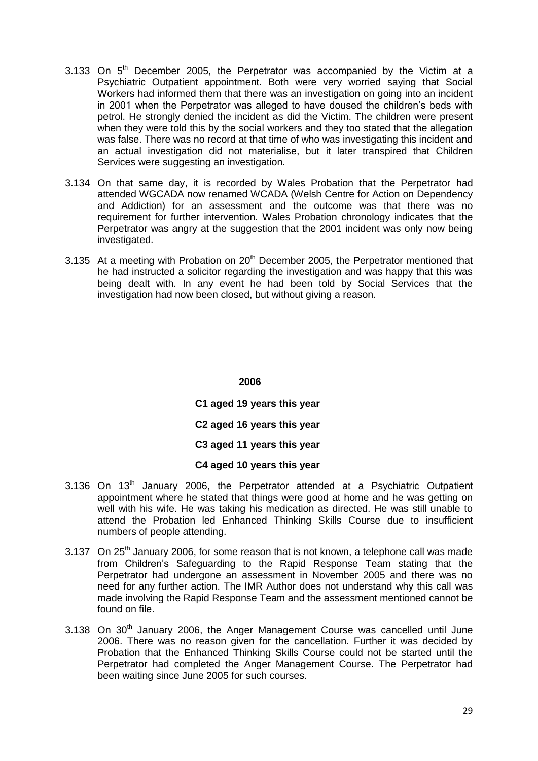3.133 On 5th December 2005, the Perpetrator was accompanied by the Victim at a Psychiatric Outpatient appointment. Both were very worried saying that Social Workers had informed them that there was an investigation on going into an incident in 2001 when the Perpetrator was alleged to have doused the children's beds with petrol. He strongly denied the incident as did the Victim. The children were present when they were told this by the social workers and they too stated that the allegation was false. There was no record at that time of who was investigating this incident and an actual investigation did not materialise, but it later transpired that Children Services were suggesting an investigation.

3.134 On that same day, it is recorded by Wales Probation that the Perpetrator had attended WGCADA now renamed WCADA (Welsh Centre for Action on Dependency and Addiction) for an assessment and the outcome was that there was no requirement for further intervention. Wales Probation chronology indicates that the Perpetrator was angry at the suggestion that the 2001 incident was only now being investigated.

3.135 At a meeting with Probation on 20th December 2005, the Perpetrator mentioned that he had instructed a solicitor regarding the investigation and was happy that this was being dealt with. In any event he had been told by Social Services that the investigation had now been closed, but without giving a reason.

**2006**

**C1 aged 19 years this year**

**C2 aged 16 years this year**

**C3 aged 11 years this year**

**C4 aged 10 years this year**

3.136 On 13th January 2006, the Perpetrator attended at a Psychiatric Outpatient appointment where he stated that things were good at home and he was getting on well with his wife. He was taking his medication as directed. He was still unable to attend the Probation led Enhanced Thinking Skills Course due to insufficient numbers of people attending.

3.137 On 25th January 2006, for some reason that is not known, a telephone call was made from Children's Safeguarding to the Rapid Response Team stating that the Perpetrator had undergone an assessment in November 2005 and there was no need for any further action. The IMR Author does not understand why this call was made involving the Rapid Response Team and the assessment mentioned cannot be found on file.

3.138 On 30th January 2006, the Anger Management Course was cancelled until June 2006. There was no reason given for the cancellation. Further it was decided by Probation that the Enhanced Thinking Skills Course could not be started until the Perpetrator had completed the Anger Management Course. The Perpetrator had been waiting since June 2005 for such courses.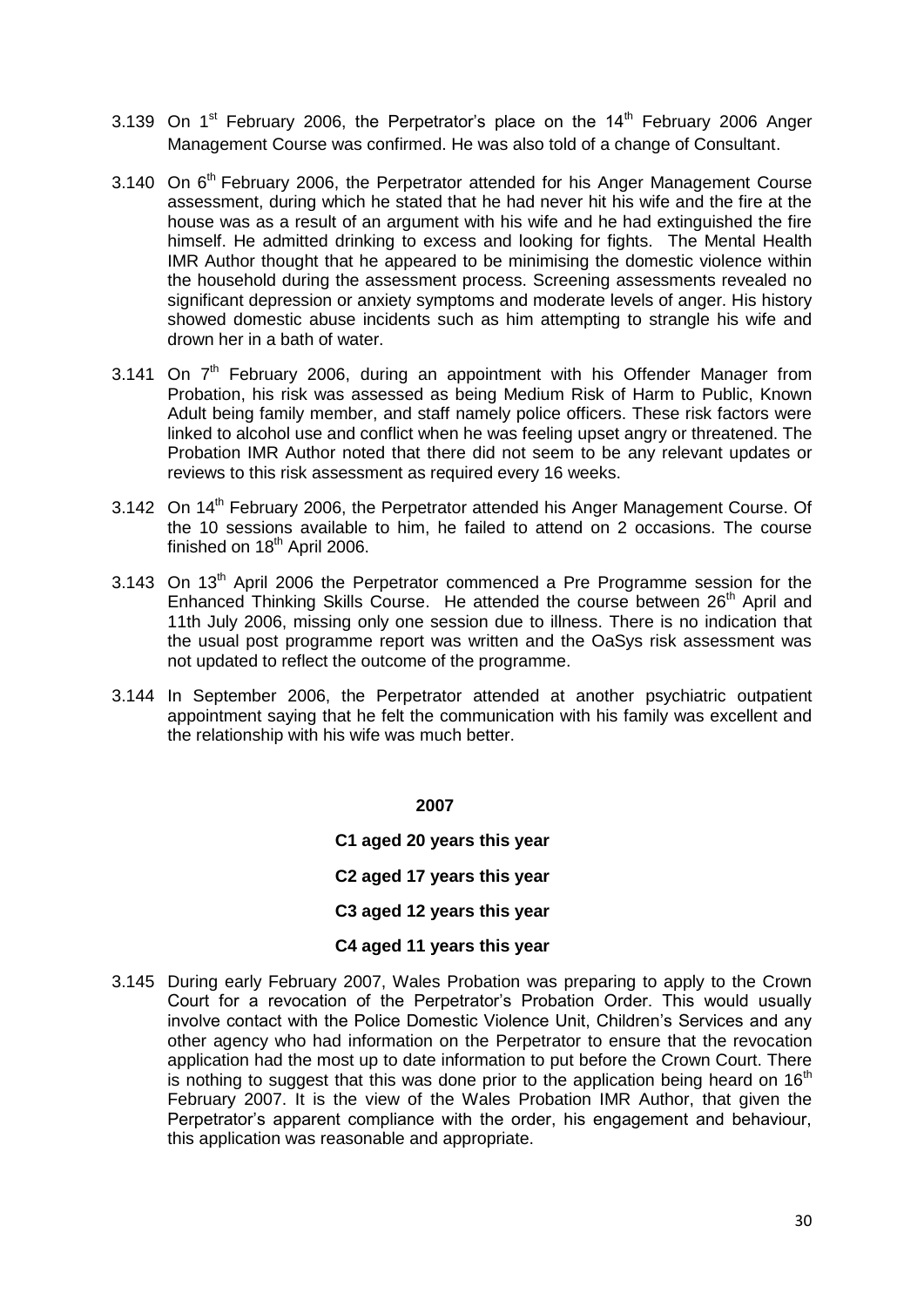3.139 On 1st February 2006, the Perpetrator's place on the 14th February 2006 Anger Management Course was confirmed. He was also told of a change of Consultant.

3.140 On 6th February 2006, the Perpetrator attended for his Anger Management Course assessment, during which he stated that he had never hit his wife and the fire at the house was as a result of an argument with his wife and he had extinguished the fire himself. He admitted drinking to excess and looking for fights. The Mental Health IMR Author thought that he appeared to be minimising the domestic violence within the household during the assessment process. Screening assessments revealed no significant depression or anxiety symptoms and moderate levels of anger. His history showed domestic abuse incidents such as him attempting to strangle his wife and drown her in a bath of water.

3.141 On 7th February 2006, during an appointment with his Offender Manager from Probation, his risk was assessed as being Medium Risk of Harm to Public, Known Adult being family member, and staff namely police officers. These risk factors were linked to alcohol use and conflict when he was feeling upset angry or threatened. The Probation IMR Author noted that there did not seem to be any relevant updates or reviews to this risk assessment as required every 16 weeks.

3.142 On 14th February 2006, the Perpetrator attended his Anger Management Course. Of the 10 sessions available to him, he failed to attend on 2 occasions. The course finished on 18th April 2006.

3.143 On 13th April 2006 the Perpetrator commenced a Pre Programme session for the Enhanced Thinking Skills Course. He attended the course between 26th April and 11th July 2006, missing only one session due to illness. There is no indication that the usual post programme report was written and the OaSys risk assessment was not updated to reflect the outcome of the programme.

3.144 In September 2006, the Perpetrator attended at another psychiatric outpatient appointment saying that he felt the communication with his family was excellent and the relationship with his wife was much better.

**2007**

**C1 aged 20 years this year**

**C2 aged 17 years this year**

**C3 aged 12 years this year**

**C4 aged 11 years this year**

3.145 During early February 2007, Wales Probation was preparing to apply to the Crown Court for a revocation of the Perpetrator's Probation Order. This would usually involve contact with the Police Domestic Violence Unit, Children's Services and any other agency who had information on the Perpetrator to ensure that the revocation application had the most up to date information to put before the Crown Court. There is nothing to suggest that this was done prior to the application being heard on 16th February 2007. It is the view of the Wales Probation IMR Author, that given the Perpetrator's apparent compliance with the order, his engagement and behaviour, this application was reasonable and appropriate.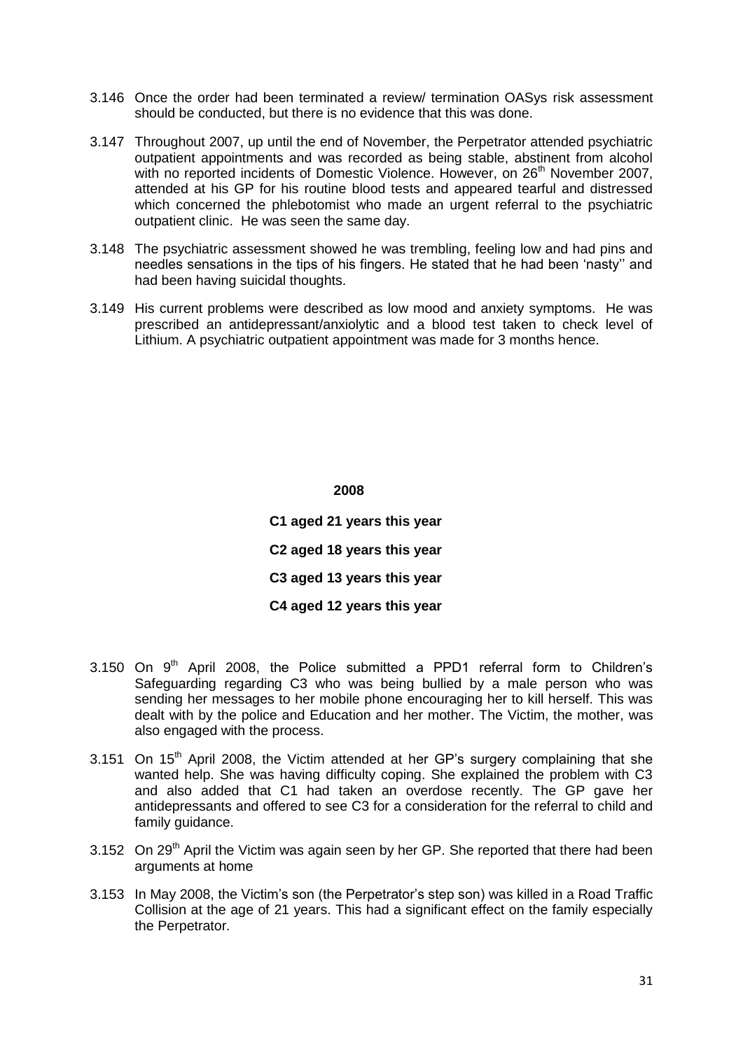3.146 Once the order had been terminated a review/ termination OASys risk assessment should be conducted, but there is no evidence that this was done.

3.147 Throughout 2007, up until the end of November, the Perpetrator attended psychiatric outpatient appointments and was recorded as being stable, abstinent from alcohol with no reported incidents of Domestic Violence. However, on 26th November 2007, attended at his GP for his routine blood tests and appeared tearful and distressed which concerned the phlebotomist who made an urgent referral to the psychiatric outpatient clinic. He was seen the same day.

3.148 The psychiatric assessment showed he was trembling, feeling low and had pins and needles sensations in the tips of his fingers. He stated that he had been 'nasty'' and had been having suicidal thoughts.

3.149 His current problems were described as low mood and anxiety symptoms. He was prescribed an antidepressant/anxiolytic and a blood test taken to check level of Lithium. A psychiatric outpatient appointment was made for 3 months hence.

**2008**

**C1 aged 21 years this year**

**C2 aged 18 years this year**

**C3 aged 13 years this year**

**C4 aged 12 years this year**

3.150 On 9th April 2008, the Police submitted a PPD1 referral form to Children's Safeguarding regarding C3 who was being bullied by a male person who was sending her messages to her mobile phone encouraging her to kill herself. This was dealt with by the police and Education and her mother. The Victim, the mother, was also engaged with the process.

3.151 On 15th April 2008, the Victim attended at her GP's surgery complaining that she wanted help. She was having difficulty coping. She explained the problem with C3 and also added that C1 had taken an overdose recently. The GP gave her antidepressants and offered to see C3 for a consideration for the referral to child and family guidance.

3.152 On 29th April the Victim was again seen by her GP. She reported that there had been arguments at home

3.153 In May 2008, the Victim's son (the Perpetrator's step son) was killed in a Road Traffic Collision at the age of 21 years. This had a significant effect on the family especially the Perpetrator.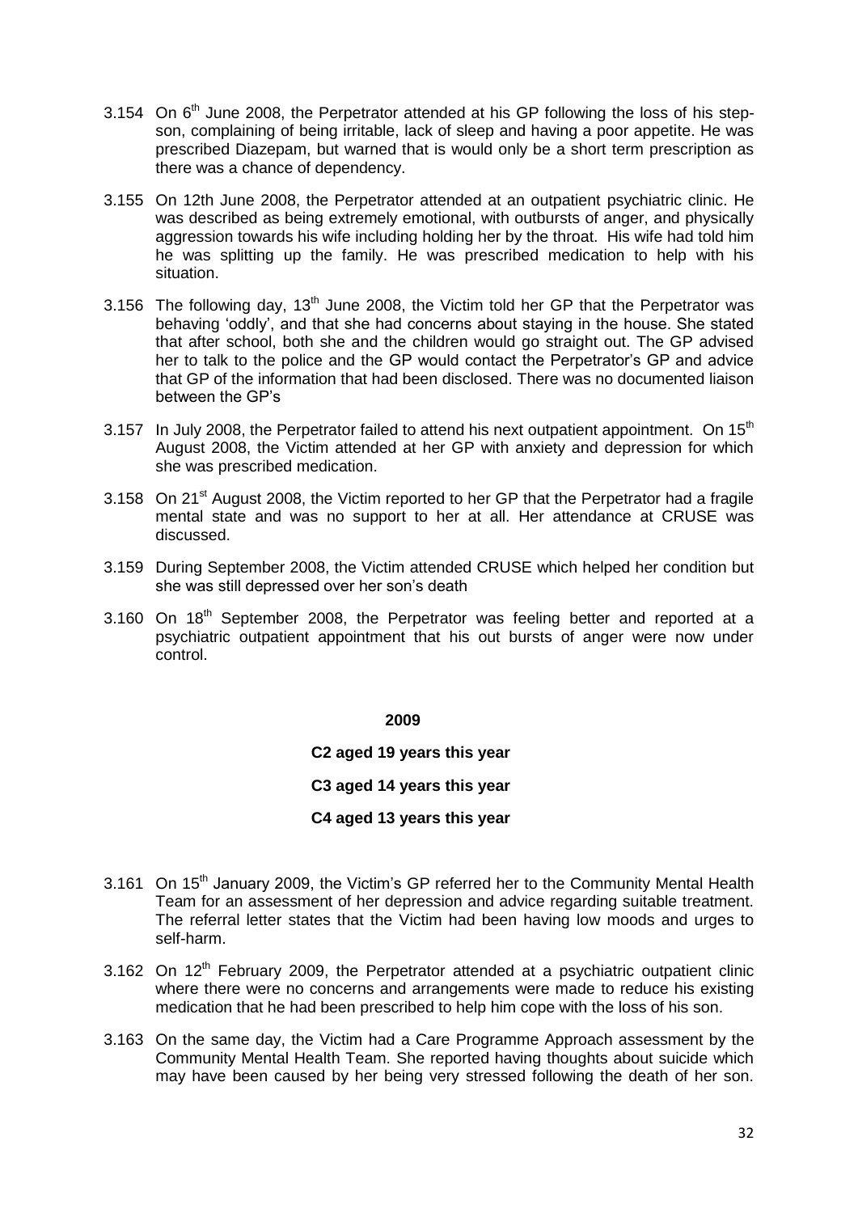3.154 On 6th June 2008, the Perpetrator attended at his GP following the loss of his step-son, complaining of being irritable, lack of sleep and having a poor appetite. He was prescribed Diazepam, but warned that is would only be a short term prescription as there was a chance of dependency.

3.155 On 12th June 2008, the Perpetrator attended at an outpatient psychiatric clinic. He was described as being extremely emotional, with outbursts of anger, and physically aggression towards his wife including holding her by the throat. His wife had told him he was splitting up the family. He was prescribed medication to help with his situation.

3.156 The following day, 13th June 2008, the Victim told her GP that the Perpetrator was behaving 'oddly', and that she had concerns about staying in the house. She stated that after school, both she and the children would go straight out. The GP advised her to talk to the police and the GP would contact the Perpetrator's GP and advice that GP of the information that had been disclosed. There was no documented liaison between the GP's

3.157 In July 2008, the Perpetrator failed to attend his next outpatient appointment. On 15th August 2008, the Victim attended at her GP with anxiety and depression for which she was prescribed medication.

3.158 On 21st August 2008, the Victim reported to her GP that the Perpetrator had a fragile mental state and was no support to her at all. Her attendance at CRUSE was discussed.

3.159 During September 2008, the Victim attended CRUSE which helped her condition but she was still depressed over her son's death

3.160 On 18th September 2008, the Perpetrator was feeling better and reported at a psychiatric outpatient appointment that his out bursts of anger were now under control.

**2009**

**C2 aged 19 years this year**

**C3 aged 14 years this year**

**C4 aged 13 years this year**

3.161 On 15th January 2009, the Victim's GP referred her to the Community Mental Health Team for an assessment of her depression and advice regarding suitable treatment. The referral letter states that the Victim had been having low moods and urges to self-harm.

3.162 On 12th February 2009, the Perpetrator attended at a psychiatric outpatient clinic where there were no concerns and arrangements were made to reduce his existing medication that he had been prescribed to help him cope with the loss of his son.

3.163 On the same day, the Victim had a Care Programme Approach assessment by the Community Mental Health Team. She reported having thoughts about suicide which may have been caused by her being very stressed following the death of her son.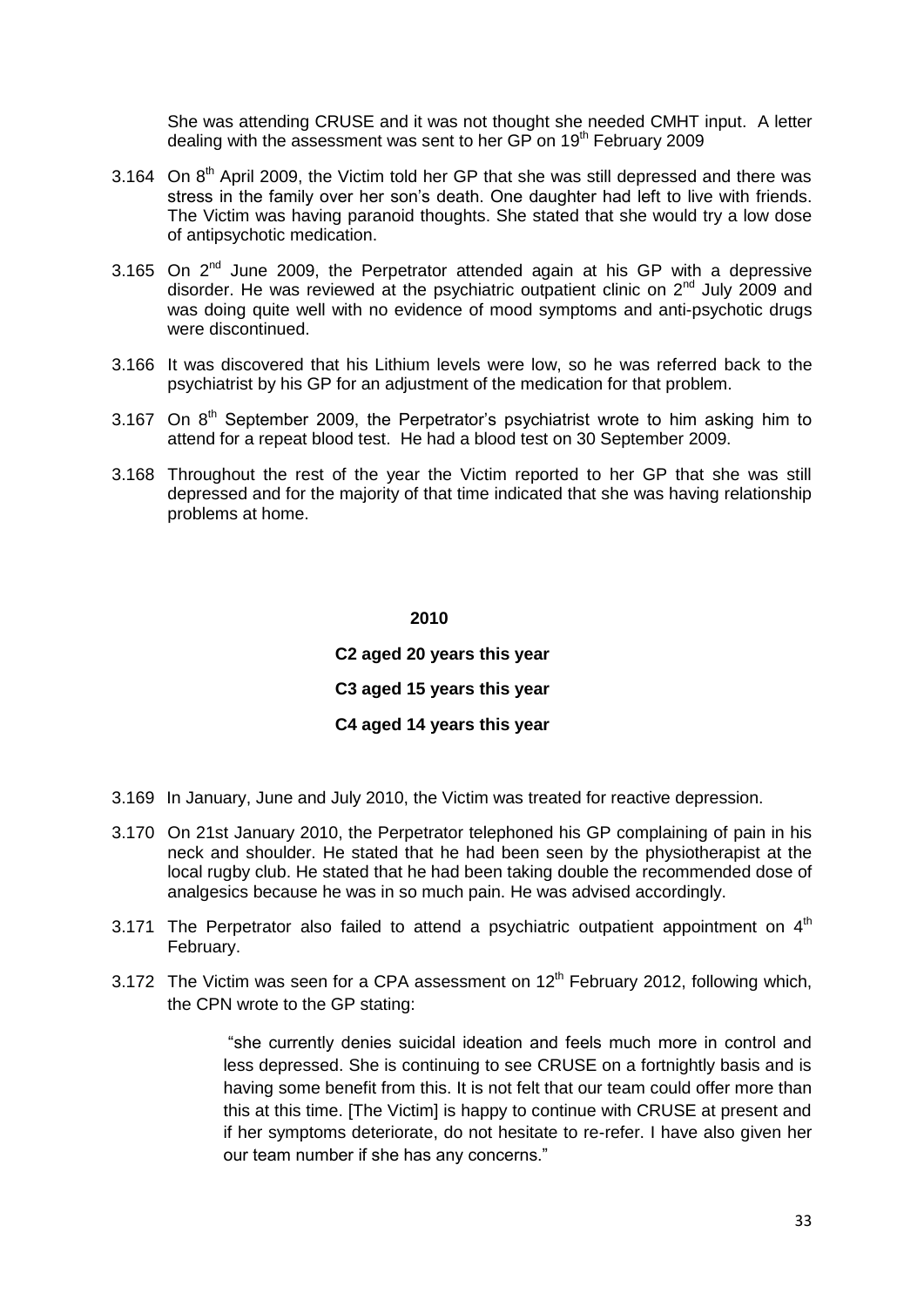She was attending CRUSE and it was not thought she needed CMHT input. A letter dealing with the assessment was sent to her GP on 19th February 2009

3.164 On 8th April 2009, the Victim told her GP that she was still depressed and there was stress in the family over her son's death. One daughter had left to live with friends. The Victim was having paranoid thoughts. She stated that she would try a low dose of antipsychotic medication.

3.165 On 2nd June 2009, the Perpetrator attended again at his GP with a depressive disorder. He was reviewed at the psychiatric outpatient clinic on 2nd July 2009 and was doing quite well with no evidence of mood symptoms and anti-psychotic drugs were discontinued.

3.166 It was discovered that his Lithium levels were low, so he was referred back to the psychiatrist by his GP for an adjustment of the medication for that problem.

3.167 On 8th September 2009, the Perpetrator's psychiatrist wrote to him asking him to attend for a repeat blood test. He had a blood test on 30 September 2009.

3.168 Throughout the rest of the year the Victim reported to her GP that she was still depressed and for the majority of that time indicated that she was having relationship problems at home.

**2010**

**C2 aged 20 years this year**

**C3 aged 15 years this year**

**C4 aged 14 years this year**

3.169 In January, June and July 2010, the Victim was treated for reactive depression.

3.170 On 21st January 2010, the Perpetrator telephoned his GP complaining of pain in his neck and shoulder. He stated that he had been seen by the physiotherapist at the local rugby club. He stated that he had been taking double the recommended dose of analgesics because he was in so much pain. He was advised accordingly.

3.171 The Perpetrator also failed to attend a psychiatric outpatient appointment on 4th February.

3.172 The Victim was seen for a CPA assessment on 12th February 2012, following which, the CPN wrote to the GP stating:

> "she currently denies suicidal ideation and feels much more in control and less depressed. She is continuing to see CRUSE on a fortnightly basis and is having some benefit from this. It is not felt that our team could offer more than this at this time. [The Victim] is happy to continue with CRUSE at present and if her symptoms deteriorate, do not hesitate to re-refer. I have also given her our team number if she has any concerns."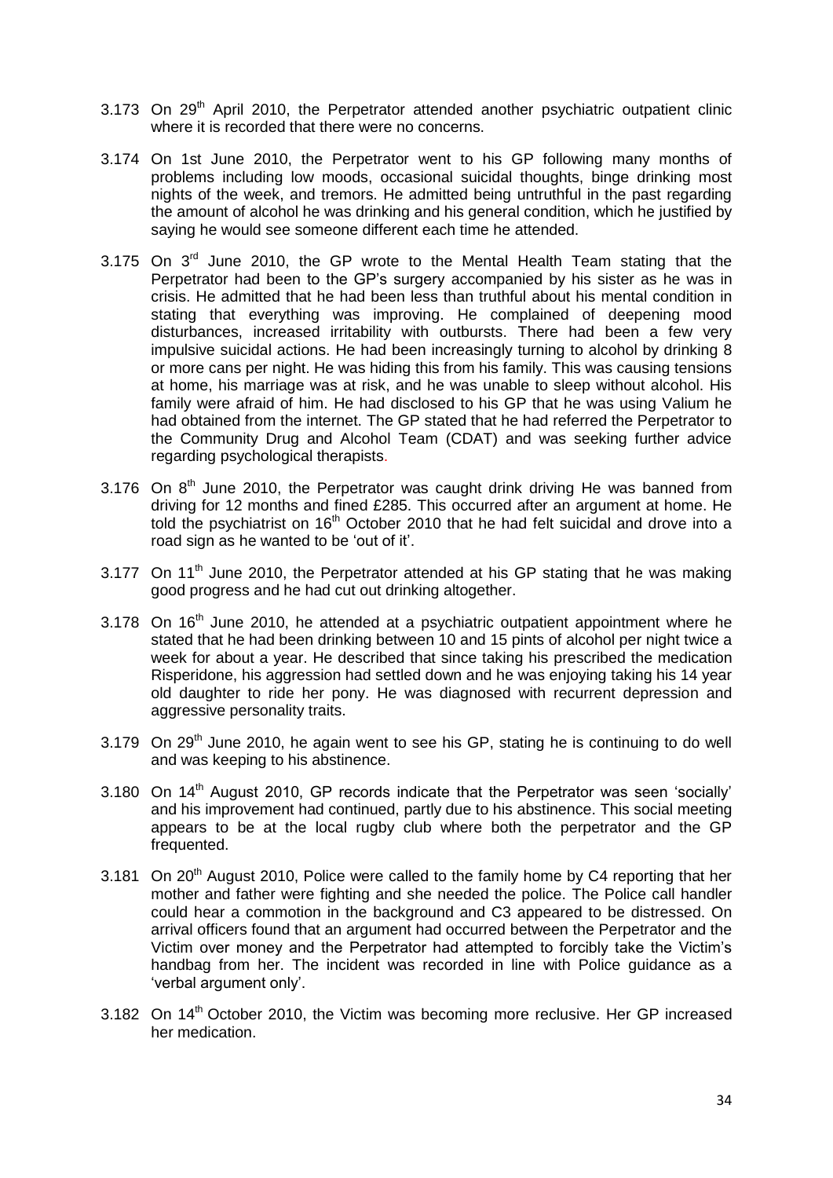3.173 On 29th April 2010, the Perpetrator attended another psychiatric outpatient clinic where it is recorded that there were no concerns.

3.174 On 1st June 2010, the Perpetrator went to his GP following many months of problems including low moods, occasional suicidal thoughts, binge drinking most nights of the week, and tremors. He admitted being untruthful in the past regarding the amount of alcohol he was drinking and his general condition, which he justified by saying he would see someone different each time he attended.

3.175 On 3rd June 2010, the GP wrote to the Mental Health Team stating that the Perpetrator had been to the GP's surgery accompanied by his sister as he was in crisis. He admitted that he had been less than truthful about his mental condition in stating that everything was improving. He complained of deepening mood disturbances, increased irritability with outbursts. There had been a few very impulsive suicidal actions. He had been increasingly turning to alcohol by drinking 8 or more cans per night. He was hiding this from his family. This was causing tensions at home, his marriage was at risk, and he was unable to sleep without alcohol. His family were afraid of him. He had disclosed to his GP that he was using Valium he had obtained from the internet. The GP stated that he had referred the Perpetrator to the Community Drug and Alcohol Team (CDAT) and was seeking further advice regarding psychological therapists.

3.176 On 8th June 2010, the Perpetrator was caught drink driving He was banned from driving for 12 months and fined £285. This occurred after an argument at home. He told the psychiatrist on 16th October 2010 that he had felt suicidal and drove into a road sign as he wanted to be 'out of it'.

3.177 On 11th June 2010, the Perpetrator attended at his GP stating that he was making good progress and he had cut out drinking altogether.

3.178 On 16th June 2010, he attended at a psychiatric outpatient appointment where he stated that he had been drinking between 10 and 15 pints of alcohol per night twice a week for about a year. He described that since taking his prescribed the medication Risperidone, his aggression had settled down and he was enjoying taking his 14 year old daughter to ride her pony. He was diagnosed with recurrent depression and aggressive personality traits.

3.179 On 29th June 2010, he again went to see his GP, stating he is continuing to do well and was keeping to his abstinence.

3.180 On 14th August 2010, GP records indicate that the Perpetrator was seen 'socially' and his improvement had continued, partly due to his abstinence. This social meeting appears to be at the local rugby club where both the perpetrator and the GP frequented.

3.181 On 20th August 2010, Police were called to the family home by C4 reporting that her mother and father were fighting and she needed the police. The Police call handler could hear a commotion in the background and C3 appeared to be distressed. On arrival officers found that an argument had occurred between the Perpetrator and the Victim over money and the Perpetrator had attempted to forcibly take the Victim's handbag from her. The incident was recorded in line with Police guidance as a 'verbal argument only'.

3.182 On 14th October 2010, the Victim was becoming more reclusive. Her GP increased her medication.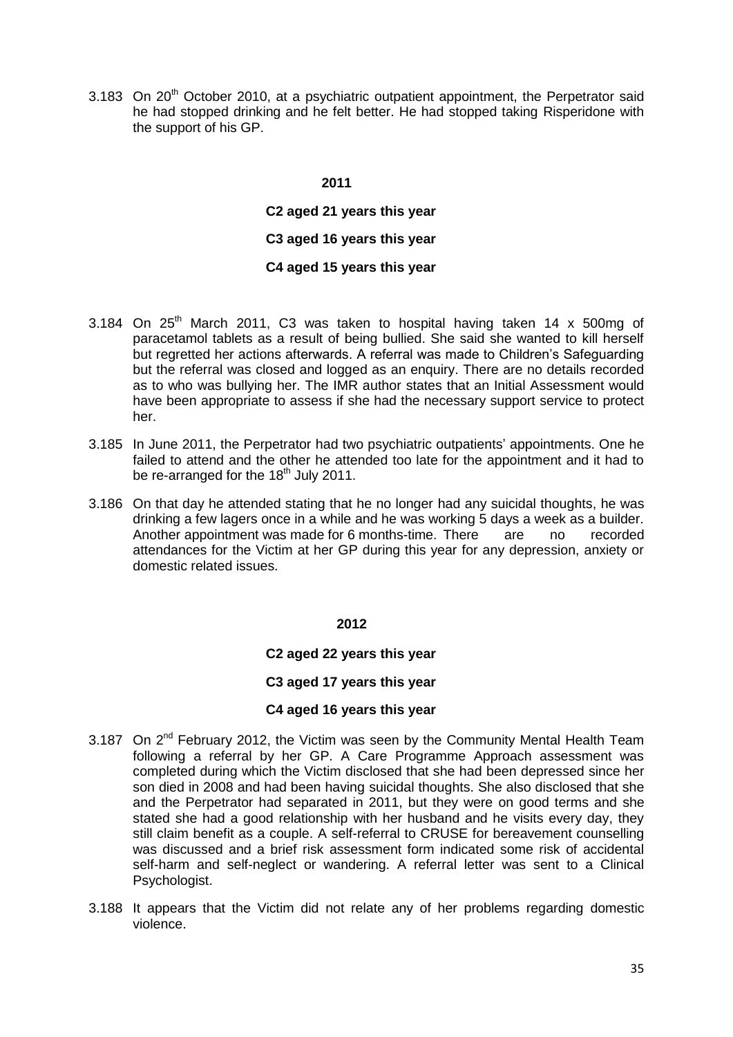3.183 On 20th October 2010, at a psychiatric outpatient appointment, the Perpetrator said he had stopped drinking and he felt better. He had stopped taking Risperidone with the support of his GP.

**2011**

**C2 aged 21 years this year**

**C3 aged 16 years this year**

**C4 aged 15 years this year**

3.184 On 25th March 2011, C3 was taken to hospital having taken 14 x 500mg of paracetamol tablets as a result of being bullied. She said she wanted to kill herself but regretted her actions afterwards. A referral was made to Children's Safeguarding but the referral was closed and logged as an enquiry. There are no details recorded as to who was bullying her. The IMR author states that an Initial Assessment would have been appropriate to assess if she had the necessary support service to protect her.

3.185 In June 2011, the Perpetrator had two psychiatric outpatients' appointments. One he failed to attend and the other he attended too late for the appointment and it had to be re-arranged for the 18th July 2011.

3.186 On that day he attended stating that he no longer had any suicidal thoughts, he was drinking a few lagers once in a while and he was working 5 days a week as a builder. Another appointment was made for 6 months-time. There are no recorded attendances for the Victim at her GP during this year for any depression, anxiety or domestic related issues.

**2012**

**C2 aged 22 years this year**

**C3 aged 17 years this year**

**C4 aged 16 years this year**

3.187 On 2nd February 2012, the Victim was seen by the Community Mental Health Team following a referral by her GP. A Care Programme Approach assessment was completed during which the Victim disclosed that she had been depressed since her son died in 2008 and had been having suicidal thoughts. She also disclosed that she and the Perpetrator had separated in 2011, but they were on good terms and she stated she had a good relationship with her husband and he visits every day, they still claim benefit as a couple. A self-referral to CRUSE for bereavement counselling was discussed and a brief risk assessment form indicated some risk of accidental self-harm and self-neglect or wandering. A referral letter was sent to a Clinical Psychologist.

3.188 It appears that the Victim did not relate any of her problems regarding domestic violence.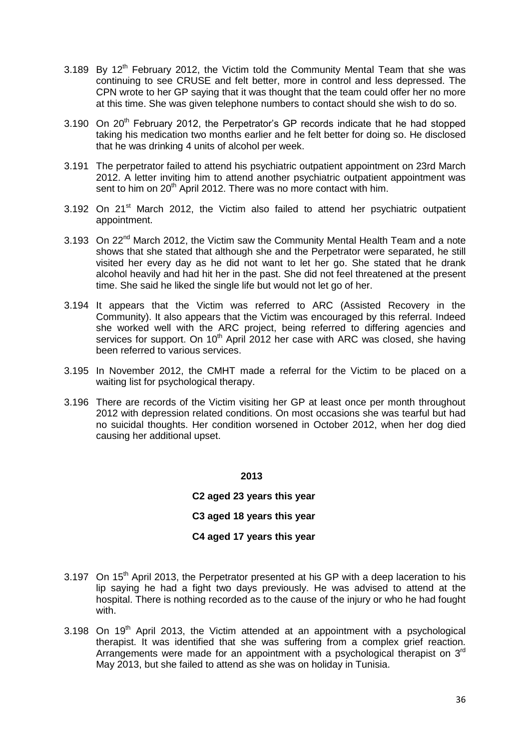3.189 By 12th February 2012, the Victim told the Community Mental Team that she was continuing to see CRUSE and felt better, more in control and less depressed. The CPN wrote to her GP saying that it was thought that the team could offer her no more at this time. She was given telephone numbers to contact should she wish to do so.

3.190 On 20th February 2012, the Perpetrator's GP records indicate that he had stopped taking his medication two months earlier and he felt better for doing so. He disclosed that he was drinking 4 units of alcohol per week.

3.191 The perpetrator failed to attend his psychiatric outpatient appointment on 23rd March 2012. A letter inviting him to attend another psychiatric outpatient appointment was sent to him on 20th April 2012. There was no more contact with him.

3.192 On 21st March 2012, the Victim also failed to attend her psychiatric outpatient appointment.

3.193 On 22nd March 2012, the Victim saw the Community Mental Health Team and a note shows that she stated that although she and the Perpetrator were separated, he still visited her every day as he did not want to let her go. She stated that he drank alcohol heavily and had hit her in the past. She did not feel threatened at the present time. She said he liked the single life but would not let go of her.

3.194 It appears that the Victim was referred to ARC (Assisted Recovery in the Community). It also appears that the Victim was encouraged by this referral. Indeed she worked well with the ARC project, being referred to differing agencies and services for support. On 10th April 2012 her case with ARC was closed, she having been referred to various services.

3.195 In November 2012, the CMHT made a referral for the Victim to be placed on a waiting list for psychological therapy.

3.196 There are records of the Victim visiting her GP at least once per month throughout 2012 with depression related conditions. On most occasions she was tearful but had no suicidal thoughts. Her condition worsened in October 2012, when her dog died causing her additional upset.

**2013**

**C2 aged 23 years this year**

**C3 aged 18 years this year**

**C4 aged 17 years this year**

3.197 On 15th April 2013, the Perpetrator presented at his GP with a deep laceration to his lip saying he had a fight two days previously. He was advised to attend at the hospital. There is nothing recorded as to the cause of the injury or who he had fought with.

3.198 On 19th April 2013, the Victim attended at an appointment with a psychological therapist. It was identified that she was suffering from a complex grief reaction. Arrangements were made for an appointment with a psychological therapist on 3rd May 2013, but she failed to attend as she was on holiday in Tunisia.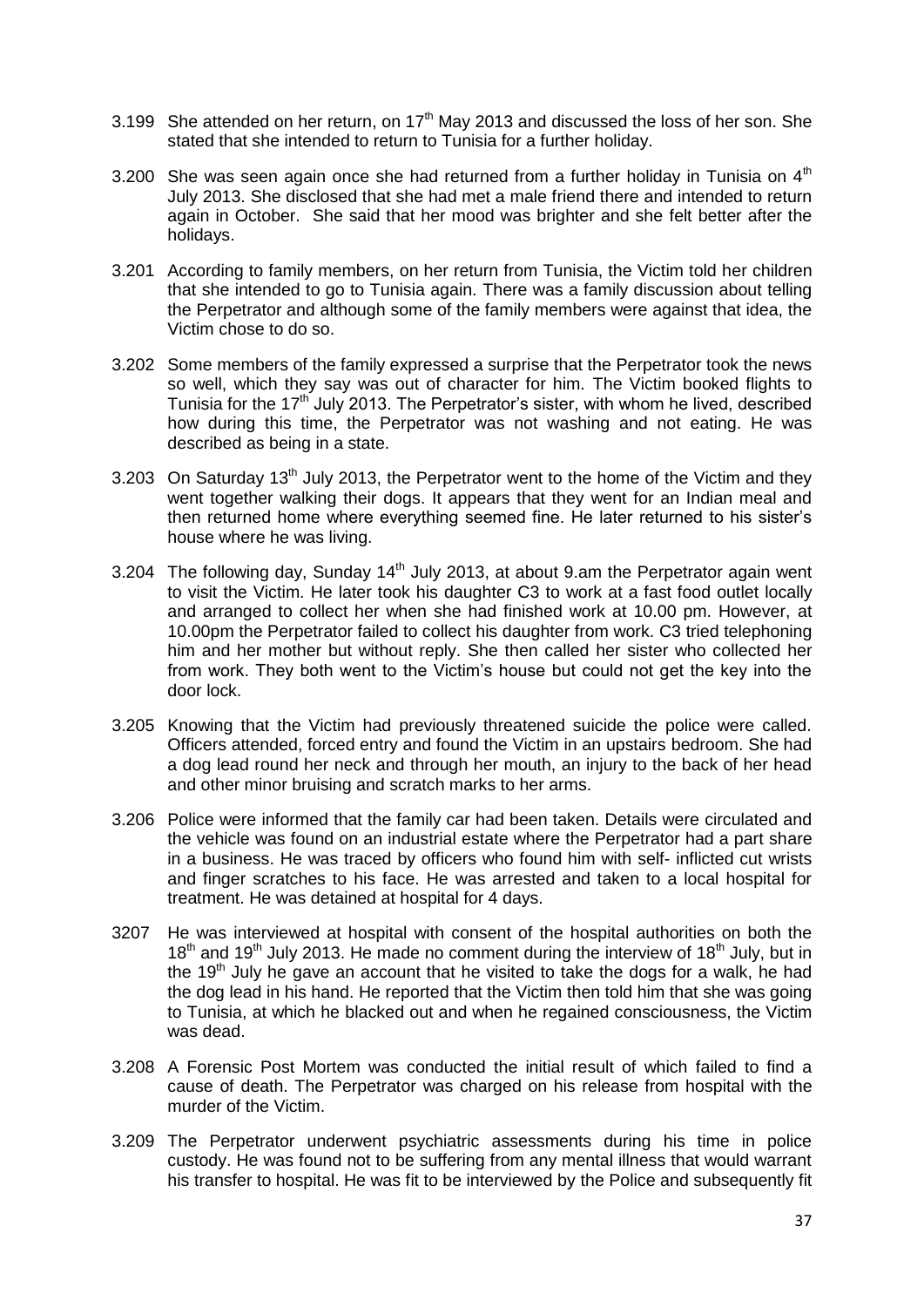3.199 She attended on her return, on 17th May 2013 and discussed the loss of her son. She stated that she intended to return to Tunisia for a further holiday.

3.200 She was seen again once she had returned from a further holiday in Tunisia on 4th July 2013. She disclosed that she had met a male friend there and intended to return again in October. She said that her mood was brighter and she felt better after the holidays.

3.201 According to family members, on her return from Tunisia, the Victim told her children that she intended to go to Tunisia again. There was a family discussion about telling the Perpetrator and although some of the family members were against that idea, the Victim chose to do so.

3.202 Some members of the family expressed a surprise that the Perpetrator took the news so well, which they say was out of character for him. The Victim booked flights to Tunisia for the 17th July 2013. The Perpetrator's sister, with whom he lived, described how during this time, the Perpetrator was not washing and not eating. He was described as being in a state.

3.203 On Saturday 13th July 2013, the Perpetrator went to the home of the Victim and they went together walking their dogs. It appears that they went for an Indian meal and then returned home where everything seemed fine. He later returned to his sister's house where he was living.

3.204 The following day, Sunday 14th July 2013, at about 9.am the Perpetrator again went to visit the Victim. He later took his daughter C3 to work at a fast food outlet locally and arranged to collect her when she had finished work at 10.00 pm. However, at 10.00pm the Perpetrator failed to collect his daughter from work. C3 tried telephoning him and her mother but without reply. She then called her sister who collected her from work. They both went to the Victim's house but could not get the key into the door lock.

3.205 Knowing that the Victim had previously threatened suicide the police were called. Officers attended, forced entry and found the Victim in an upstairs bedroom. She had a dog lead round her neck and through her mouth, an injury to the back of her head and other minor bruising and scratch marks to her arms.

3.206 Police were informed that the family car had been taken. Details were circulated and the vehicle was found on an industrial estate where the Perpetrator had a part share in a business. He was traced by officers who found him with self- inflicted cut wrists and finger scratches to his face. He was arrested and taken to a local hospital for treatment. He was detained at hospital for 4 days.

3207 He was interviewed at hospital with consent of the hospital authorities on both the 18th and 19th July 2013. He made no comment during the interview of 18th July, but in the 19th July he gave an account that he visited to take the dogs for a walk, he had the dog lead in his hand. He reported that the Victim then told him that she was going to Tunisia, at which he blacked out and when he regained consciousness, the Victim was dead.

3.208 A Forensic Post Mortem was conducted the initial result of which failed to find a cause of death. The Perpetrator was charged on his release from hospital with the murder of the Victim.

3.209 The Perpetrator underwent psychiatric assessments during his time in police custody. He was found not to be suffering from any mental illness that would warrant his transfer to hospital. He was fit to be interviewed by the Police and subsequently fit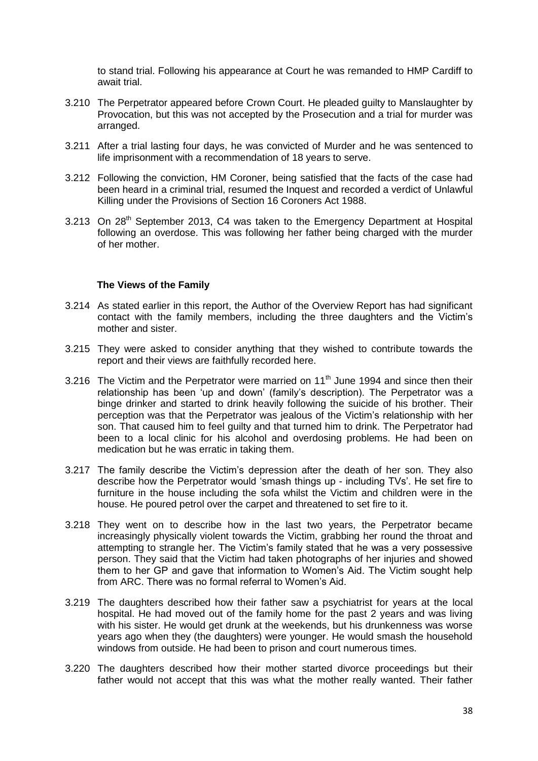to stand trial. Following his appearance at Court he was remanded to HMP Cardiff to await trial.

3.210 The Perpetrator appeared before Crown Court. He pleaded guilty to Manslaughter by Provocation, but this was not accepted by the Prosecution and a trial for murder was arranged.

3.211 After a trial lasting four days, he was convicted of Murder and he was sentenced to life imprisonment with a recommendation of 18 years to serve.

3.212 Following the conviction, HM Coroner, being satisfied that the facts of the case had been heard in a criminal trial, resumed the Inquest and recorded a verdict of Unlawful Killing under the Provisions of Section 16 Coroners Act 1988.

3.213 On 28th September 2013, C4 was taken to the Emergency Department at Hospital following an overdose. This was following her father being charged with the murder of her mother.

**The Views of the Family**

3.214 As stated earlier in this report, the Author of the Overview Report has had significant contact with the family members, including the three daughters and the Victim's mother and sister.

3.215 They were asked to consider anything that they wished to contribute towards the report and their views are faithfully recorded here.

3.216 The Victim and the Perpetrator were married on 11th June 1994 and since then their relationship has been 'up and down' (family's description). The Perpetrator was a binge drinker and started to drink heavily following the suicide of his brother. Their perception was that the Perpetrator was jealous of the Victim's relationship with her son. That caused him to feel guilty and that turned him to drink. The Perpetrator had been to a local clinic for his alcohol and overdosing problems. He had been on medication but he was erratic in taking them.

3.217 The family describe the Victim's depression after the death of her son. They also describe how the Perpetrator would 'smash things up - including TVs'. He set fire to furniture in the house including the sofa whilst the Victim and children were in the house. He poured petrol over the carpet and threatened to set fire to it.

3.218 They went on to describe how in the last two years, the Perpetrator became increasingly physically violent towards the Victim, grabbing her round the throat and attempting to strangle her. The Victim's family stated that he was a very possessive person. They said that the Victim had taken photographs of her injuries and showed them to her GP and gave that information to Women's Aid. The Victim sought help from ARC. There was no formal referral to Women's Aid.

3.219 The daughters described how their father saw a psychiatrist for years at the local hospital. He had moved out of the family home for the past 2 years and was living with his sister. He would get drunk at the weekends, but his drunkenness was worse years ago when they (the daughters) were younger. He would smash the household windows from outside. He had been to prison and court numerous times.

3.220 The daughters described how their mother started divorce proceedings but their father would not accept that this was what the mother really wanted. Their father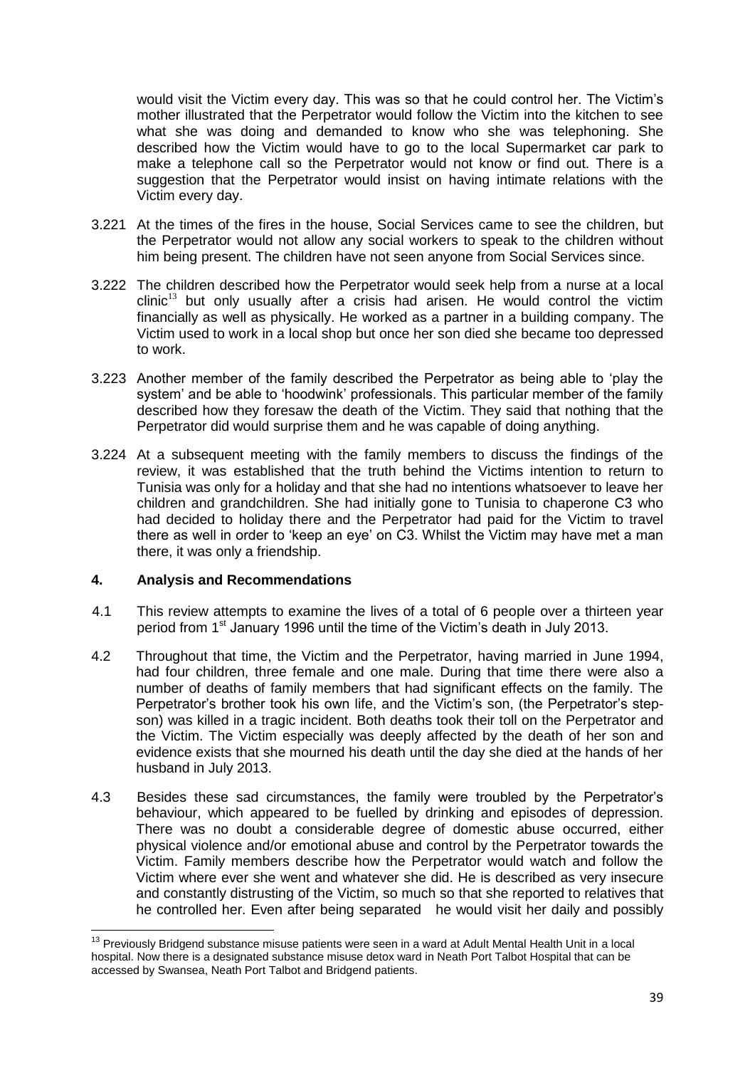would visit the Victim every day. This was so that he could control her. The Victim's mother illustrated that the Perpetrator would follow the Victim into the kitchen to see what she was doing and demanded to know who she was telephoning. She described how the Victim would have to go to the local Supermarket car park to make a telephone call so the Perpetrator would not know or find out. There is a suggestion that the Perpetrator would insist on having intimate relations with the Victim every day.

3.221 At the times of the fires in the house, Social Services came to see the children, but the Perpetrator would not allow any social workers to speak to the children without him being present. The children have not seen anyone from Social Services since.

3.222 The children described how the Perpetrator would seek help from a nurse at a local clinic[13] but only usually after a crisis had arisen. He would control the victim financially as well as physically. He worked as a partner in a building company. The Victim used to work in a local shop but once her son died she became too depressed to work.

3.223 Another member of the family described the Perpetrator as being able to 'play the system' and be able to 'hoodwink' professionals. This particular member of the family described how they foresaw the death of the Victim. They said that nothing that the Perpetrator did would surprise them and he was capable of doing anything.

3.224 At a subsequent meeting with the family members to discuss the findings of the review, it was established that the truth behind the Victims intention to return to Tunisia was only for a holiday and that she had no intentions whatsoever to leave her children and grandchildren. She had initially gone to Tunisia to chaperone C3 who had decided to holiday there and the Perpetrator had paid for the Victim to travel there as well in order to 'keep an eye' on C3. Whilst the Victim may have met a man there, it was only a friendship.

## 4. Analysis and Recommendations

4.1 This review attempts to examine the lives of a total of 6 people over a thirteen year period from 1st January 1996 until the time of the Victim's death in July 2013.

4.2 Throughout that time, the Victim and the Perpetrator, having married in June 1994, had four children, three female and one male. During that time there were also a number of deaths of family members that had significant effects on the family. The Perpetrator's brother took his own life, and the Victim's son, (the Perpetrator's step-son) was killed in a tragic incident. Both deaths took their toll on the Perpetrator and the Victim. The Victim especially was deeply affected by the death of her son and evidence exists that she mourned his death until the day she died at the hands of her husband in July 2013.

4.3 Besides these sad circumstances, the family were troubled by the Perpetrator's behaviour, which appeared to be fuelled by drinking and episodes of depression. There was no doubt a considerable degree of domestic abuse occurred, either physical violence and/or emotional abuse and control by the Perpetrator towards the Victim. Family members describe how the Perpetrator would watch and follow the Victim where ever she went and whatever she did. He is described as very insecure and constantly distrusting of the Victim, so much so that she reported to relatives that he controlled her. Even after being separated he would visit her daily and possibly

[13] Previously Bridgend substance misuse patients were seen in a ward at Adult Mental Health Unit in a local hospital. Now there is a designated substance misuse detox ward in Neath Port Talbot Hospital that can be accessed by Swansea, Neath Port Talbot and Bridgend patients.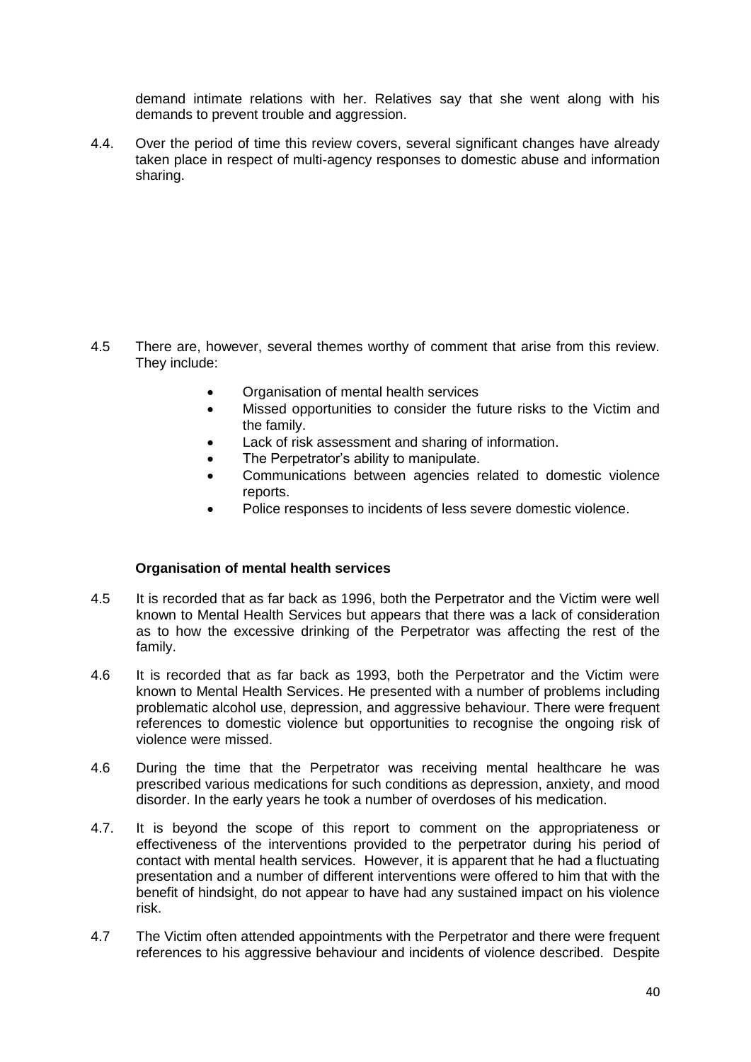demand intimate relations with her. Relatives say that she went along with his demands to prevent trouble and aggression.

4.4. Over the period of time this review covers, several significant changes have already taken place in respect of multi-agency responses to domestic abuse and information sharing.

4.5 There are, however, several themes worthy of comment that arise from this review. They include:

- Organisation of mental health services
- Missed opportunities to consider the future risks to the Victim and the family.
- Lack of risk assessment and sharing of information.
- The Perpetrator's ability to manipulate.
- Communications between agencies related to domestic violence reports.
- Police responses to incidents of less severe domestic violence.

**Organisation of mental health services**

4.5 It is recorded that as far back as 1996, both the Perpetrator and the Victim were well known to Mental Health Services but appears that there was a lack of consideration as to how the excessive drinking of the Perpetrator was affecting the rest of the family.

4.6 It is recorded that as far back as 1993, both the Perpetrator and the Victim were known to Mental Health Services. He presented with a number of problems including problematic alcohol use, depression, and aggressive behaviour. There were frequent references to domestic violence but opportunities to recognise the ongoing risk of violence were missed.

4.6 During the time that the Perpetrator was receiving mental healthcare he was prescribed various medications for such conditions as depression, anxiety, and mood disorder. In the early years he took a number of overdoses of his medication.

4.7. It is beyond the scope of this report to comment on the appropriateness or effectiveness of the interventions provided to the perpetrator during his period of contact with mental health services. However, it is apparent that he had a fluctuating presentation and a number of different interventions were offered to him that with the benefit of hindsight, do not appear to have had any sustained impact on his violence risk.

4.7 The Victim often attended appointments with the Perpetrator and there were frequent references to his aggressive behaviour and incidents of violence described. Despite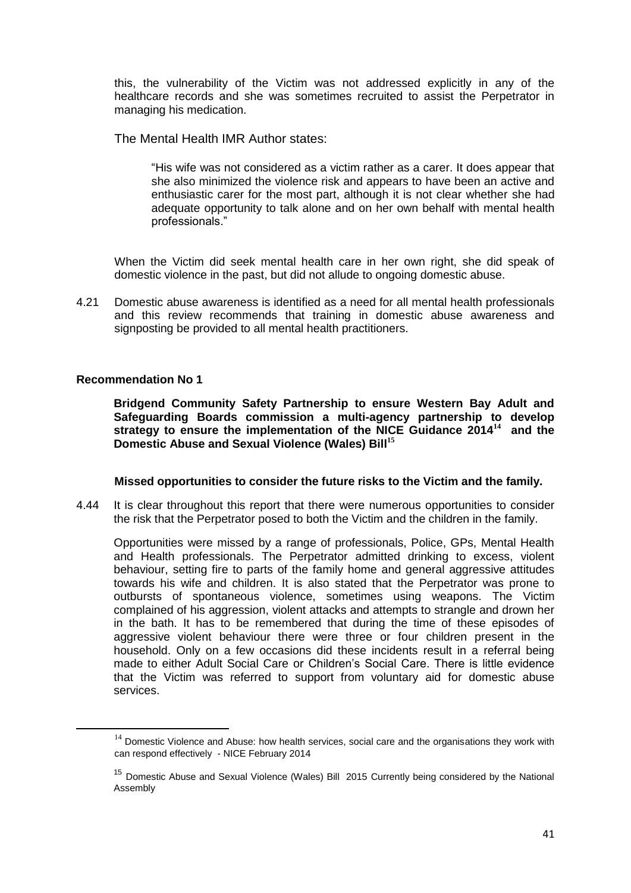this, the vulnerability of the Victim was not addressed explicitly in any of the healthcare records and she was sometimes recruited to assist the Perpetrator in managing his medication.

The Mental Health IMR Author states:

> "His wife was not considered as a victim rather as a carer. It does appear that she also minimized the violence risk and appears to have been an active and enthusiastic carer for the most part, although it is not clear whether she had adequate opportunity to talk alone and on her own behalf with mental health professionals."

When the Victim did seek mental health care in her own right, she did speak of domestic violence in the past, but did not allude to ongoing domestic abuse.

4.21 Domestic abuse awareness is identified as a need for all mental health professionals and this review recommends that training in domestic abuse awareness and signposting be provided to all mental health practitioners.

**Recommendation No 1**

**Bridgend Community Safety Partnership to ensure Western Bay Adult and Safeguarding Boards commission a multi-agency partnership to develop strategy to ensure the implementation of the NICE Guidance 2014[14] and the Domestic Abuse and Sexual Violence (Wales) Bill[15]**

**Missed opportunities to consider the future risks to the Victim and the family.**

4.44 It is clear throughout this report that there were numerous opportunities to consider the risk that the Perpetrator posed to both the Victim and the children in the family.

Opportunities were missed by a range of professionals, Police, GPs, Mental Health and Health professionals. The Perpetrator admitted drinking to excess, violent behaviour, setting fire to parts of the family home and general aggressive attitudes towards his wife and children. It is also stated that the Perpetrator was prone to outbursts of spontaneous violence, sometimes using weapons. The Victim complained of his aggression, violent attacks and attempts to strangle and drown her in the bath. It has to be remembered that during the time of these episodes of aggressive violent behaviour there were three or four children present in the household. Only on a few occasions did these incidents result in a referral being made to either Adult Social Care or Children's Social Care. There is little evidence that the Victim was referred to support from voluntary aid for domestic abuse services.

---

[14] Domestic Violence and Abuse: how health services, social care and the organisations they work with can respond effectively - NICE February 2014

[15] Domestic Abuse and Sexual Violence (Wales) Bill 2015 Currently being considered by the National Assembly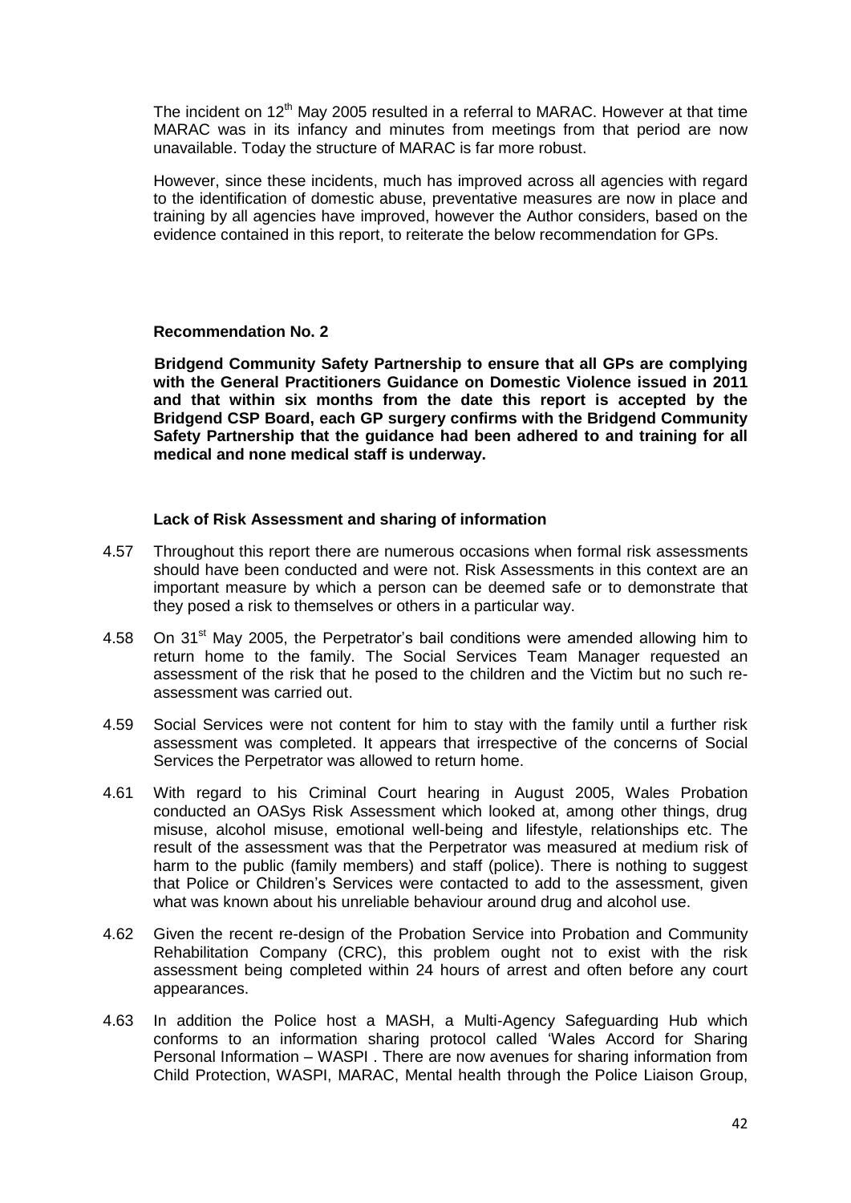The incident on 12th May 2005 resulted in a referral to MARAC. However at that time MARAC was in its infancy and minutes from meetings from that period are now unavailable. Today the structure of MARAC is far more robust.

However, since these incidents, much has improved across all agencies with regard to the identification of domestic abuse, preventative measures are now in place and training by all agencies have improved, however the Author considers, based on the evidence contained in this report, to reiterate the below recommendation for GPs.

**Recommendation No. 2**

**Bridgend Community Safety Partnership to ensure that all GPs are complying with the General Practitioners Guidance on Domestic Violence issued in 2011 and that within six months from the date this report is accepted by the Bridgend CSP Board, each GP surgery confirms with the Bridgend Community Safety Partnership that the guidance had been adhered to and training for all medical and none medical staff is underway.**

**Lack of Risk Assessment and sharing of information**

4.57 Throughout this report there are numerous occasions when formal risk assessments should have been conducted and were not. Risk Assessments in this context are an important measure by which a person can be deemed safe or to demonstrate that they posed a risk to themselves or others in a particular way.

4.58 On 31st May 2005, the Perpetrator's bail conditions were amended allowing him to return home to the family. The Social Services Team Manager requested an assessment of the risk that he posed to the children and the Victim but no such re-assessment was carried out.

4.59 Social Services were not content for him to stay with the family until a further risk assessment was completed. It appears that irrespective of the concerns of Social Services the Perpetrator was allowed to return home.

4.61 With regard to his Criminal Court hearing in August 2005, Wales Probation conducted an OASys Risk Assessment which looked at, among other things, drug misuse, alcohol misuse, emotional well-being and lifestyle, relationships etc. The result of the assessment was that the Perpetrator was measured at medium risk of harm to the public (family members) and staff (police). There is nothing to suggest that Police or Children's Services were contacted to add to the assessment, given what was known about his unreliable behaviour around drug and alcohol use.

4.62 Given the recent re-design of the Probation Service into Probation and Community Rehabilitation Company (CRC), this problem ought not to exist with the risk assessment being completed within 24 hours of arrest and often before any court appearances.

4.63 In addition the Police host a MASH, a Multi-Agency Safeguarding Hub which conforms to an information sharing protocol called 'Wales Accord for Sharing Personal Information – WASPI . There are now avenues for sharing information from Child Protection, WASPI, MARAC, Mental health through the Police Liaison Group,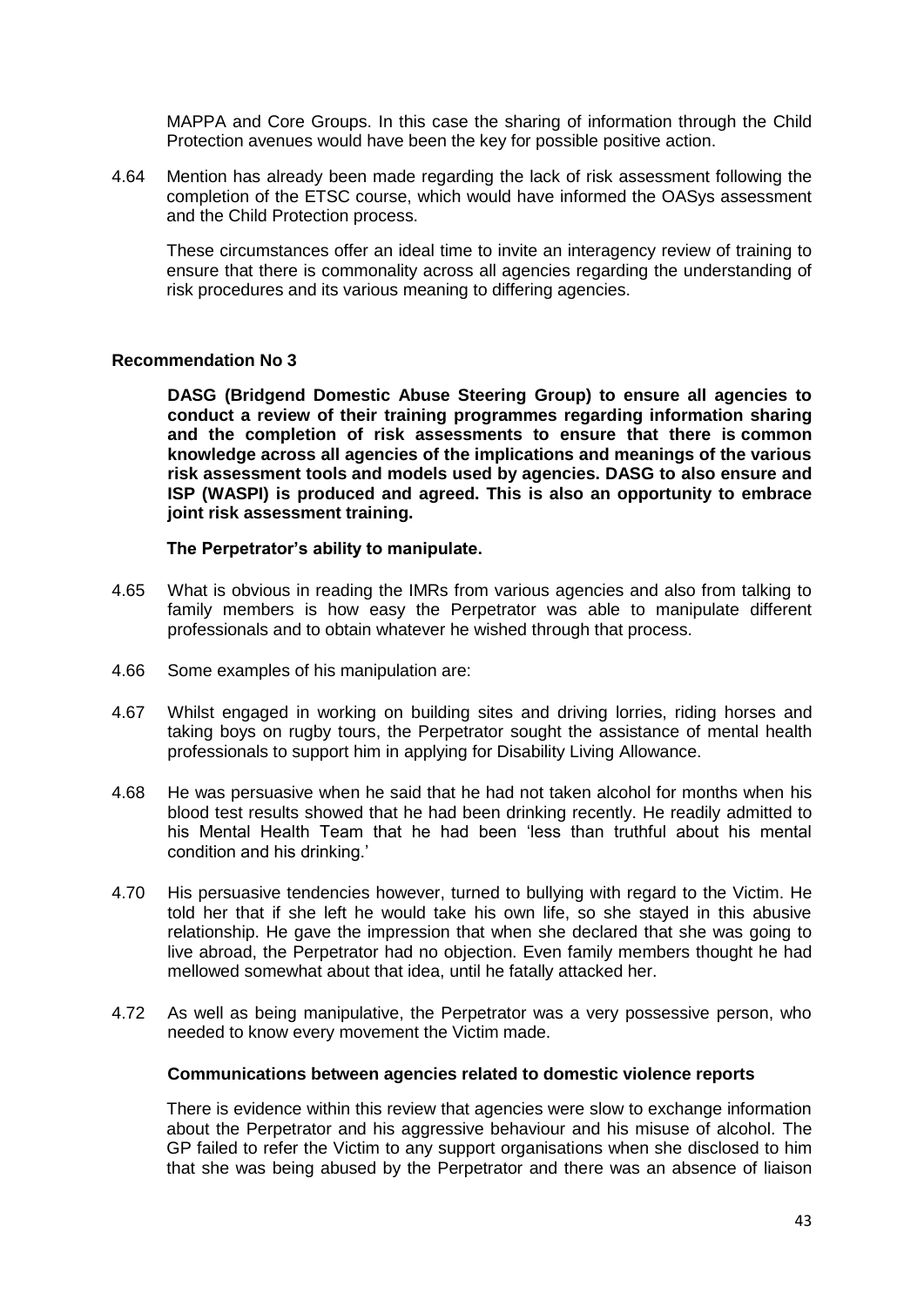MAPPA and Core Groups. In this case the sharing of information through the Child Protection avenues would have been the key for possible positive action.

4.64 Mention has already been made regarding the lack of risk assessment following the completion of the ETSC course, which would have informed the OASys assessment and the Child Protection process.

These circumstances offer an ideal time to invite an interagency review of training to ensure that there is commonality across all agencies regarding the understanding of risk procedures and its various meaning to differing agencies.

**Recommendation No 3**

**DASG (Bridgend Domestic Abuse Steering Group) to ensure all agencies to conduct a review of their training programmes regarding information sharing and the completion of risk assessments to ensure that there is common knowledge across all agencies of the implications and meanings of the various risk assessment tools and models used by agencies. DASG to also ensure and ISP (WASPI) is produced and agreed. This is also an opportunity to embrace joint risk assessment training.**

**The Perpetrator's ability to manipulate.**

4.65 What is obvious in reading the IMRs from various agencies and also from talking to family members is how easy the Perpetrator was able to manipulate different professionals and to obtain whatever he wished through that process.

4.66 Some examples of his manipulation are:

4.67 Whilst engaged in working on building sites and driving lorries, riding horses and taking boys on rugby tours, the Perpetrator sought the assistance of mental health professionals to support him in applying for Disability Living Allowance.

4.68 He was persuasive when he said that he had not taken alcohol for months when his blood test results showed that he had been drinking recently. He readily admitted to his Mental Health Team that he had been 'less than truthful about his mental condition and his drinking.'

4.70 His persuasive tendencies however, turned to bullying with regard to the Victim. He told her that if she left he would take his own life, so she stayed in this abusive relationship. He gave the impression that when she declared that she was going to live abroad, the Perpetrator had no objection. Even family members thought he had mellowed somewhat about that idea, until he fatally attacked her.

4.72 As well as being manipulative, the Perpetrator was a very possessive person, who needed to know every movement the Victim made.

**Communications between agencies related to domestic violence reports**

There is evidence within this review that agencies were slow to exchange information about the Perpetrator and his aggressive behaviour and his misuse of alcohol. The GP failed to refer the Victim to any support organisations when she disclosed to him that she was being abused by the Perpetrator and there was an absence of liaison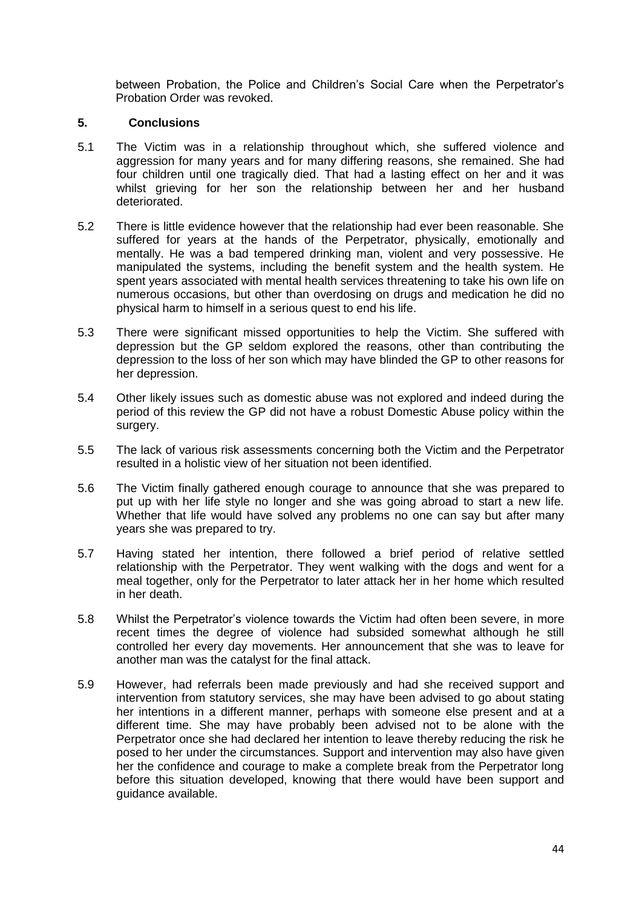between Probation, the Police and Children's Social Care when the Perpetrator's Probation Order was revoked.

## 5. Conclusions

5.1 The Victim was in a relationship throughout which, she suffered violence and aggression for many years and for many differing reasons, she remained. She had four children until one tragically died. That had a lasting effect on her and it was whilst grieving for her son the relationship between her and her husband deteriorated.

5.2 There is little evidence however that the relationship had ever been reasonable. She suffered for years at the hands of the Perpetrator, physically, emotionally and mentally. He was a bad tempered drinking man, violent and very possessive. He manipulated the systems, including the benefit system and the health system. He spent years associated with mental health services threatening to take his own life on numerous occasions, but other than overdosing on drugs and medication he did no physical harm to himself in a serious quest to end his life.

5.3 There were significant missed opportunities to help the Victim. She suffered with depression but the GP seldom explored the reasons, other than contributing the depression to the loss of her son which may have blinded the GP to other reasons for her depression.

5.4 Other likely issues such as domestic abuse was not explored and indeed during the period of this review the GP did not have a robust Domestic Abuse policy within the surgery.

5.5 The lack of various risk assessments concerning both the Victim and the Perpetrator resulted in a holistic view of her situation not been identified.

5.6 The Victim finally gathered enough courage to announce that she was prepared to put up with her life style no longer and she was going abroad to start a new life. Whether that life would have solved any problems no one can say but after many years she was prepared to try.

5.7 Having stated her intention, there followed a brief period of relative settled relationship with the Perpetrator. They went walking with the dogs and went for a meal together, only for the Perpetrator to later attack her in her home which resulted in her death.

5.8 Whilst the Perpetrator's violence towards the Victim had often been severe, in more recent times the degree of violence had subsided somewhat although he still controlled her every day movements. Her announcement that she was to leave for another man was the catalyst for the final attack.

5.9 However, had referrals been made previously and had she received support and intervention from statutory services, she may have been advised to go about stating her intentions in a different manner, perhaps with someone else present and at a different time. She may have probably been advised not to be alone with the Perpetrator once she had declared her intention to leave thereby reducing the risk he posed to her under the circumstances. Support and intervention may also have given her the confidence and courage to make a complete break from the Perpetrator long before this situation developed, knowing that there would have been support and guidance available.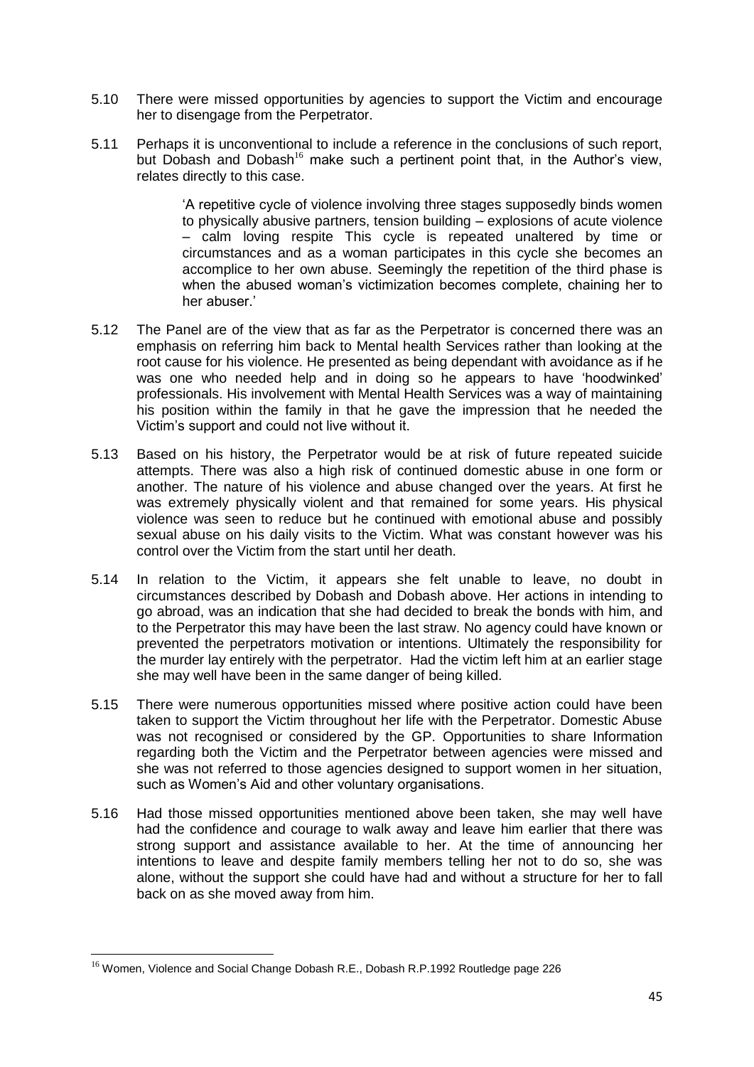5.10 There were missed opportunities by agencies to support the Victim and encourage her to disengage from the Perpetrator.

5.11 Perhaps it is unconventional to include a reference in the conclusions of such report, but Dobash and Dobash[16] make such a pertinent point that, in the Author's view, relates directly to this case.

> 'A repetitive cycle of violence involving three stages supposedly binds women to physically abusive partners, tension building – explosions of acute violence – calm loving respite This cycle is repeated unaltered by time or circumstances and as a woman participates in this cycle she becomes an accomplice to her own abuse. Seemingly the repetition of the third phase is when the abused woman's victimization becomes complete, chaining her to her abuser.'

5.12 The Panel are of the view that as far as the Perpetrator is concerned there was an emphasis on referring him back to Mental health Services rather than looking at the root cause for his violence. He presented as being dependant with avoidance as if he was one who needed help and in doing so he appears to have 'hoodwinked' professionals. His involvement with Mental Health Services was a way of maintaining his position within the family in that he gave the impression that he needed the Victim's support and could not live without it.

5.13 Based on his history, the Perpetrator would be at risk of future repeated suicide attempts. There was also a high risk of continued domestic abuse in one form or another. The nature of his violence and abuse changed over the years. At first he was extremely physically violent and that remained for some years. His physical violence was seen to reduce but he continued with emotional abuse and possibly sexual abuse on his daily visits to the Victim. What was constant however was his control over the Victim from the start until her death.

5.14 In relation to the Victim, it appears she felt unable to leave, no doubt in circumstances described by Dobash and Dobash above. Her actions in intending to go abroad, was an indication that she had decided to break the bonds with him, and to the Perpetrator this may have been the last straw. No agency could have known or prevented the perpetrators motivation or intentions. Ultimately the responsibility for the murder lay entirely with the perpetrator. Had the victim left him at an earlier stage she may well have been in the same danger of being killed.

5.15 There were numerous opportunities missed where positive action could have been taken to support the Victim throughout her life with the Perpetrator. Domestic Abuse was not recognised or considered by the GP. Opportunities to share Information regarding both the Victim and the Perpetrator between agencies were missed and she was not referred to those agencies designed to support women in her situation, such as Women's Aid and other voluntary organisations.

5.16 Had those missed opportunities mentioned above been taken, she may well have had the confidence and courage to walk away and leave him earlier that there was strong support and assistance available to her. At the time of announcing her intentions to leave and despite family members telling her not to do so, she was alone, without the support she could have had and without a structure for her to fall back on as she moved away from him.

---

[16] Women, Violence and Social Change Dobash R.E., Dobash R.P.1992 Routledge page 226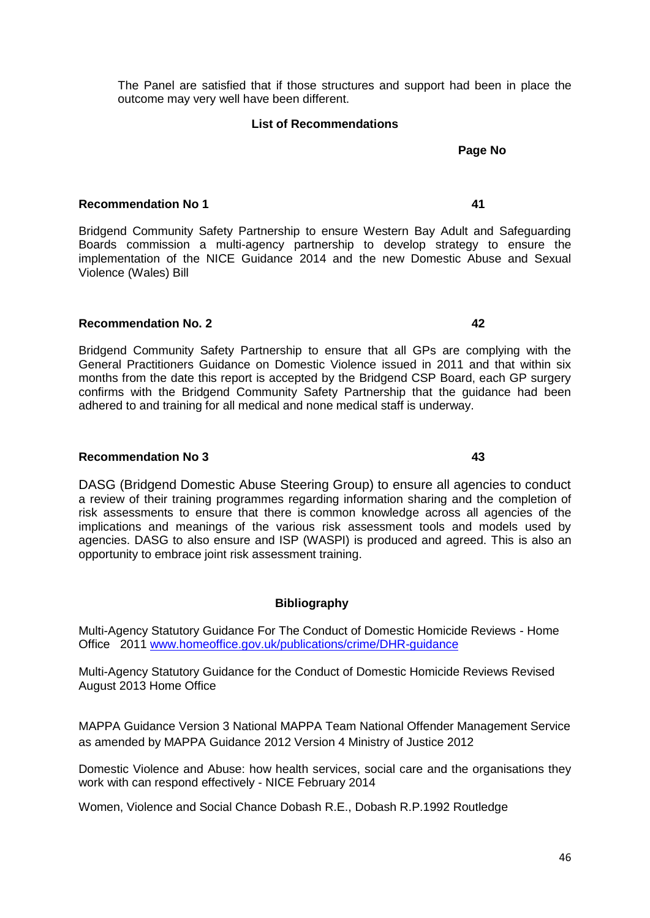The Panel are satisfied that if those structures and support had been in place the outcome may very well have been different.

## List of Recommendations

| | Page No |
|---|---|
| **Recommendation No 1** | **41** |

Bridgend Community Safety Partnership to ensure Western Bay Adult and Safeguarding Boards commission a multi-agency partnership to develop strategy to ensure the implementation of the NICE Guidance 2014 and the new Domestic Abuse and Sexual Violence (Wales) Bill

| | |
|---|---|
| **Recommendation No. 2** | **42** |

Bridgend Community Safety Partnership to ensure that all GPs are complying with the General Practitioners Guidance on Domestic Violence issued in 2011 and that within six months from the date this report is accepted by the Bridgend CSP Board, each GP surgery confirms with the Bridgend Community Safety Partnership that the guidance had been adhered to and training for all medical and none medical staff is underway.

| | |
|---|---|
| **Recommendation No 3** | **43** |

DASG (Bridgend Domestic Abuse Steering Group) to ensure all agencies to conduct a review of their training programmes regarding information sharing and the completion of risk assessments to ensure that there is common knowledge across all agencies of the implications and meanings of the various risk assessment tools and models used by agencies. DASG to also ensure and ISP (WASPI) is produced and agreed. This is also an opportunity to embrace joint risk assessment training.

## Bibliography

Multi-Agency Statutory Guidance For The Conduct of Domestic Homicide Reviews - Home Office 2011 [www.homeoffice.gov.uk/publications/crime/DHR-guidance](www.homeoffice.gov.uk/publications/crime/DHR-guidance)

Multi-Agency Statutory Guidance for the Conduct of Domestic Homicide Reviews Revised August 2013 Home Office

MAPPA Guidance Version 3 National MAPPA Team National Offender Management Service as amended by MAPPA Guidance 2012 Version 4 Ministry of Justice 2012

Domestic Violence and Abuse: how health services, social care and the organisations they work with can respond effectively - NICE February 2014

Women, Violence and Social Chance Dobash R.E., Dobash R.P.1992 Routledge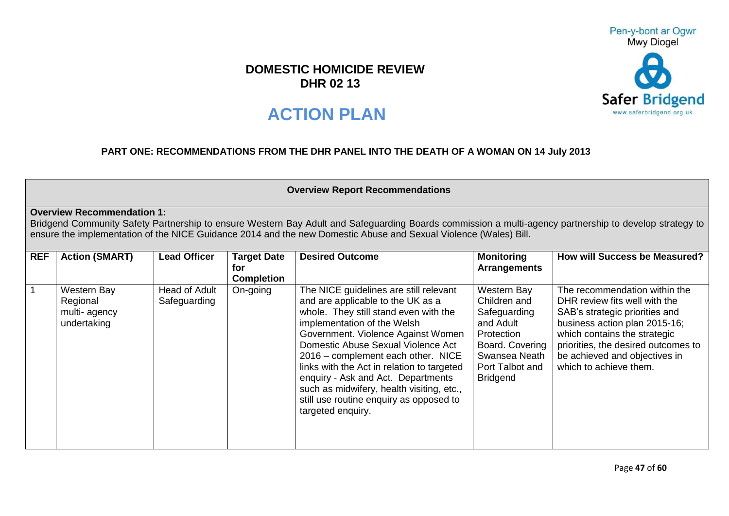Pen-y-bont ar Ogwr
Mwy Diogel

Safer Bridgend
www.saferbridgend.org.uk

# DOMESTIC HOMICIDE REVIEW
## DHR 02 13

# ACTION PLAN

### PART ONE: RECOMMENDATIONS FROM THE DHR PANEL INTO THE DEATH OF A WOMAN ON 14 July 2013

**Overview Report Recommendations**

**Overview Recommendation 1:**
Bridgend Community Safety Partnership to ensure Western Bay Adult and Safeguarding Boards commission a multi-agency partnership to develop strategy to ensure the implementation of the NICE Guidance 2014 and the new Domestic Abuse and Sexual Violence (Wales) Bill.

| REF | Action (SMART) | Lead Officer | Target Date for Completion | Desired Outcome | Monitoring Arrangements | How will Success be Measured? |
|---|---|---|---|---|---|---|
| 1 | Western Bay Regional multi- agency undertaking | Head of Adult Safeguarding | On-going | The NICE guidelines are still relevant and are applicable to the UK as a whole. They still stand even with the implementation of the Welsh Government. Violence Against Women Domestic Abuse Sexual Violence Act 2016 – complement each other. NICE links with the Act in relation to targeted enquiry - Ask and Act. Departments such as midwifery, health visiting, etc., still use routine enquiry as opposed to targeted enquiry. | Western Bay Children and Safeguarding and Adult Protection Board. Covering Swansea Neath Port Talbot and Bridgend | The recommendation within the DHR review fits well with the SAB's strategic priorities and business action plan 2015-16; which contains the strategic priorities, the desired outcomes to be achieved and objectives in which to achieve them. |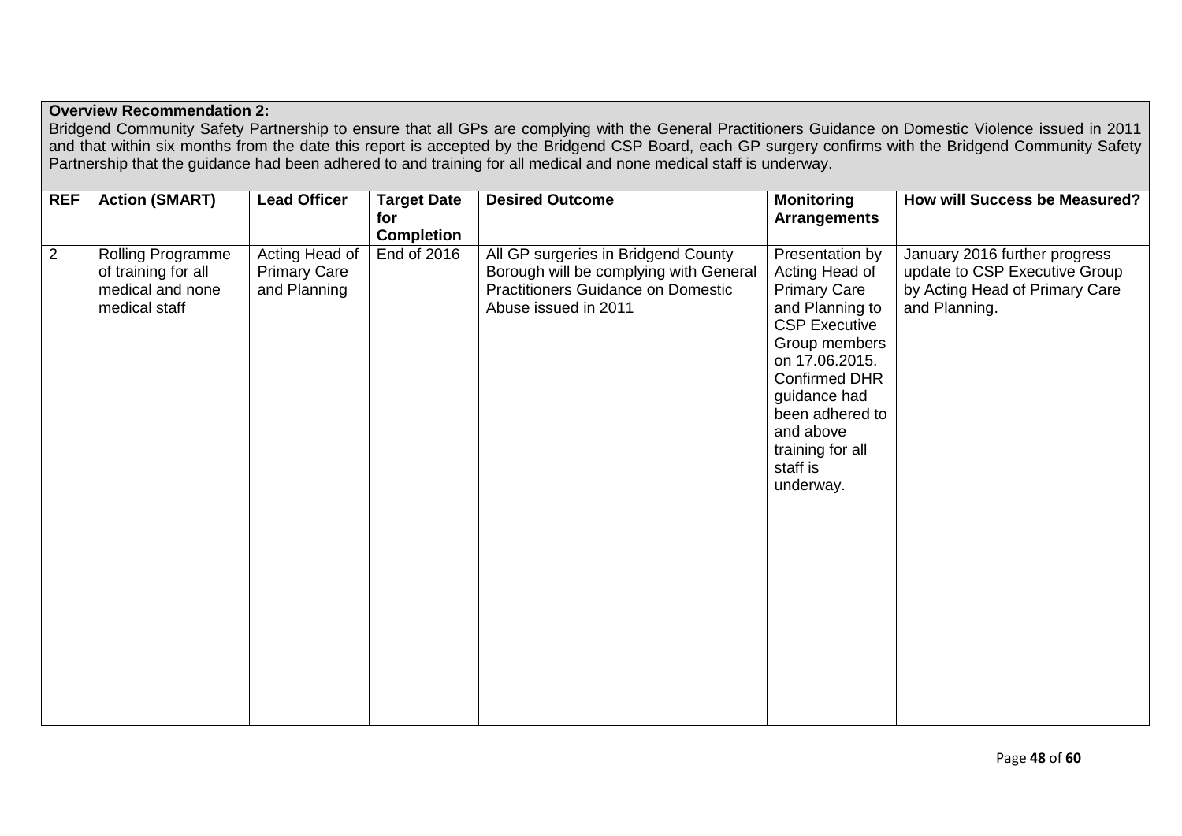**Overview Recommendation 2:**
Bridgend Community Safety Partnership to ensure that all GPs are complying with the General Practitioners Guidance on Domestic Violence issued in 2011 and that within six months from the date this report is accepted by the Bridgend CSP Board, each GP surgery confirms with the Bridgend Community Safety Partnership that the guidance had been adhered to and training for all medical and none medical staff is underway.

| REF | Action (SMART) | Lead Officer | Target Date for Completion | Desired Outcome | Monitoring Arrangements | How will Success be Measured? |
|---|---|---|---|---|---|---|
| 2 | Rolling Programme of training for all medical and none medical staff | Acting Head of Primary Care and Planning | End of 2016 | All GP surgeries in Bridgend County Borough will be complying with General Practitioners Guidance on Domestic Abuse issued in 2011 | Presentation by Acting Head of Primary Care and Planning to CSP Executive Group members on 17.06.2015. Confirmed DHR guidance had been adhered to and above training for all staff is underway. | January 2016 further progress update to CSP Executive Group by Acting Head of Primary Care and Planning. |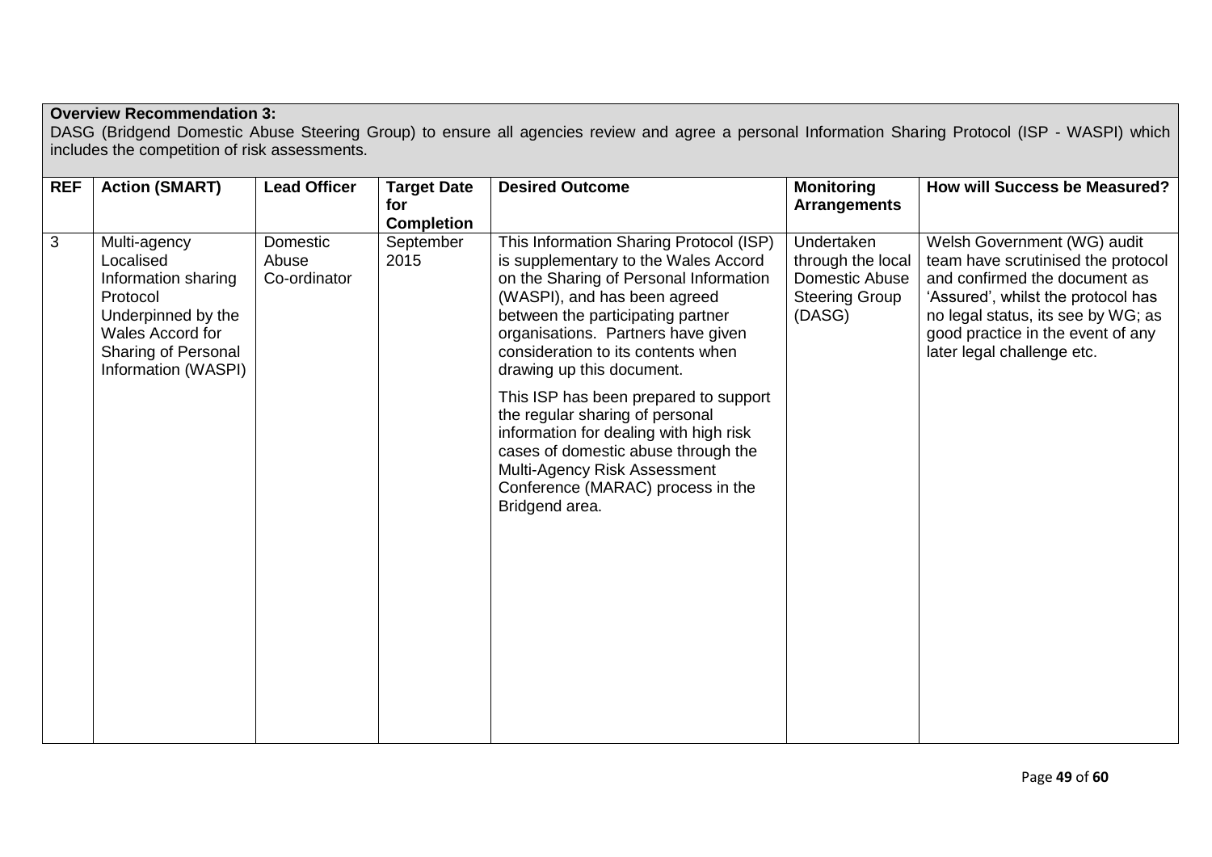**Overview Recommendation 3:**
DASG (Bridgend Domestic Abuse Steering Group) to ensure all agencies review and agree a personal Information Sharing Protocol (ISP - WASPI) which includes the competition of risk assessments.

| REF | Action (SMART) | Lead Officer | Target Date for Completion | Desired Outcome | Monitoring Arrangements | How will Success be Measured? |
|---|---|---|---|---|---|---|
| 3 | Multi-agency Localised Information sharing Protocol Underpinned by the Wales Accord for Sharing of Personal Information (WASPI) | Domestic Abuse Co-ordinator | September 2015 | This Information Sharing Protocol (ISP) is supplementary to the Wales Accord on the Sharing of Personal Information (WASPI), and has been agreed between the participating partner organisations. Partners have given consideration to its contents when drawing up this document.<br><br>This ISP has been prepared to support the regular sharing of personal information for dealing with high risk cases of domestic abuse through the Multi-Agency Risk Assessment Conference (MARAC) process in the Bridgend area. | Undertaken through the local Domestic Abuse Steering Group (DASG) | Welsh Government (WG) audit team have scrutinised the protocol and confirmed the document as 'Assured', whilst the protocol has no legal status, its see by WG; as good practice in the event of any later legal challenge etc. |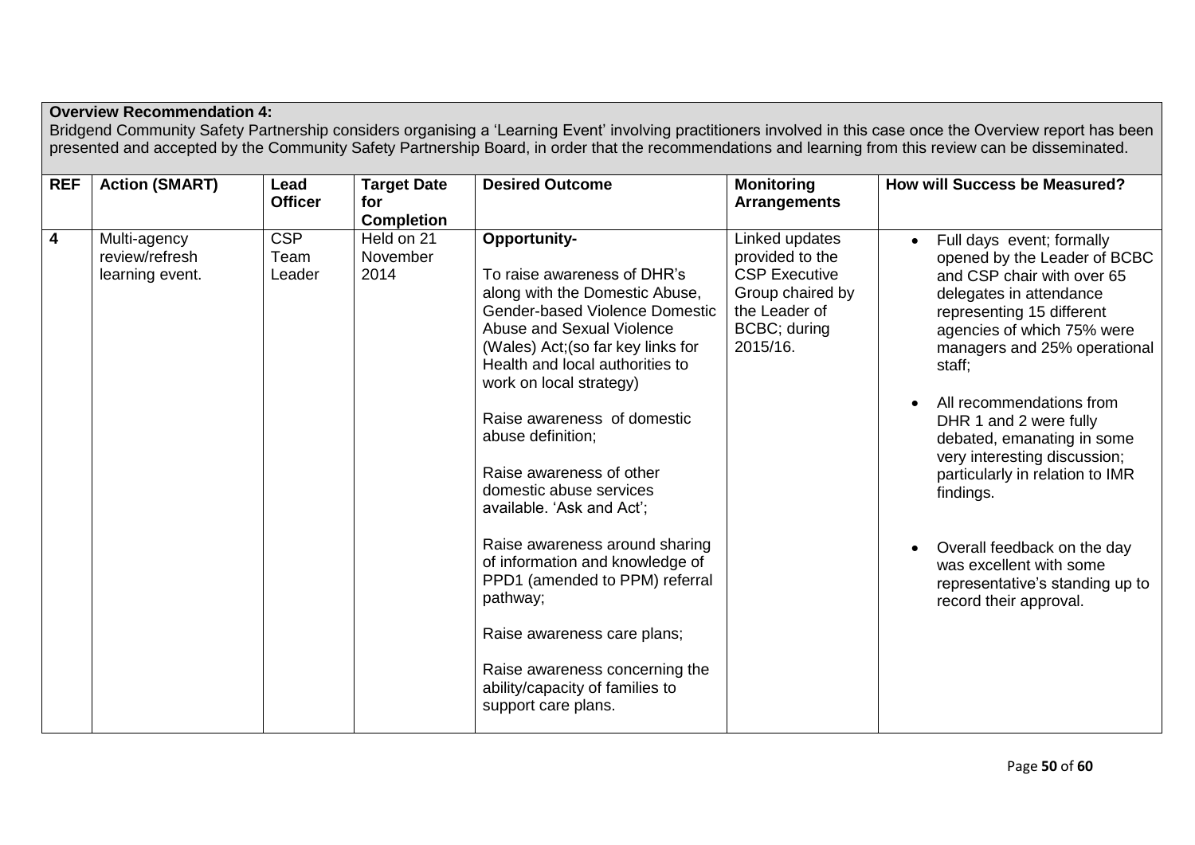**Overview Recommendation 4:**
Bridgend Community Safety Partnership considers organising a 'Learning Event' involving practitioners involved in this case once the Overview report has been presented and accepted by the Community Safety Partnership Board, in order that the recommendations and learning from this review can be disseminated.

| REF | Action (SMART) | Lead Officer | Target Date for Completion | Desired Outcome | Monitoring Arrangements | How will Success be Measured? |
|---|---|---|---|---|---|---|
| 4 | Multi-agency review/refresh learning event. | CSP Team Leader | Held on 21 November 2014 | **Opportunity-**<br><br>To raise awareness of DHR's along with the Domestic Abuse, Gender-based Violence Domestic Abuse and Sexual Violence (Wales) Act;(so far key links for Health and local authorities to work on local strategy)<br><br>Raise awareness of domestic abuse definition;<br><br>Raise awareness of other domestic abuse services available. 'Ask and Act';<br><br>Raise awareness around sharing of information and knowledge of PPD1 (amended to PPM) referral pathway;<br><br>Raise awareness care plans;<br><br>Raise awareness concerning the ability/capacity of families to support care plans. | Linked updates provided to the CSP Executive Group chaired by the Leader of BCBC; during 2015/16. | • Full days event; formally opened by the Leader of BCBC and CSP chair with over 65 delegates in attendance representing 15 different agencies of which 75% were managers and 25% operational staff;<br><br>• All recommendations from DHR 1 and 2 were fully debated, emanating in some very interesting discussion; particularly in relation to IMR findings.<br><br>• Overall feedback on the day was excellent with some representative's standing up to record their approval. |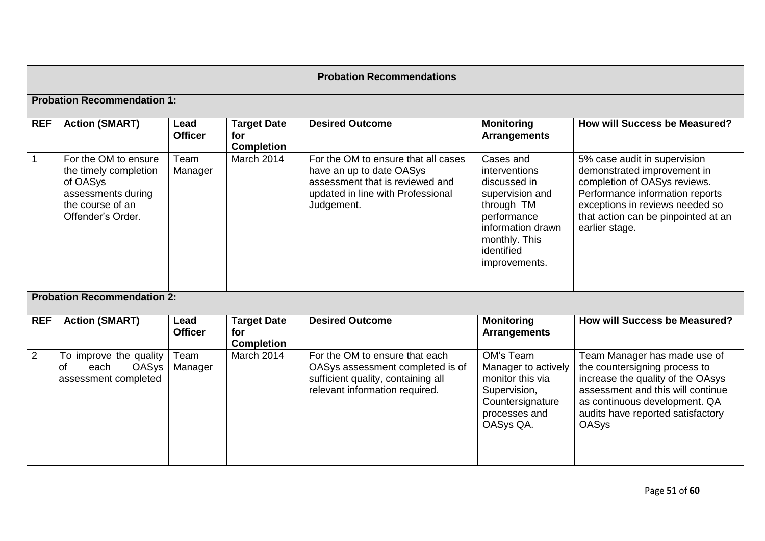## Probation Recommendations

### Probation Recommendation 1:

| REF | Action (SMART) | Lead Officer | Target Date for Completion | Desired Outcome | Monitoring Arrangements | How will Success be Measured? |
|---|---|---|---|---|---|---|
| 1 | For the OM to ensure the timely completion of OASys assessments during the course of an Offender's Order. | Team Manager | March 2014 | For the OM to ensure that all cases have an up to date OASys assessment that is reviewed and updated in line with Professional Judgement. | Cases and interventions discussed in supervision and through TM performance information drawn monthly. This identified improvements. | 5% case audit in supervision demonstrated improvement in completion of OASys reviews. Performance information reports exceptions in reviews needed so that action can be pinpointed at an earlier stage. |

### Probation Recommendation 2:

| REF | Action (SMART) | Lead Officer | Target Date for Completion | Desired Outcome | Monitoring Arrangements | How will Success be Measured? |
|---|---|---|---|---|---|---|
| 2 | To improve the quality of each OASys assessment completed | Team Manager | March 2014 | For the OM to ensure that each OASys assessment completed is of sufficient quality, containing all relevant information required. | OM's Team Manager to actively monitor this via Supervision, Countersignature processes and OASys QA. | Team Manager has made use of the countersigning process to increase the quality of the OAsys assessment and this will continue as continuous development. QA audits have reported satisfactory OASys |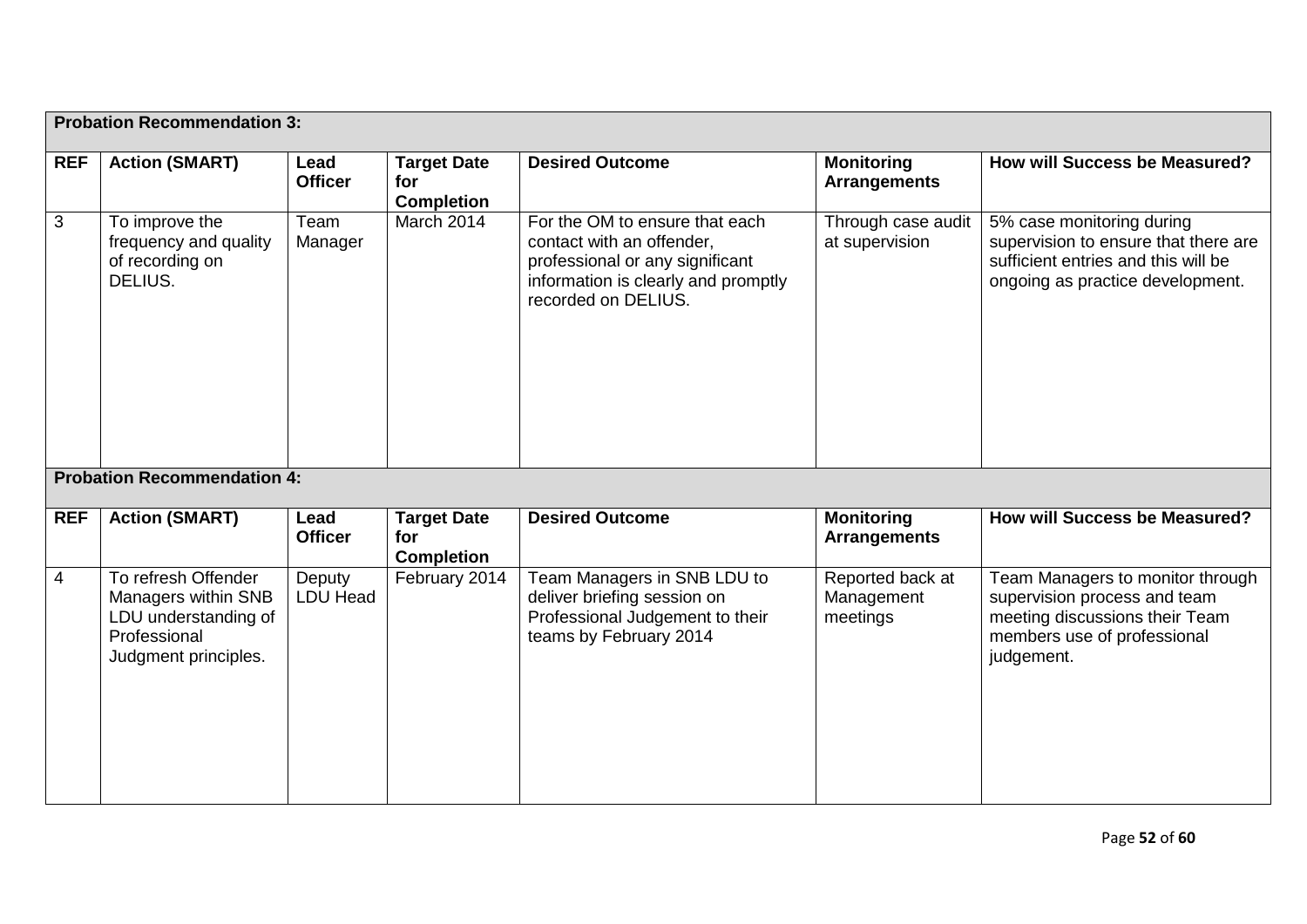**Probation Recommendation 3:**

| REF | Action (SMART) | Lead Officer | Target Date for Completion | Desired Outcome | Monitoring Arrangements | How will Success be Measured? |
|---|---|---|---|---|---|---|
| 3 | To improve the frequency and quality of recording on DELIUS. | Team Manager | March 2014 | For the OM to ensure that each contact with an offender, professional or any significant information is clearly and promptly recorded on DELIUS. | Through case audit at supervision | 5% case monitoring during supervision to ensure that there are sufficient entries and this will be ongoing as practice development. |

**Probation Recommendation 4:**

| REF | Action (SMART) | Lead Officer | Target Date for Completion | Desired Outcome | Monitoring Arrangements | How will Success be Measured? |
|---|---|---|---|---|---|---|
| 4 | To refresh Offender Managers within SNB LDU understanding of Professional Judgment principles. | Deputy LDU Head | February 2014 | Team Managers in SNB LDU to deliver briefing session on Professional Judgement to their teams by February 2014 | Reported back at Management meetings | Team Managers to monitor through supervision process and team meeting discussions their Team members use of professional judgement. |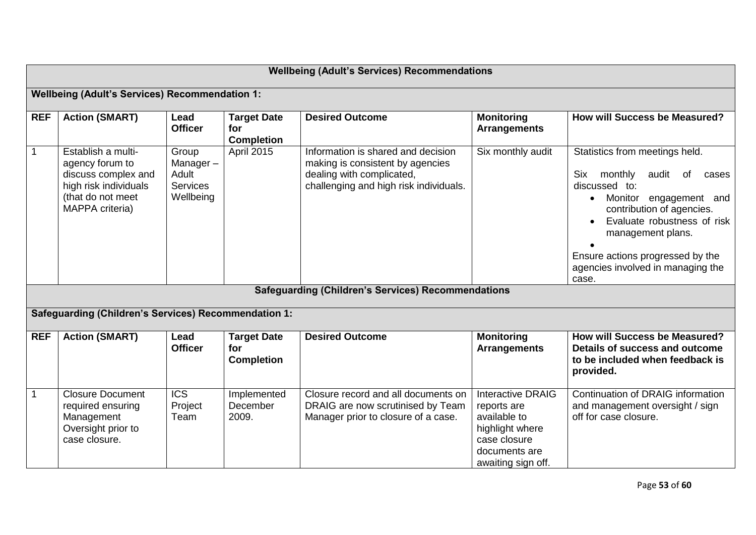## Wellbeing (Adult's Services) Recommendations

### Wellbeing (Adult's Services) Recommendation 1:

| REF | Action (SMART) | Lead Officer | Target Date for Completion | Desired Outcome | Monitoring Arrangements | How will Success be Measured? |
|---|---|---|---|---|---|---|
| 1 | Establish a multi-agency forum to discuss complex and high risk individuals (that do not meet MAPPA criteria) | Group Manager – Adult Services Wellbeing | April 2015 | Information is shared and decision making is consistent by agencies dealing with complicated, challenging and high risk individuals. | Six monthly audit | Statistics from meetings held.<br><br>Six monthly audit of cases discussed to:<br>• Monitor engagement and contribution of agencies.<br>• Evaluate robustness of risk management plans.<br>•<br>Ensure actions progressed by the agencies involved in managing the case. |

## Safeguarding (Children's Services) Recommendations

### Safeguarding (Children's Services) Recommendation 1:

| REF | Action (SMART) | Lead Officer | Target Date for Completion | Desired Outcome | Monitoring Arrangements | How will Success be Measured? Details of success and outcome to be included when feedback is provided. |
|---|---|---|---|---|---|---|
| 1 | Closure Document required ensuring Management Oversight prior to case closure. | ICS Project Team | Implemented December 2009. | Closure record and all documents on DRAIG are now scrutinised by Team Manager prior to closure of a case. | Interactive DRAIG reports are available to highlight where case closure documents are awaiting sign off. | Continuation of DRAIG information and management oversight / sign off for case closure. |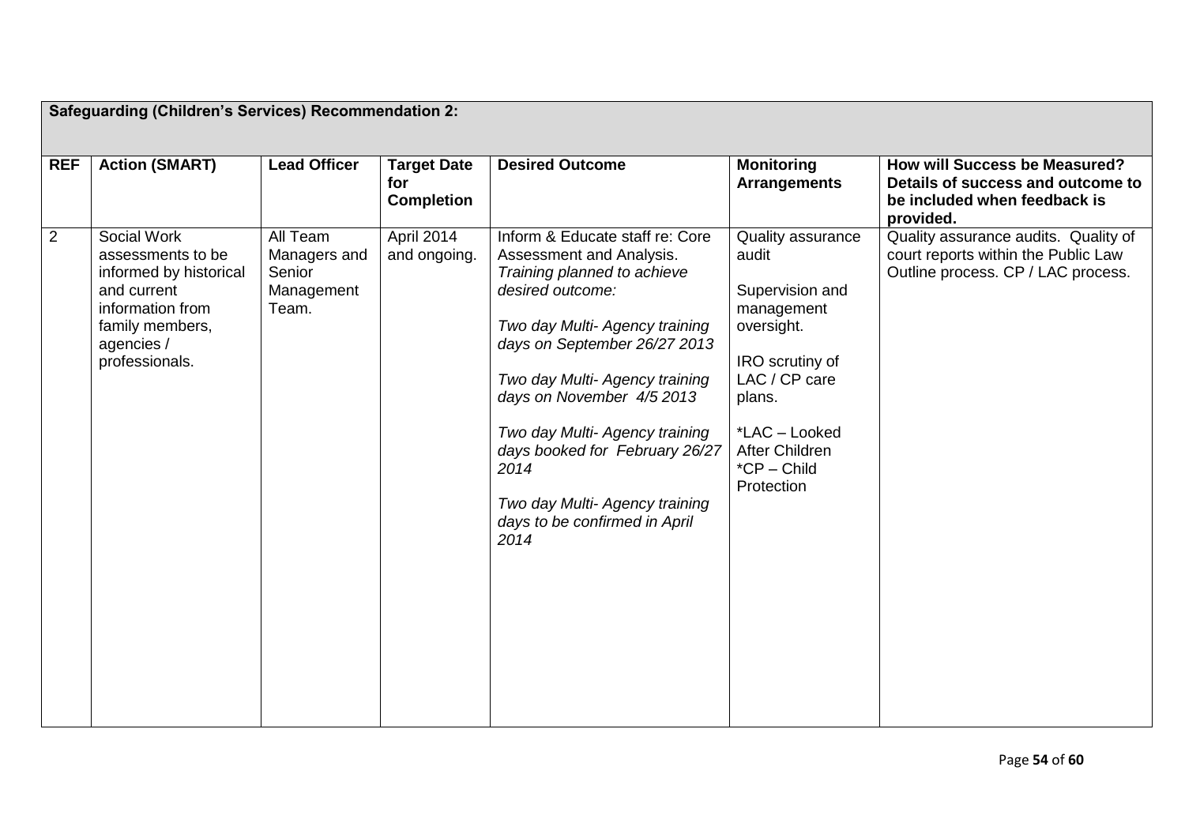| Safeguarding (Children's Services) Recommendation 2: | | | | | | |
|---|---|---|---|---|---|---|
| **REF** | **Action (SMART)** | **Lead Officer** | **Target Date for Completion** | **Desired Outcome** | **Monitoring Arrangements** | **How will Success be Measured? Details of success and outcome to be included when feedback is provided.** |
| 2 | Social Work assessments to be informed by historical and current information from family members, agencies / professionals. | All Team Managers and Senior Management Team. | April 2014 and ongoing. | Inform & Educate staff re: Core Assessment and Analysis. *Training planned to achieve desired outcome:*<br><br>*Two day Multi- Agency training days on September 26/27 2013*<br><br>*Two day Multi- Agency training days on November 4/5 2013*<br><br>*Two day Multi- Agency training days booked for February 26/27 2014*<br><br>*Two day Multi- Agency training days to be confirmed in April 2014* | Quality assurance audit<br><br>Supervision and management oversight.<br><br>IRO scrutiny of LAC / CP care plans.<br><br>*LAC – Looked After Children<br>*CP – Child Protection | Quality assurance audits. Quality of court reports within the Public Law Outline process. CP / LAC process. |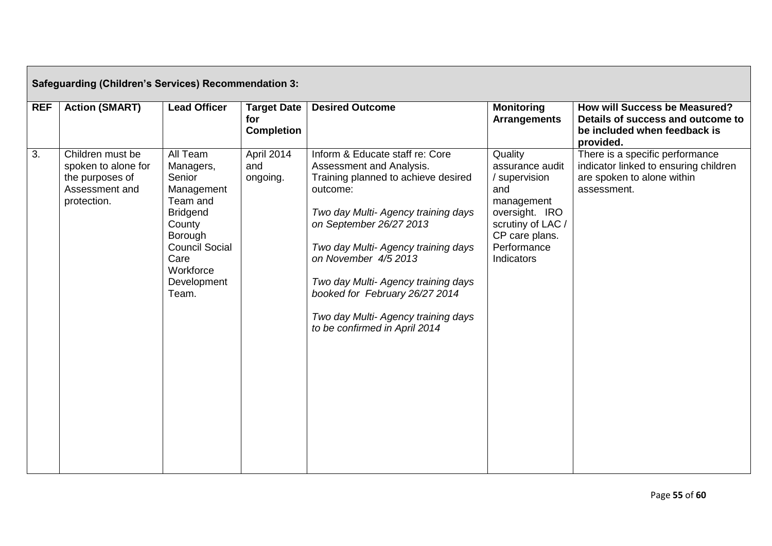| **Safeguarding (Children's Services) Recommendation 3:** | | | | | | |
|---|---|---|---|---|---|---|
| **REF** | **Action (SMART)** | **Lead Officer** | **Target Date for Completion** | **Desired Outcome** | **Monitoring Arrangements** | **How will Success be Measured? Details of success and outcome to be included when feedback is provided.** |
| 3. | Children must be spoken to alone for the purposes of Assessment and protection. | All Team Managers, Senior Management Team and Bridgend County Borough Council Social Care Workforce Development Team. | April 2014 and ongoing. | Inform & Educate staff re: Core Assessment and Analysis.<br>Training planned to achieve desired outcome:<br><br>*Two day Multi- Agency training days on September 26/27 2013*<br><br>*Two day Multi- Agency training days on November 4/5 2013*<br><br>*Two day Multi- Agency training days booked for February 26/27 2014*<br><br>*Two day Multi- Agency training days to be confirmed in April 2014* | Quality assurance audit / supervision and management oversight. IRO scrutiny of LAC / CP care plans. Performance Indicators | There is a specific performance indicator linked to ensuring children are spoken to alone within assessment. |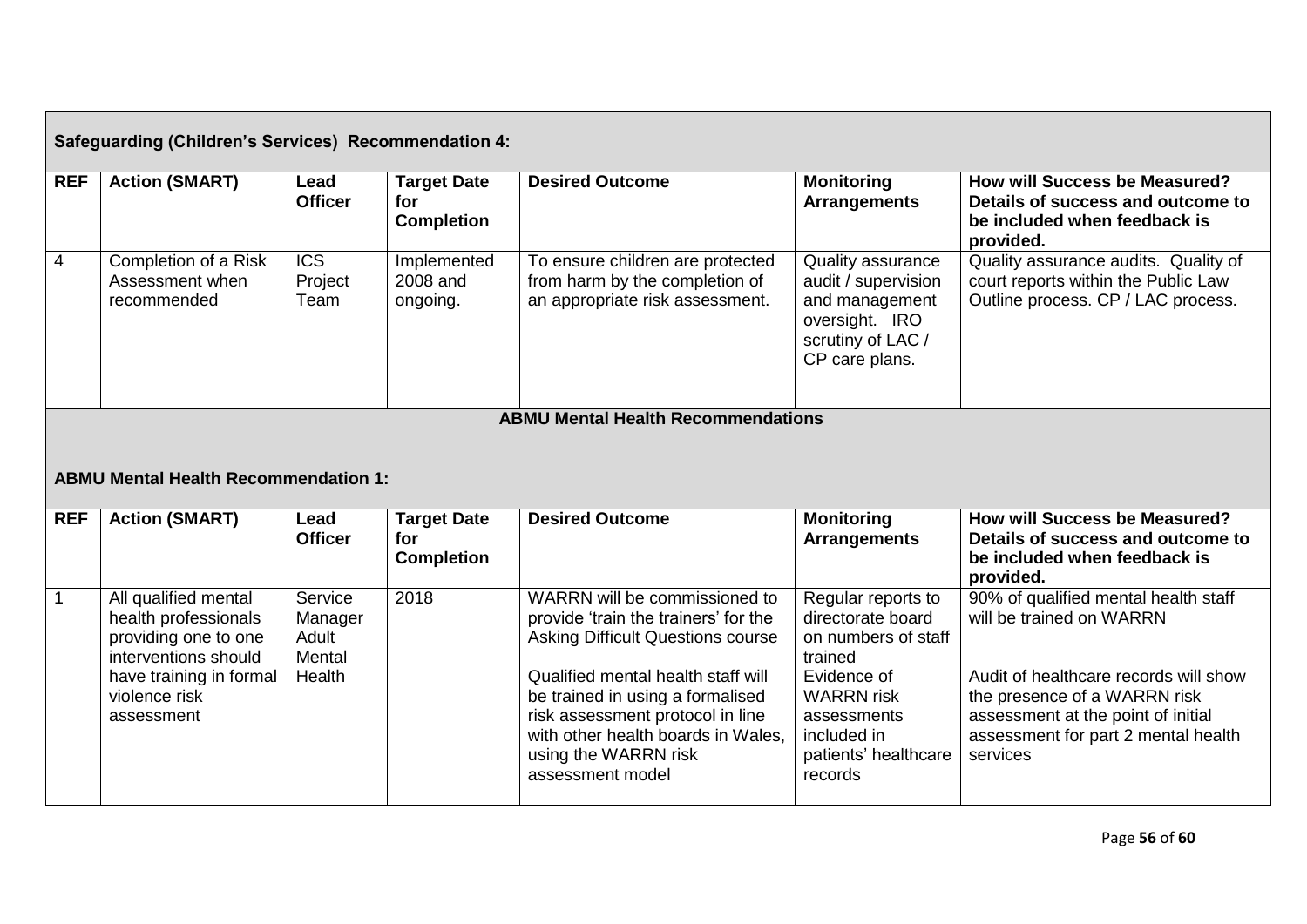### Safeguarding (Children's Services) Recommendation 4:

| REF | Action (SMART) | Lead Officer | Target Date for Completion | Desired Outcome | Monitoring Arrangements | How will Success be Measured? Details of success and outcome to be included when feedback is provided. |
|---|---|---|---|---|---|---|
| 4 | Completion of a Risk Assessment when recommended | ICS Project Team | Implemented 2008 and ongoing. | To ensure children are protected from harm by the completion of an appropriate risk assessment. | Quality assurance audit / supervision and management oversight. IRO scrutiny of LAC / CP care plans. | Quality assurance audits. Quality of court reports within the Public Law Outline process. CP / LAC process. |

## ABMU Mental Health Recommendations

### ABMU Mental Health Recommendation 1:

| REF | Action (SMART) | Lead Officer | Target Date for Completion | Desired Outcome | Monitoring Arrangements | How will Success be Measured? Details of success and outcome to be included when feedback is provided. |
|---|---|---|---|---|---|---|
| 1 | All qualified mental health professionals providing one to one interventions should have training in formal violence risk assessment | Service Manager Adult Mental Health | 2018 | WARRN will be commissioned to provide 'train the trainers' for the Asking Difficult Questions course<br><br>Qualified mental health staff will be trained in using a formalised risk assessment protocol in line with other health boards in Wales, using the WARRN risk assessment model | Regular reports to directorate board on numbers of staff trained<br>Evidence of WARRN risk assessments included in patients' healthcare records | 90% of qualified mental health staff will be trained on WARRN<br><br>Audit of healthcare records will show the presence of a WARRN risk assessment at the point of initial assessment for part 2 mental health services |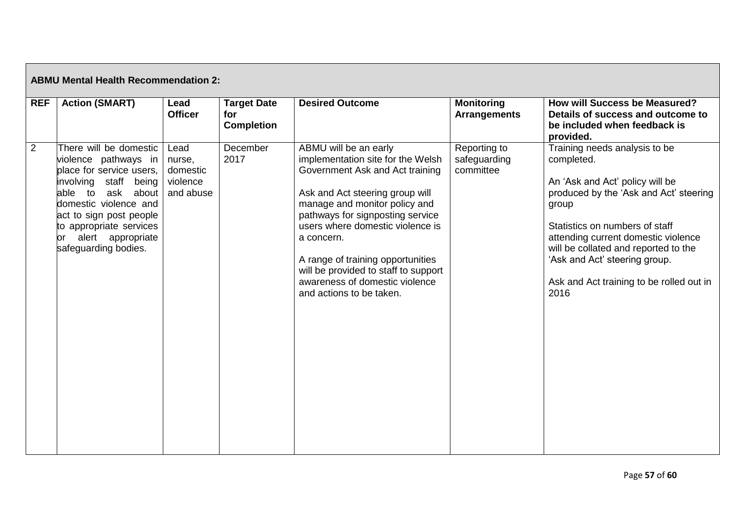| ABMU Mental Health Recommendation 2: | | | | | | |
|---|---|---|---|---|---|---|
| **REF** | **Action (SMART)** | **Lead Officer** | **Target Date for Completion** | **Desired Outcome** | **Monitoring Arrangements** | **How will Success be Measured? Details of success and outcome to be included when feedback is provided.** |
| 2 | There will be domestic violence pathways in place for service users, involving staff being able to ask about domestic violence and act to sign post people to appropriate services or alert appropriate safeguarding bodies. | Lead nurse, domestic violence and abuse | December 2017 | ABMU will be an early implementation site for the Welsh Government Ask and Act training<br><br>Ask and Act steering group will manage and monitor policy and pathways for signposting service users where domestic violence is a concern.<br><br>A range of training opportunities will be provided to staff to support awareness of domestic violence and actions to be taken. | Reporting to safeguarding committee | Training needs analysis to be completed.<br><br>An 'Ask and Act' policy will be produced by the 'Ask and Act' steering group<br><br>Statistics on numbers of staff attending current domestic violence will be collated and reported to the 'Ask and Act' steering group.<br><br>Ask and Act training to be rolled out in 2016 |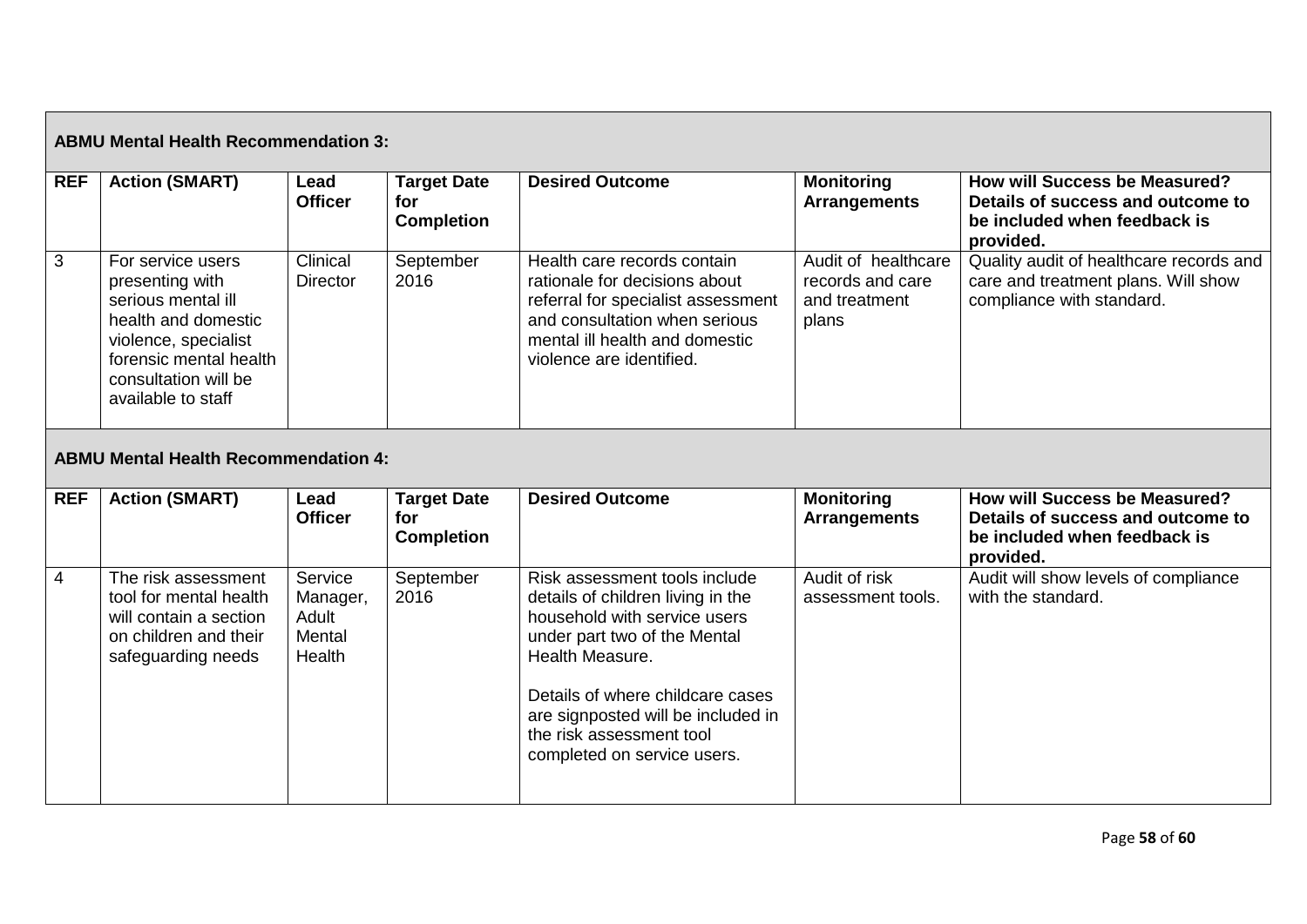**ABMU Mental Health Recommendation 3:**

| REF | Action (SMART) | Lead Officer | Target Date for Completion | Desired Outcome | Monitoring Arrangements | How will Success be Measured? Details of success and outcome to be included when feedback is provided. |
|---|---|---|---|---|---|---|
| 3 | For service users presenting with serious mental ill health and domestic violence, specialist forensic mental health consultation will be available to staff | Clinical Director | September 2016 | Health care records contain rationale for decisions about referral for specialist assessment and consultation when serious mental ill health and domestic violence are identified. | Audit of healthcare records and care and treatment plans | Quality audit of healthcare records and care and treatment plans. Will show compliance with standard. |

**ABMU Mental Health Recommendation 4:**

| REF | Action (SMART) | Lead Officer | Target Date for Completion | Desired Outcome | Monitoring Arrangements | How will Success be Measured? Details of success and outcome to be included when feedback is provided. |
|---|---|---|---|---|---|---|
| 4 | The risk assessment tool for mental health will contain a section on children and their safeguarding needs | Service Manager, Adult Mental Health | September 2016 | Risk assessment tools include details of children living in the household with service users under part two of the Mental Health Measure.<br><br>Details of where childcare cases are signposted will be included in the risk assessment tool completed on service users. | Audit of risk assessment tools. | Audit will show levels of compliance with the standard. |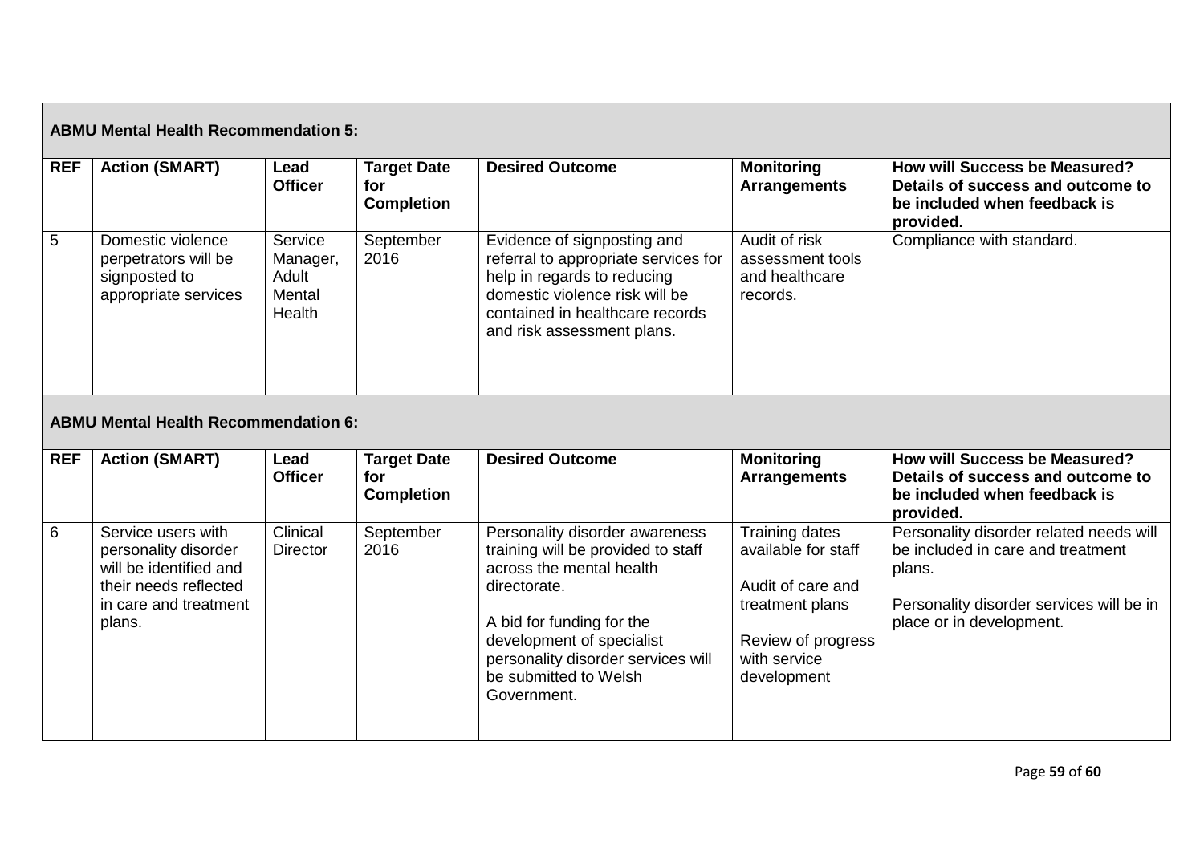**ABMU Mental Health Recommendation 5:**

| REF | Action (SMART) | Lead Officer | Target Date for Completion | Desired Outcome | Monitoring Arrangements | How will Success be Measured? Details of success and outcome to be included when feedback is provided. |
|---|---|---|---|---|---|---|
| 5 | Domestic violence perpetrators will be signposted to appropriate services | Service Manager, Adult Mental Health | September 2016 | Evidence of signposting and referral to appropriate services for help in regards to reducing domestic violence risk will be contained in healthcare records and risk assessment plans. | Audit of risk assessment tools and healthcare records. | Compliance with standard. |

**ABMU Mental Health Recommendation 6:**

| REF | Action (SMART) | Lead Officer | Target Date for Completion | Desired Outcome | Monitoring Arrangements | How will Success be Measured? Details of success and outcome to be included when feedback is provided. |
|---|---|---|---|---|---|---|
| 6 | Service users with personality disorder will be identified and their needs reflected in care and treatment plans. | Clinical Director | September 2016 | Personality disorder awareness training will be provided to staff across the mental health directorate.<br><br>A bid for funding for the development of specialist personality disorder services will be submitted to Welsh Government. | Training dates available for staff<br><br>Audit of care and treatment plans<br><br>Review of progress with service development | Personality disorder related needs will be included in care and treatment plans.<br><br>Personality disorder services will be in place or in development. |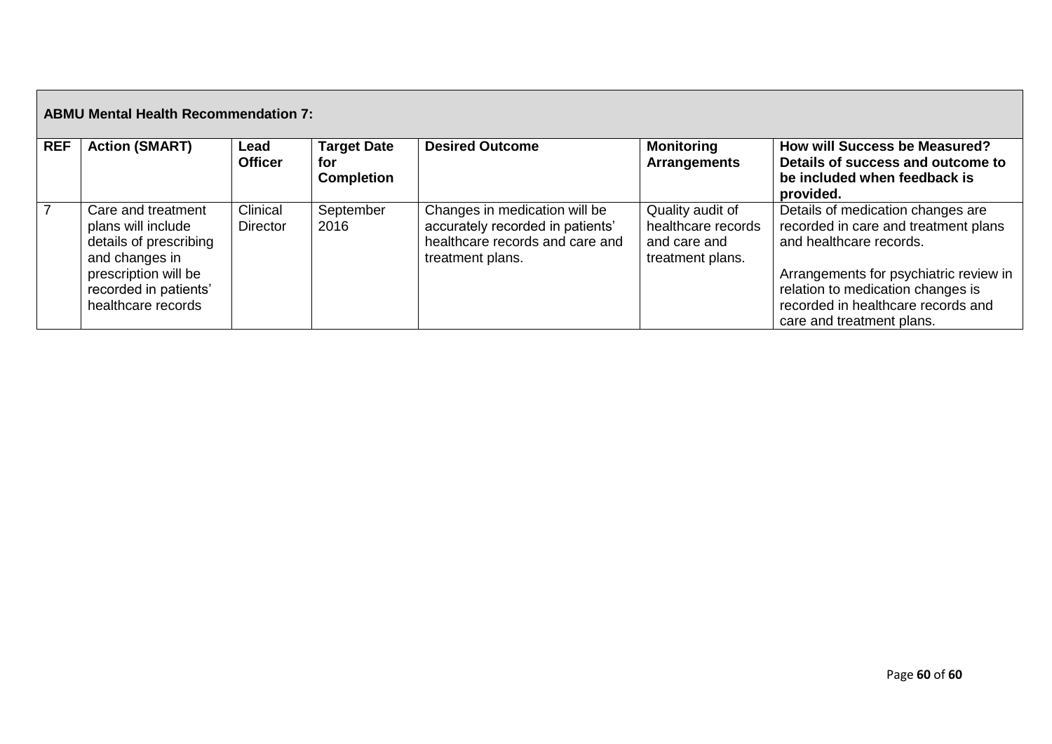| ABMU Mental Health Recommendation 7: | | | | | | |
|---|---|---|---|---|---|---|
| **REF** | **Action (SMART)** | **Lead Officer** | **Target Date for Completion** | **Desired Outcome** | **Monitoring Arrangements** | **How will Success be Measured? Details of success and outcome to be included when feedback is provided.** |
| 7 | Care and treatment plans will include details of prescribing and changes in prescription will be recorded in patients' healthcare records | Clinical Director | September 2016 | Changes in medication will be accurately recorded in patients' healthcare records and care and treatment plans. | Quality audit of healthcare records and care and treatment plans. | Details of medication changes are recorded in care and treatment plans and healthcare records.<br><br>Arrangements for psychiatric review in relation to medication changes is recorded in healthcare records and care and treatment plans. |